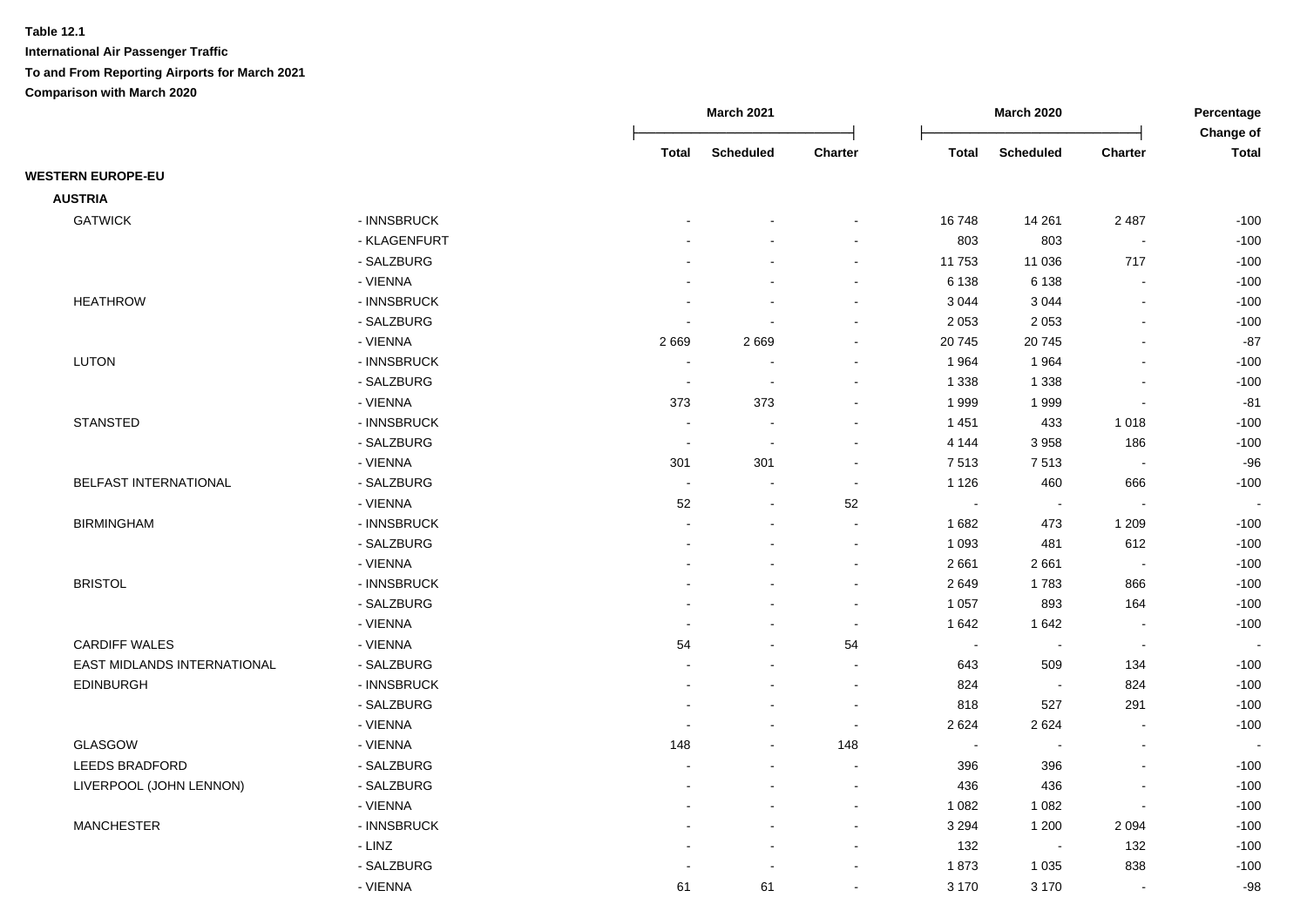**Table 12.1**

**International Air Passenger Traffic**

**To and From Reporting Airports for March 2021**

**Comparison with March 2020**

| | | March 2021 | | | March 2020 | | | Percentage Change of |
|---|---|---|---|---|---|---|---|---|
| | | Total | Scheduled | Charter | Total | Scheduled | Charter | Total |
| **WESTERN EUROPE-EU** | | | | | | | | |
| **AUSTRIA** | | | | | | | | |
| GATWICK | - INNSBRUCK | - | - | - | 16 748 | 14 261 | 2 487 | -100 |
| | - KLAGENFURT | - | - | - | 803 | 803 | - | -100 |
| | - SALZBURG | - | - | - | 11 753 | 11 036 | 717 | -100 |
| | - VIENNA | - | - | - | 6 138 | 6 138 | - | -100 |
| HEATHROW | - INNSBRUCK | - | - | - | 3 044 | 3 044 | - | -100 |
| | - SALZBURG | - | - | - | 2 053 | 2 053 | - | -100 |
| | - VIENNA | 2 669 | 2 669 | - | 20 745 | 20 745 | - | -87 |
| LUTON | - INNSBRUCK | - | - | - | 1 964 | 1 964 | - | -100 |
| | - SALZBURG | - | - | - | 1 338 | 1 338 | - | -100 |
| | - VIENNA | 373 | 373 | - | 1 999 | 1 999 | - | -81 |
| STANSTED | - INNSBRUCK | - | - | - | 1 451 | 433 | 1 018 | -100 |
| | - SALZBURG | - | - | - | 4 144 | 3 958 | 186 | -100 |
| | - VIENNA | 301 | 301 | - | 7 513 | 7 513 | - | -96 |
| BELFAST INTERNATIONAL | - SALZBURG | - | - | - | 1 126 | 460 | 666 | -100 |
| | - VIENNA | 52 | - | 52 | - | - | - | - |
| BIRMINGHAM | - INNSBRUCK | - | - | - | 1 682 | 473 | 1 209 | -100 |
| | - SALZBURG | - | - | - | 1 093 | 481 | 612 | -100 |
| | - VIENNA | - | - | - | 2 661 | 2 661 | - | -100 |
| BRISTOL | - INNSBRUCK | - | - | - | 2 649 | 1 783 | 866 | -100 |
| | - SALZBURG | - | - | - | 1 057 | 893 | 164 | -100 |
| | - VIENNA | - | - | - | 1 642 | 1 642 | - | -100 |
| CARDIFF WALES | - VIENNA | 54 | - | 54 | - | - | - | - |
| EAST MIDLANDS INTERNATIONAL | - SALZBURG | - | - | - | 643 | 509 | 134 | -100 |
| EDINBURGH | - INNSBRUCK | - | - | - | 824 | - | 824 | -100 |
| | - SALZBURG | - | - | - | 818 | 527 | 291 | -100 |
| | - VIENNA | - | - | - | 2 624 | 2 624 | - | -100 |
| GLASGOW | - VIENNA | 148 | - | 148 | - | - | - | - |
| LEEDS BRADFORD | - SALZBURG | - | - | - | 396 | 396 | - | -100 |
| LIVERPOOL (JOHN LENNON) | - SALZBURG | - | - | - | 436 | 436 | - | -100 |
| | - VIENNA | - | - | - | 1 082 | 1 082 | - | -100 |
| MANCHESTER | - INNSBRUCK | - | - | - | 3 294 | 1 200 | 2 094 | -100 |
| | - LINZ | - | - | - | 132 | - | 132 | -100 |
| | - SALZBURG | - | - | - | 1 873 | 1 035 | 838 | -100 |
| | - VIENNA | 61 | 61 | - | 3 170 | 3 170 | - | -98 |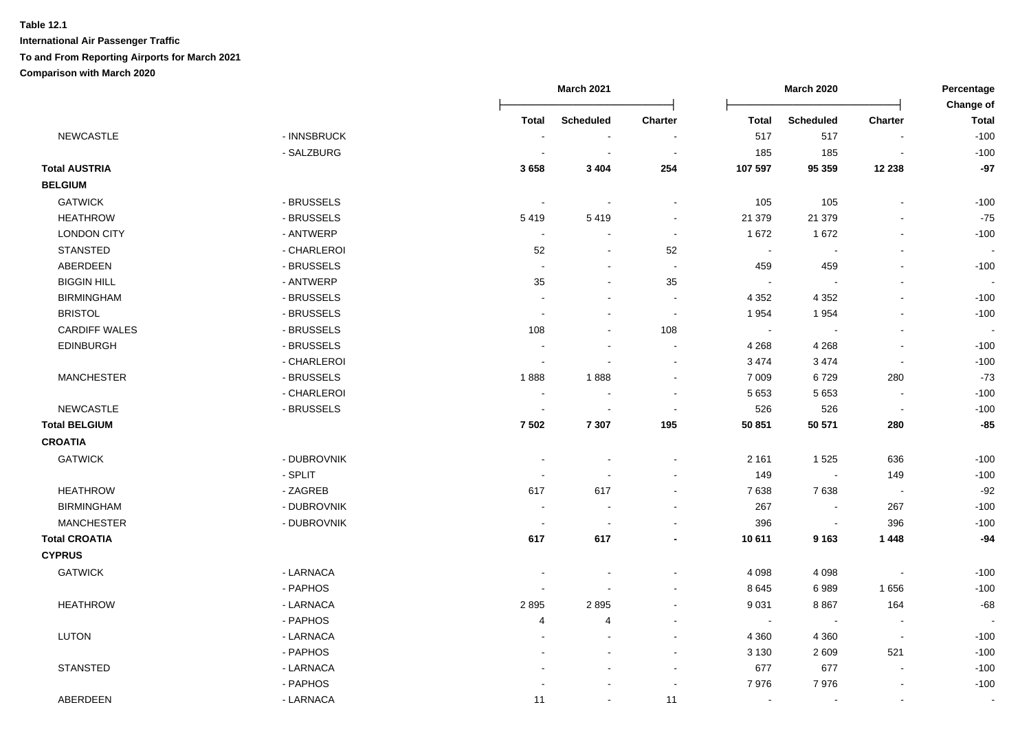**Table 12.1**

**International Air Passenger Traffic**

**To and From Reporting Airports for March 2021**

**Comparison with March 2020**

| | | March 2021 | | | March 2020 | | | Percentage Change of |
|---|---|---|---|---|---|---|---|---|
| | | Total | Scheduled | Charter | Total | Scheduled | Charter | Total |
| NEWCASTLE | - INNSBRUCK | - | - | - | 517 | 517 | - | -100 |
| | - SALZBURG | - | - | - | 185 | 185 | - | -100 |
| **Total AUSTRIA** | | **3 658** | **3 404** | **254** | **107 597** | **95 359** | **12 238** | **-97** |
| **BELGIUM** | | | | | | | | |
| GATWICK | - BRUSSELS | - | - | - | 105 | 105 | - | -100 |
| HEATHROW | - BRUSSELS | 5 419 | 5 419 | - | 21 379 | 21 379 | - | -75 |
| LONDON CITY | - ANTWERP | - | - | - | 1 672 | 1 672 | - | -100 |
| STANSTED | - CHARLEROI | 52 | - | 52 | - | - | - | - |
| ABERDEEN | - BRUSSELS | - | - | - | 459 | 459 | - | -100 |
| BIGGIN HILL | - ANTWERP | 35 | - | 35 | - | - | - | - |
| BIRMINGHAM | - BRUSSELS | - | - | - | 4 352 | 4 352 | - | -100 |
| BRISTOL | - BRUSSELS | - | - | - | 1 954 | 1 954 | - | -100 |
| CARDIFF WALES | - BRUSSELS | 108 | - | 108 | - | - | - | - |
| EDINBURGH | - BRUSSELS | - | - | - | 4 268 | 4 268 | - | -100 |
| | - CHARLEROI | - | - | - | 3 474 | 3 474 | - | -100 |
| MANCHESTER | - BRUSSELS | 1 888 | 1 888 | - | 7 009 | 6 729 | 280 | -73 |
| | - CHARLEROI | - | - | - | 5 653 | 5 653 | - | -100 |
| NEWCASTLE | - BRUSSELS | - | - | - | 526 | 526 | - | -100 |
| **Total BELGIUM** | | **7 502** | **7 307** | **195** | **50 851** | **50 571** | **280** | **-85** |
| **CROATIA** | | | | | | | | |
| GATWICK | - DUBROVNIK | - | - | - | 2 161 | 1 525 | 636 | -100 |
| | - SPLIT | - | - | - | 149 | - | 149 | -100 |
| HEATHROW | - ZAGREB | 617 | 617 | - | 7 638 | 7 638 | - | -92 |
| BIRMINGHAM | - DUBROVNIK | - | - | - | 267 | - | 267 | -100 |
| MANCHESTER | - DUBROVNIK | - | - | - | 396 | - | 396 | -100 |
| **Total CROATIA** | | **617** | **617** | **-** | **10 611** | **9 163** | **1 448** | **-94** |
| **CYPRUS** | | | | | | | | |
| GATWICK | - LARNACA | - | - | - | 4 098 | 4 098 | - | -100 |
| | - PAPHOS | - | - | - | 8 645 | 6 989 | 1 656 | -100 |
| HEATHROW | - LARNACA | 2 895 | 2 895 | - | 9 031 | 8 867 | 164 | -68 |
| | - PAPHOS | 4 | 4 | - | - | - | - | - |
| LUTON | - LARNACA | - | - | - | 4 360 | 4 360 | - | -100 |
| | - PAPHOS | - | - | - | 3 130 | 2 609 | 521 | -100 |
| STANSTED | - LARNACA | - | - | - | 677 | 677 | - | -100 |
| | - PAPHOS | - | - | - | 7 976 | 7 976 | - | -100 |
| ABERDEEN | - LARNACA | 11 | - | 11 | - | - | - | - |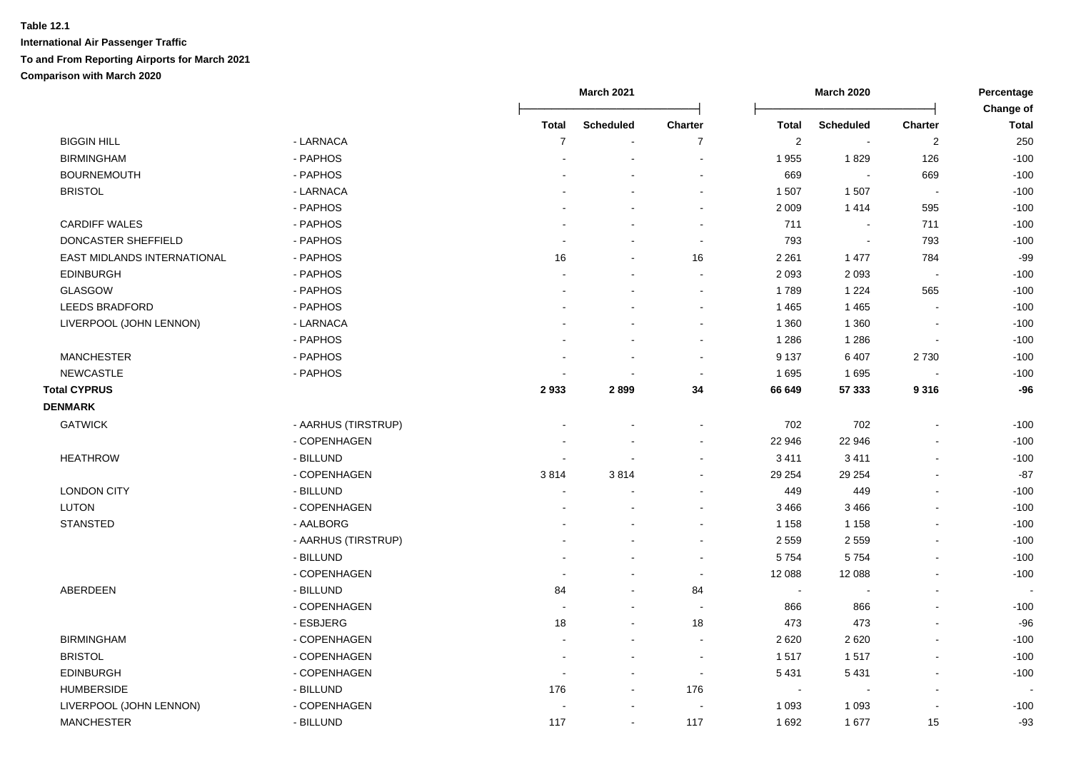**Table 12.1**

**International Air Passenger Traffic**

**To and From Reporting Airports for March 2021**

**Comparison with March 2020**

| | | March 2021 | | | March 2020 | | | Percentage Change of |
|---|---|---|---|---|---|---|---|---|
| | | Total | Scheduled | Charter | Total | Scheduled | Charter | Total |
| BIGGIN HILL | - LARNACA | 7 | - | 7 | 2 | - | 2 | 250 |
| BIRMINGHAM | - PAPHOS | - | - | - | 1 955 | 1 829 | 126 | -100 |
| BOURNEMOUTH | - PAPHOS | - | - | - | 669 | - | 669 | -100 |
| BRISTOL | - LARNACA | - | - | - | 1 507 | 1 507 | - | -100 |
| | - PAPHOS | - | - | - | 2 009 | 1 414 | 595 | -100 |
| CARDIFF WALES | - PAPHOS | - | - | - | 711 | - | 711 | -100 |
| DONCASTER SHEFFIELD | - PAPHOS | - | - | - | 793 | - | 793 | -100 |
| EAST MIDLANDS INTERNATIONAL | - PAPHOS | 16 | - | 16 | 2 261 | 1 477 | 784 | -99 |
| EDINBURGH | - PAPHOS | - | - | - | 2 093 | 2 093 | - | -100 |
| GLASGOW | - PAPHOS | - | - | - | 1 789 | 1 224 | 565 | -100 |
| LEEDS BRADFORD | - PAPHOS | - | - | - | 1 465 | 1 465 | - | -100 |
| LIVERPOOL (JOHN LENNON) | - LARNACA | - | - | - | 1 360 | 1 360 | - | -100 |
| | - PAPHOS | - | - | - | 1 286 | 1 286 | - | -100 |
| MANCHESTER | - PAPHOS | - | - | - | 9 137 | 6 407 | 2 730 | -100 |
| NEWCASTLE | - PAPHOS | - | - | - | 1 695 | 1 695 | - | -100 |
| **Total CYPRUS** | | **2 933** | **2 899** | **34** | **66 649** | **57 333** | **9 316** | **-96** |
| **DENMARK** | | | | | | | | |
| GATWICK | - AARHUS (TIRSTRUP) | - | - | - | 702 | 702 | - | -100 |
| | - COPENHAGEN | - | - | - | 22 946 | 22 946 | - | -100 |
| HEATHROW | - BILLUND | - | - | - | 3 411 | 3 411 | - | -100 |
| | - COPENHAGEN | 3 814 | 3 814 | - | 29 254 | 29 254 | - | -87 |
| LONDON CITY | - BILLUND | - | - | - | 449 | 449 | - | -100 |
| LUTON | - COPENHAGEN | - | - | - | 3 466 | 3 466 | - | -100 |
| STANSTED | - AALBORG | - | - | - | 1 158 | 1 158 | - | -100 |
| | - AARHUS (TIRSTRUP) | - | - | - | 2 559 | 2 559 | - | -100 |
| | - BILLUND | - | - | - | 5 754 | 5 754 | - | -100 |
| | - COPENHAGEN | - | - | - | 12 088 | 12 088 | - | -100 |
| ABERDEEN | - BILLUND | 84 | - | 84 | - | - | - | - |
| | - COPENHAGEN | - | - | - | 866 | 866 | - | -100 |
| | - ESBJERG | 18 | - | 18 | 473 | 473 | - | -96 |
| BIRMINGHAM | - COPENHAGEN | - | - | - | 2 620 | 2 620 | - | -100 |
| BRISTOL | - COPENHAGEN | - | - | - | 1 517 | 1 517 | - | -100 |
| EDINBURGH | - COPENHAGEN | - | - | - | 5 431 | 5 431 | - | -100 |
| HUMBERSIDE | - BILLUND | 176 | - | 176 | - | - | - | - |
| LIVERPOOL (JOHN LENNON) | - COPENHAGEN | - | - | - | 1 093 | 1 093 | - | -100 |
| MANCHESTER | - BILLUND | 117 | - | 117 | 1 692 | 1 677 | 15 | -93 |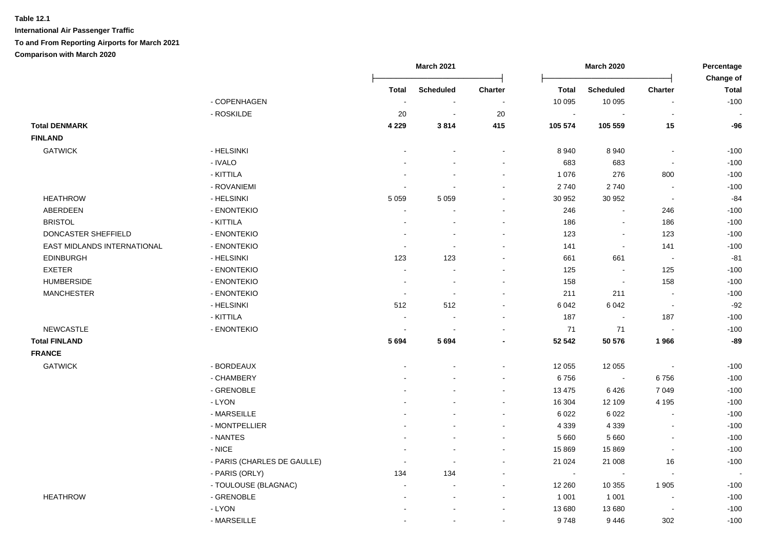**Table 12.1**

**International Air Passenger Traffic**

**To and From Reporting Airports for March 2021**

**Comparison with March 2020**

| | | March 2021 | | | March 2020 | | | Percentage Change of |
|---|---|---|---|---|---|---|---|---|
| | | Total | Scheduled | Charter | Total | Scheduled | Charter | Total |
| | - COPENHAGEN | - | - | - | 10 095 | 10 095 | - | -100 |
| | - ROSKILDE | 20 | - | 20 | - | - | - | - |
| **Total DENMARK** | | **4 229** | **3 814** | **415** | **105 574** | **105 559** | **15** | **-96** |
| **FINLAND** | | | | | | | | |
| GATWICK | - HELSINKI | - | - | - | 8 940 | 8 940 | - | -100 |
| | - IVALO | - | - | - | 683 | 683 | - | -100 |
| | - KITTILA | - | - | - | 1 076 | 276 | 800 | -100 |
| | - ROVANIEMI | - | - | - | 2 740 | 2 740 | - | -100 |
| HEATHROW | - HELSINKI | 5 059 | 5 059 | - | 30 952 | 30 952 | - | -84 |
| ABERDEEN | - ENONTEKIO | - | - | - | 246 | - | 246 | -100 |
| BRISTOL | - KITTILA | - | - | - | 186 | - | 186 | -100 |
| DONCASTER SHEFFIELD | - ENONTEKIO | - | - | - | 123 | - | 123 | -100 |
| EAST MIDLANDS INTERNATIONAL | - ENONTEKIO | - | - | - | 141 | - | 141 | -100 |
| EDINBURGH | - HELSINKI | 123 | 123 | - | 661 | 661 | - | -81 |
| EXETER | - ENONTEKIO | - | - | - | 125 | - | 125 | -100 |
| HUMBERSIDE | - ENONTEKIO | - | - | - | 158 | - | 158 | -100 |
| MANCHESTER | - ENONTEKIO | - | - | - | 211 | 211 | - | -100 |
| | - HELSINKI | 512 | 512 | - | 6 042 | 6 042 | - | -92 |
| | - KITTILA | - | - | - | 187 | - | 187 | -100 |
| NEWCASTLE | - ENONTEKIO | - | - | - | 71 | 71 | - | -100 |
| **Total FINLAND** | | **5 694** | **5 694** | **-** | **52 542** | **50 576** | **1 966** | **-89** |
| **FRANCE** | | | | | | | | |
| GATWICK | - BORDEAUX | - | - | - | 12 055 | 12 055 | - | -100 |
| | - CHAMBERY | - | - | - | 6 756 | - | 6 756 | -100 |
| | - GRENOBLE | - | - | - | 13 475 | 6 426 | 7 049 | -100 |
| | - LYON | - | - | - | 16 304 | 12 109 | 4 195 | -100 |
| | - MARSEILLE | - | - | - | 6 022 | 6 022 | - | -100 |
| | - MONTPELLIER | - | - | - | 4 339 | 4 339 | - | -100 |
| | - NANTES | - | - | - | 5 660 | 5 660 | - | -100 |
| | - NICE | - | - | - | 15 869 | 15 869 | - | -100 |
| | - PARIS (CHARLES DE GAULLE) | - | - | - | 21 024 | 21 008 | 16 | -100 |
| | - PARIS (ORLY) | 134 | 134 | - | - | - | - | - |
| | - TOULOUSE (BLAGNAC) | - | - | - | 12 260 | 10 355 | 1 905 | -100 |
| HEATHROW | - GRENOBLE | - | - | - | 1 001 | 1 001 | - | -100 |
| | - LYON | - | - | - | 13 680 | 13 680 | - | -100 |
| | - MARSEILLE | - | - | - | 9 748 | 9 446 | 302 | -100 |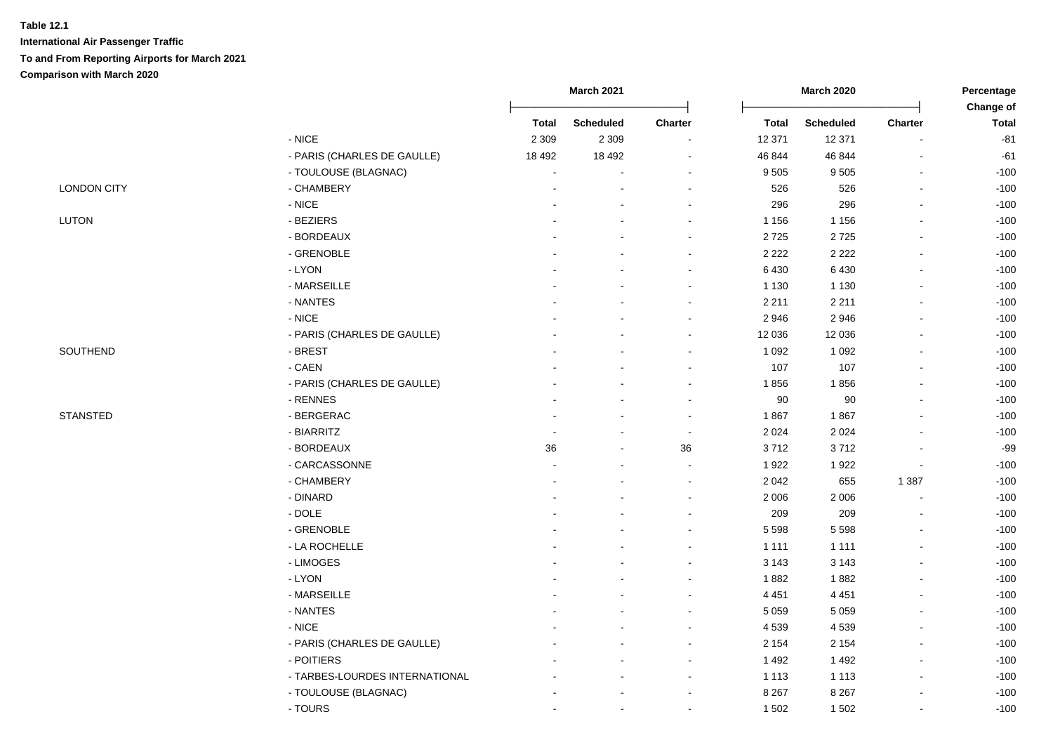**Table 12.1**

**International Air Passenger Traffic**

**To and From Reporting Airports for March 2021**

**Comparison with March 2020**

| | | March 2021 | | | March 2020 | | | Percentage Change of |
|---|---|---|---|---|---|---|---|---|
| | | Total | Scheduled | Charter | Total | Scheduled | Charter | Total |
| | - NICE | 2 309 | 2 309 | - | 12 371 | 12 371 | - | -81 |
| | - PARIS (CHARLES DE GAULLE) | 18 492 | 18 492 | - | 46 844 | 46 844 | - | -61 |
| | - TOULOUSE (BLAGNAC) | - | - | - | 9 505 | 9 505 | - | -100 |
| LONDON CITY | - CHAMBERY | - | - | - | 526 | 526 | - | -100 |
| | - NICE | - | - | - | 296 | 296 | - | -100 |
| LUTON | - BEZIERS | - | - | - | 1 156 | 1 156 | - | -100 |
| | - BORDEAUX | - | - | - | 2 725 | 2 725 | - | -100 |
| | - GRENOBLE | - | - | - | 2 222 | 2 222 | - | -100 |
| | - LYON | - | - | - | 6 430 | 6 430 | - | -100 |
| | - MARSEILLE | - | - | - | 1 130 | 1 130 | - | -100 |
| | - NANTES | - | - | - | 2 211 | 2 211 | - | -100 |
| | - NICE | - | - | - | 2 946 | 2 946 | - | -100 |
| | - PARIS (CHARLES DE GAULLE) | - | - | - | 12 036 | 12 036 | - | -100 |
| SOUTHEND | - BREST | - | - | - | 1 092 | 1 092 | - | -100 |
| | - CAEN | - | - | - | 107 | 107 | - | -100 |
| | - PARIS (CHARLES DE GAULLE) | - | - | - | 1 856 | 1 856 | - | -100 |
| | - RENNES | - | - | - | 90 | 90 | - | -100 |
| STANSTED | - BERGERAC | - | - | - | 1 867 | 1 867 | - | -100 |
| | - BIARRITZ | - | - | - | 2 024 | 2 024 | - | -100 |
| | - BORDEAUX | 36 | - | 36 | 3 712 | 3 712 | - | -99 |
| | - CARCASSONNE | - | - | - | 1 922 | 1 922 | - | -100 |
| | - CHAMBERY | - | - | - | 2 042 | 655 | 1 387 | -100 |
| | - DINARD | - | - | - | 2 006 | 2 006 | - | -100 |
| | - DOLE | - | - | - | 209 | 209 | - | -100 |
| | - GRENOBLE | - | - | - | 5 598 | 5 598 | - | -100 |
| | - LA ROCHELLE | - | - | - | 1 111 | 1 111 | - | -100 |
| | - LIMOGES | - | - | - | 3 143 | 3 143 | - | -100 |
| | - LYON | - | - | - | 1 882 | 1 882 | - | -100 |
| | - MARSEILLE | - | - | - | 4 451 | 4 451 | - | -100 |
| | - NANTES | - | - | - | 5 059 | 5 059 | - | -100 |
| | - NICE | - | - | - | 4 539 | 4 539 | - | -100 |
| | - PARIS (CHARLES DE GAULLE) | - | - | - | 2 154 | 2 154 | - | -100 |
| | - POITIERS | - | - | - | 1 492 | 1 492 | - | -100 |
| | - TARBES-LOURDES INTERNATIONAL | - | - | - | 1 113 | 1 113 | - | -100 |
| | - TOULOUSE (BLAGNAC) | - | - | - | 8 267 | 8 267 | - | -100 |
| | - TOURS | - | - | - | 1 502 | 1 502 | - | -100 |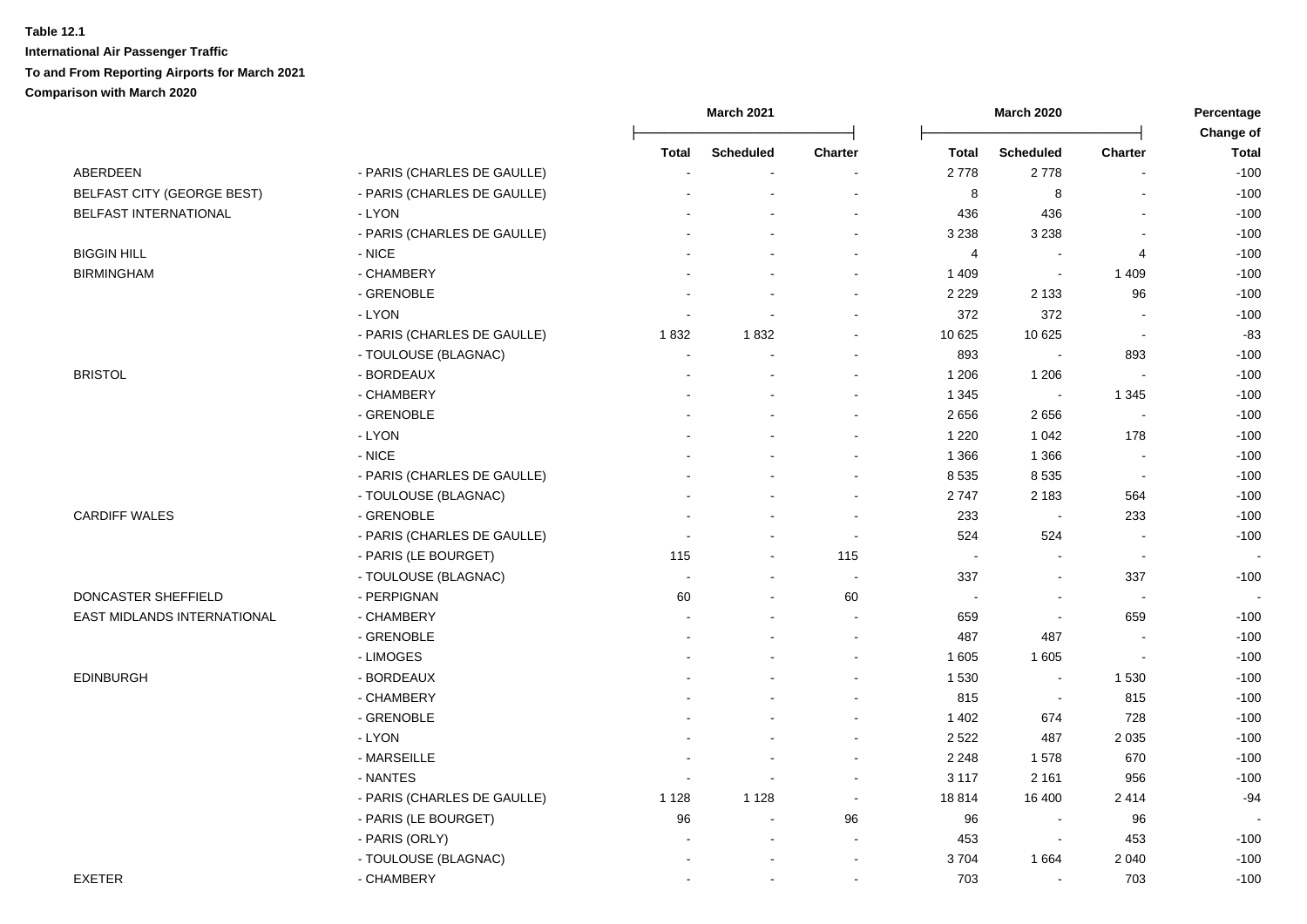**Table 12.1**

**International Air Passenger Traffic**

**To and From Reporting Airports for March 2021**

**Comparison with March 2020**

| | | March 2021 | | | March 2020 | | | Percentage Change of |
|---|---|---|---|---|---|---|---|---|
| | | Total | Scheduled | Charter | Total | Scheduled | Charter | Total |
| ABERDEEN | - PARIS (CHARLES DE GAULLE) | - | - | - | 2 778 | 2 778 | - | -100 |
| BELFAST CITY (GEORGE BEST) | - PARIS (CHARLES DE GAULLE) | - | - | - | 8 | 8 | - | -100 |
| BELFAST INTERNATIONAL | - LYON | - | - | - | 436 | 436 | - | -100 |
| | - PARIS (CHARLES DE GAULLE) | - | - | - | 3 238 | 3 238 | - | -100 |
| BIGGIN HILL | - NICE | - | - | - | 4 | - | 4 | -100 |
| BIRMINGHAM | - CHAMBERY | - | - | - | 1 409 | - | 1 409 | -100 |
| | - GRENOBLE | - | - | - | 2 229 | 2 133 | 96 | -100 |
| | - LYON | - | - | - | 372 | 372 | - | -100 |
| | - PARIS (CHARLES DE GAULLE) | 1 832 | 1 832 | - | 10 625 | 10 625 | - | -83 |
| | - TOULOUSE (BLAGNAC) | - | - | - | 893 | - | 893 | -100 |
| BRISTOL | - BORDEAUX | - | - | - | 1 206 | 1 206 | - | -100 |
| | - CHAMBERY | - | - | - | 1 345 | - | 1 345 | -100 |
| | - GRENOBLE | - | - | - | 2 656 | 2 656 | - | -100 |
| | - LYON | - | - | - | 1 220 | 1 042 | 178 | -100 |
| | - NICE | - | - | - | 1 366 | 1 366 | - | -100 |
| | - PARIS (CHARLES DE GAULLE) | - | - | - | 8 535 | 8 535 | - | -100 |
| | - TOULOUSE (BLAGNAC) | - | - | - | 2 747 | 2 183 | 564 | -100 |
| CARDIFF WALES | - GRENOBLE | - | - | - | 233 | - | 233 | -100 |
| | - PARIS (CHARLES DE GAULLE) | - | - | - | 524 | 524 | - | -100 |
| | - PARIS (LE BOURGET) | 115 | - | 115 | - | - | - | - |
| | - TOULOUSE (BLAGNAC) | - | - | - | 337 | - | 337 | -100 |
| DONCASTER SHEFFIELD | - PERPIGNAN | 60 | - | 60 | - | - | - | - |
| EAST MIDLANDS INTERNATIONAL | - CHAMBERY | - | - | - | 659 | - | 659 | -100 |
| | - GRENOBLE | - | - | - | 487 | 487 | - | -100 |
| | - LIMOGES | - | - | - | 1 605 | 1 605 | - | -100 |
| EDINBURGH | - BORDEAUX | - | - | - | 1 530 | - | 1 530 | -100 |
| | - CHAMBERY | - | - | - | 815 | - | 815 | -100 |
| | - GRENOBLE | - | - | - | 1 402 | 674 | 728 | -100 |
| | - LYON | - | - | - | 2 522 | 487 | 2 035 | -100 |
| | - MARSEILLE | - | - | - | 2 248 | 1 578 | 670 | -100 |
| | - NANTES | - | - | - | 3 117 | 2 161 | 956 | -100 |
| | - PARIS (CHARLES DE GAULLE) | 1 128 | 1 128 | - | 18 814 | 16 400 | 2 414 | -94 |
| | - PARIS (LE BOURGET) | 96 | - | 96 | 96 | - | 96 | - |
| | - PARIS (ORLY) | - | - | - | 453 | - | 453 | -100 |
| | - TOULOUSE (BLAGNAC) | - | - | - | 3 704 | 1 664 | 2 040 | -100 |
| EXETER | - CHAMBERY | - | - | - | 703 | - | 703 | -100 |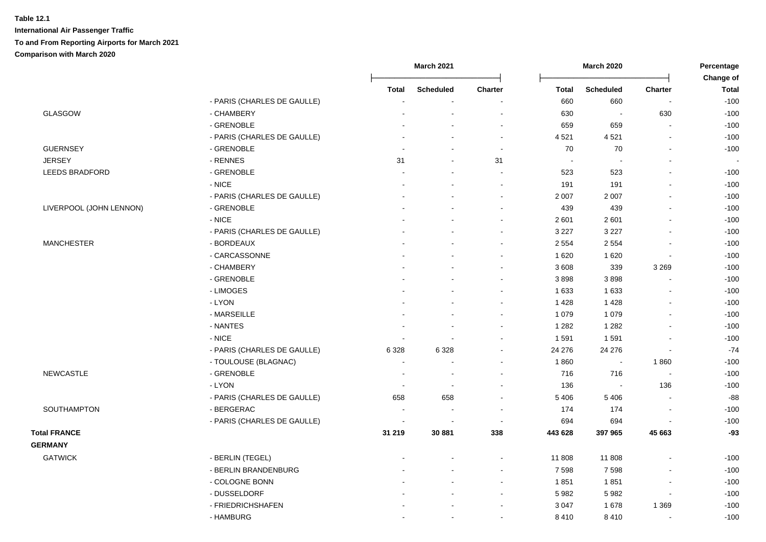**Table 12.1**

**International Air Passenger Traffic**

**To and From Reporting Airports for March 2021**

**Comparison with March 2020**

| | | March 2021 | | | March 2020 | | | Percentage Change of |
|---|---|---|---|---|---|---|---|---|
| | | Total | Scheduled | Charter | Total | Scheduled | Charter | Total |
| | - PARIS (CHARLES DE GAULLE) | - | - | - | 660 | 660 | - | -100 |
| GLASGOW | - CHAMBERY | - | - | - | 630 | - | 630 | -100 |
| | - GRENOBLE | - | - | - | 659 | 659 | - | -100 |
| | - PARIS (CHARLES DE GAULLE) | - | - | - | 4 521 | 4 521 | - | -100 |
| GUERNSEY | - GRENOBLE | - | - | - | 70 | 70 | - | -100 |
| JERSEY | - RENNES | 31 | - | 31 | - | - | - | - |
| LEEDS BRADFORD | - GRENOBLE | - | - | - | 523 | 523 | - | -100 |
| | - NICE | - | - | - | 191 | 191 | - | -100 |
| | - PARIS (CHARLES DE GAULLE) | - | - | - | 2 007 | 2 007 | - | -100 |
| LIVERPOOL (JOHN LENNON) | - GRENOBLE | - | - | - | 439 | 439 | - | -100 |
| | - NICE | - | - | - | 2 601 | 2 601 | - | -100 |
| | - PARIS (CHARLES DE GAULLE) | - | - | - | 3 227 | 3 227 | - | -100 |
| MANCHESTER | - BORDEAUX | - | - | - | 2 554 | 2 554 | - | -100 |
| | - CARCASSONNE | - | - | - | 1 620 | 1 620 | - | -100 |
| | - CHAMBERY | - | - | - | 3 608 | 339 | 3 269 | -100 |
| | - GRENOBLE | - | - | - | 3 898 | 3 898 | - | -100 |
| | - LIMOGES | - | - | - | 1 633 | 1 633 | - | -100 |
| | - LYON | - | - | - | 1 428 | 1 428 | - | -100 |
| | - MARSEILLE | - | - | - | 1 079 | 1 079 | - | -100 |
| | - NANTES | - | - | - | 1 282 | 1 282 | - | -100 |
| | - NICE | - | - | - | 1 591 | 1 591 | - | -100 |
| | - PARIS (CHARLES DE GAULLE) | 6 328 | 6 328 | - | 24 276 | 24 276 | - | -74 |
| | - TOULOUSE (BLAGNAC) | - | - | - | 1 860 | - | 1 860 | -100 |
| NEWCASTLE | - GRENOBLE | - | - | - | 716 | 716 | - | -100 |
| | - LYON | - | - | - | 136 | - | 136 | -100 |
| | - PARIS (CHARLES DE GAULLE) | 658 | 658 | - | 5 406 | 5 406 | - | -88 |
| SOUTHAMPTON | - BERGERAC | - | - | - | 174 | 174 | - | -100 |
| | - PARIS (CHARLES DE GAULLE) | - | - | - | 694 | 694 | - | -100 |
| **Total FRANCE** | | **31 219** | **30 881** | **338** | **443 628** | **397 965** | **45 663** | **-93** |
| **GERMANY** | | | | | | | | |
| GATWICK | - BERLIN (TEGEL) | - | - | - | 11 808 | 11 808 | - | -100 |
| | - BERLIN BRANDENBURG | - | - | - | 7 598 | 7 598 | - | -100 |
| | - COLOGNE BONN | - | - | - | 1 851 | 1 851 | - | -100 |
| | - DUSSELDORF | - | - | - | 5 982 | 5 982 | - | -100 |
| | - FRIEDRICHSHAFEN | - | - | - | 3 047 | 1 678 | 1 369 | -100 |
| | - HAMBURG | - | - | - | 8 410 | 8 410 | - | -100 |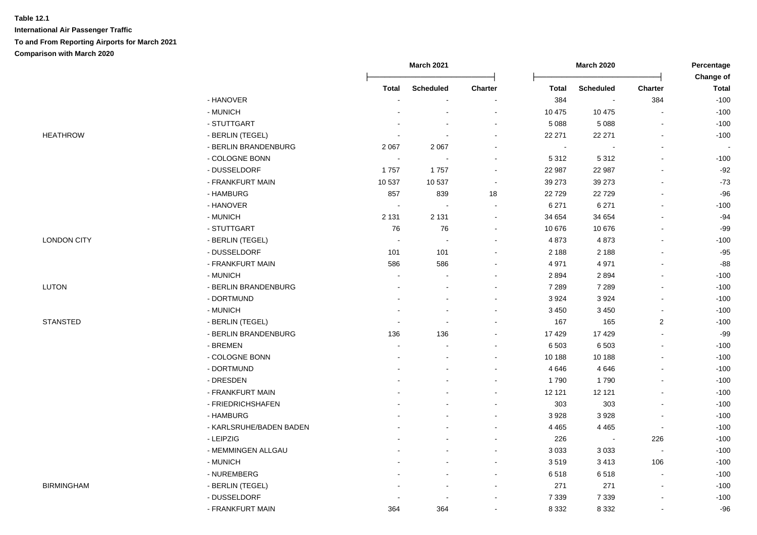**Table 12.1**

**International Air Passenger Traffic**

**To and From Reporting Airports for March 2021**

**Comparison with March 2020**

| | | March 2021 | | | March 2020 | | | Percentage Change of |
|---|---|---|---|---|---|---|---|---|
| | | **Total** | **Scheduled** | **Charter** | **Total** | **Scheduled** | **Charter** | **Total** |
| | - HANOVER | - | - | - | 384 | - | 384 | -100 |
| | - MUNICH | - | - | - | 10 475 | 10 475 | - | -100 |
| | - STUTTGART | - | - | - | 5 088 | 5 088 | - | -100 |
| HEATHROW | - BERLIN (TEGEL) | - | - | - | 22 271 | 22 271 | - | -100 |
| | - BERLIN BRANDENBURG | 2 067 | 2 067 | - | - | - | - | - |
| | - COLOGNE BONN | - | - | - | 5 312 | 5 312 | - | -100 |
| | - DUSSELDORF | 1 757 | 1 757 | - | 22 987 | 22 987 | - | -92 |
| | - FRANKFURT MAIN | 10 537 | 10 537 | - | 39 273 | 39 273 | - | -73 |
| | - HAMBURG | 857 | 839 | 18 | 22 729 | 22 729 | - | -96 |
| | - HANOVER | - | - | - | 6 271 | 6 271 | - | -100 |
| | - MUNICH | 2 131 | 2 131 | - | 34 654 | 34 654 | - | -94 |
| | - STUTTGART | 76 | 76 | - | 10 676 | 10 676 | - | -99 |
| LONDON CITY | - BERLIN (TEGEL) | - | - | - | 4 873 | 4 873 | - | -100 |
| | - DUSSELDORF | 101 | 101 | - | 2 188 | 2 188 | - | -95 |
| | - FRANKFURT MAIN | 586 | 586 | - | 4 971 | 4 971 | - | -88 |
| | - MUNICH | - | - | - | 2 894 | 2 894 | - | -100 |
| LUTON | - BERLIN BRANDENBURG | - | - | - | 7 289 | 7 289 | - | -100 |
| | - DORTMUND | - | - | - | 3 924 | 3 924 | - | -100 |
| | - MUNICH | - | - | - | 3 450 | 3 450 | - | -100 |
| STANSTED | - BERLIN (TEGEL) | - | - | - | 167 | 165 | 2 | -100 |
| | - BERLIN BRANDENBURG | 136 | 136 | - | 17 429 | 17 429 | - | -99 |
| | - BREMEN | - | - | - | 6 503 | 6 503 | - | -100 |
| | - COLOGNE BONN | - | - | - | 10 188 | 10 188 | - | -100 |
| | - DORTMUND | - | - | - | 4 646 | 4 646 | - | -100 |
| | - DRESDEN | - | - | - | 1 790 | 1 790 | - | -100 |
| | - FRANKFURT MAIN | - | - | - | 12 121 | 12 121 | - | -100 |
| | - FRIEDRICHSHAFEN | - | - | - | 303 | 303 | - | -100 |
| | - HAMBURG | - | - | - | 3 928 | 3 928 | - | -100 |
| | - KARLSRUHE/BADEN BADEN | - | - | - | 4 465 | 4 465 | - | -100 |
| | - LEIPZIG | - | - | - | 226 | - | 226 | -100 |
| | - MEMMINGEN ALLGAU | - | - | - | 3 033 | 3 033 | - | -100 |
| | - MUNICH | - | - | - | 3 519 | 3 413 | 106 | -100 |
| | - NUREMBERG | - | - | - | 6 518 | 6 518 | - | -100 |
| BIRMINGHAM | - BERLIN (TEGEL) | - | - | - | 271 | 271 | - | -100 |
| | - DUSSELDORF | - | - | - | 7 339 | 7 339 | - | -100 |
| | - FRANKFURT MAIN | 364 | 364 | - | 8 332 | 8 332 | - | -96 |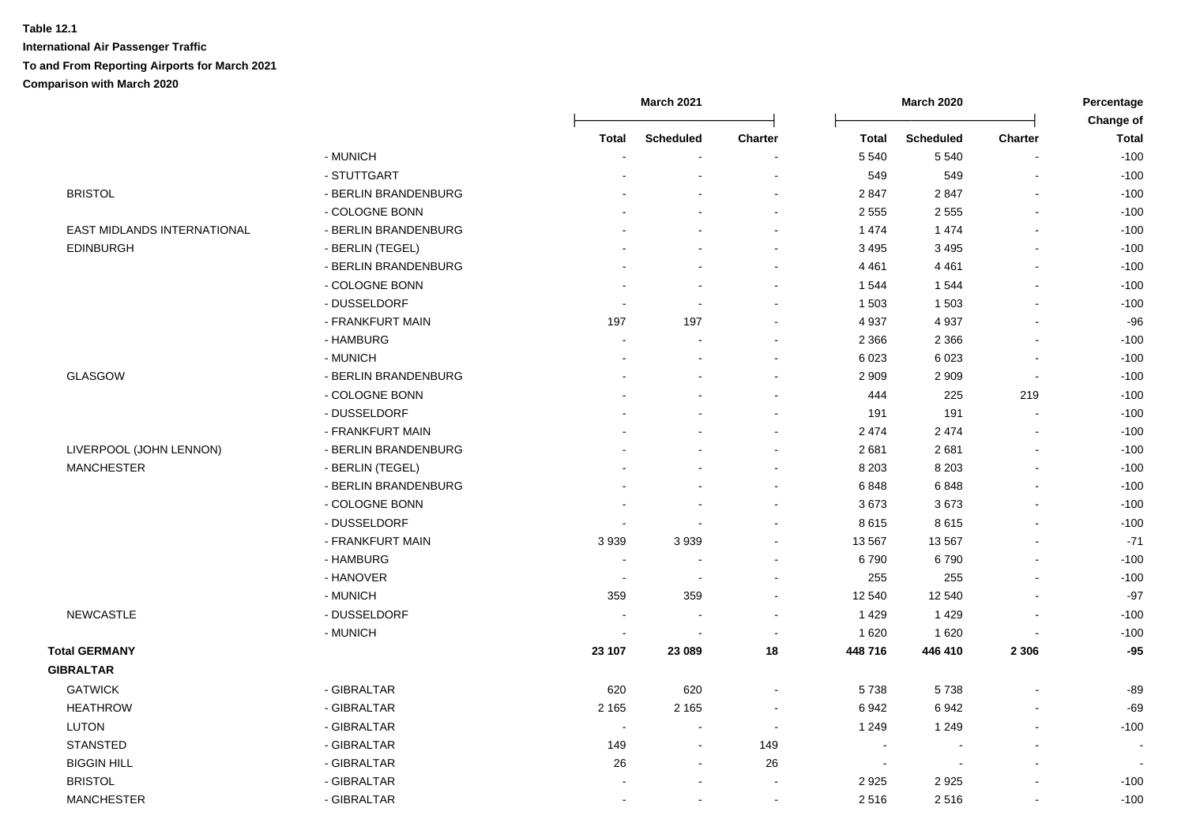**Table 12.1**

**International Air Passenger Traffic**

**To and From Reporting Airports for March 2021**

**Comparison with March 2020**

| | | March 2021 | | | March 2020 | | | Percentage Change of |
|---|---|---|---|---|---|---|---|---|
| | | Total | Scheduled | Charter | Total | Scheduled | Charter | Total |
| | - MUNICH | - | - | - | 5 540 | 5 540 | - | -100 |
| | - STUTTGART | - | - | - | 549 | 549 | - | -100 |
| BRISTOL | - BERLIN BRANDENBURG | - | - | - | 2 847 | 2 847 | - | -100 |
| | - COLOGNE BONN | - | - | - | 2 555 | 2 555 | - | -100 |
| EAST MIDLANDS INTERNATIONAL | - BERLIN BRANDENBURG | - | - | - | 1 474 | 1 474 | - | -100 |
| EDINBURGH | - BERLIN (TEGEL) | - | - | - | 3 495 | 3 495 | - | -100 |
| | - BERLIN BRANDENBURG | - | - | - | 4 461 | 4 461 | - | -100 |
| | - COLOGNE BONN | - | - | - | 1 544 | 1 544 | - | -100 |
| | - DUSSELDORF | - | - | - | 1 503 | 1 503 | - | -100 |
| | - FRANKFURT MAIN | 197 | 197 | - | 4 937 | 4 937 | - | -96 |
| | - HAMBURG | - | - | - | 2 366 | 2 366 | - | -100 |
| | - MUNICH | - | - | - | 6 023 | 6 023 | - | -100 |
| GLASGOW | - BERLIN BRANDENBURG | - | - | - | 2 909 | 2 909 | - | -100 |
| | - COLOGNE BONN | - | - | - | 444 | 225 | 219 | -100 |
| | - DUSSELDORF | - | - | - | 191 | 191 | - | -100 |
| | - FRANKFURT MAIN | - | - | - | 2 474 | 2 474 | - | -100 |
| LIVERPOOL (JOHN LENNON) | - BERLIN BRANDENBURG | - | - | - | 2 681 | 2 681 | - | -100 |
| MANCHESTER | - BERLIN (TEGEL) | - | - | - | 8 203 | 8 203 | - | -100 |
| | - BERLIN BRANDENBURG | - | - | - | 6 848 | 6 848 | - | -100 |
| | - COLOGNE BONN | - | - | - | 3 673 | 3 673 | - | -100 |
| | - DUSSELDORF | - | - | - | 8 615 | 8 615 | - | -100 |
| | - FRANKFURT MAIN | 3 939 | 3 939 | - | 13 567 | 13 567 | - | -71 |
| | - HAMBURG | - | - | - | 6 790 | 6 790 | - | -100 |
| | - HANOVER | - | - | - | 255 | 255 | - | -100 |
| | - MUNICH | 359 | 359 | - | 12 540 | 12 540 | - | -97 |
| NEWCASTLE | - DUSSELDORF | - | - | - | 1 429 | 1 429 | - | -100 |
| | - MUNICH | - | - | - | 1 620 | 1 620 | - | -100 |
| **Total GERMANY** | | **23 107** | **23 089** | **18** | **448 716** | **446 410** | **2 306** | **-95** |
| **GIBRALTAR** | | | | | | | | |
| GATWICK | - GIBRALTAR | 620 | 620 | - | 5 738 | 5 738 | - | -89 |
| HEATHROW | - GIBRALTAR | 2 165 | 2 165 | - | 6 942 | 6 942 | - | -69 |
| LUTON | - GIBRALTAR | - | - | - | 1 249 | 1 249 | - | -100 |
| STANSTED | - GIBRALTAR | 149 | - | 149 | - | - | - | - |
| BIGGIN HILL | - GIBRALTAR | 26 | - | 26 | - | - | - | - |
| BRISTOL | - GIBRALTAR | - | - | - | 2 925 | 2 925 | - | -100 |
| MANCHESTER | - GIBRALTAR | - | - | - | 2 516 | 2 516 | - | -100 |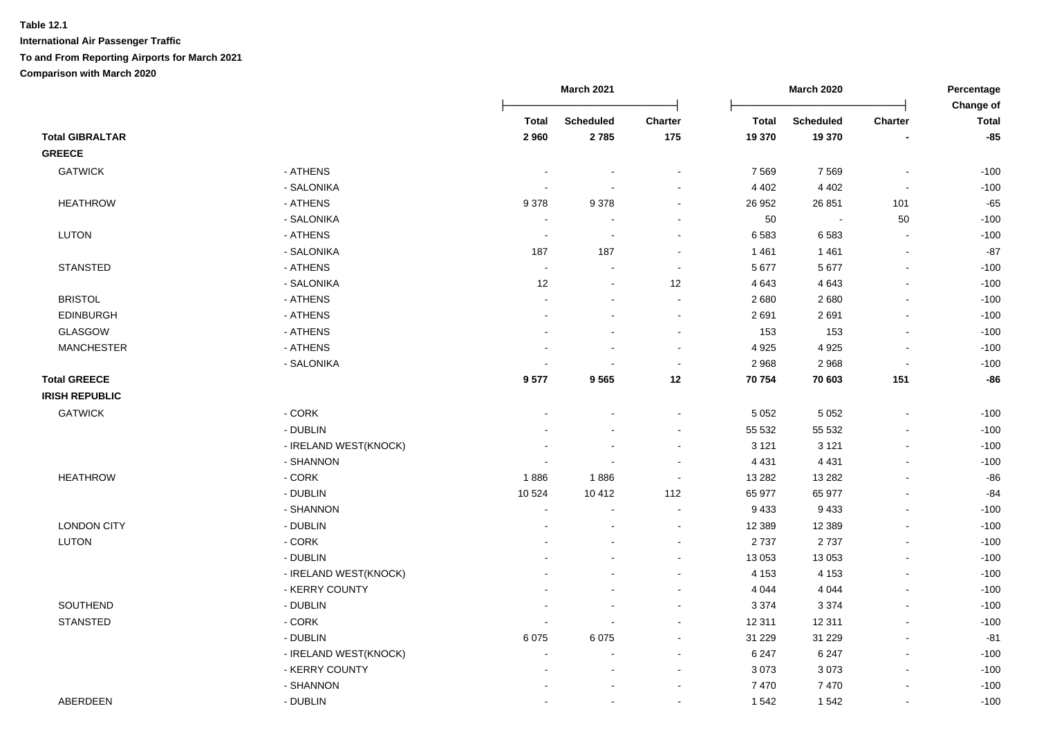**Table 12.1**

**International Air Passenger Traffic**

**To and From Reporting Airports for March 2021**

**Comparison with March 2020**

| | | March 2021 | | | March 2020 | | | Percentage Change of |
|---|---|---|---|---|---|---|---|---|
| | | **Total** | **Scheduled** | **Charter** | **Total** | **Scheduled** | **Charter** | **Total** |
| **Total GIBRALTAR** | | **2 960** | **2 785** | **175** | **19 370** | **19 370** | **-** | **-85** |
| **GREECE** | | | | | | | | |
| GATWICK | - ATHENS | - | - | - | 7 569 | 7 569 | - | -100 |
| | - SALONIKA | - | - | - | 4 402 | 4 402 | - | -100 |
| HEATHROW | - ATHENS | 9 378 | 9 378 | - | 26 952 | 26 851 | 101 | -65 |
| | - SALONIKA | - | - | - | 50 | - | 50 | -100 |
| LUTON | - ATHENS | - | - | - | 6 583 | 6 583 | - | -100 |
| | - SALONIKA | 187 | 187 | - | 1 461 | 1 461 | - | -87 |
| STANSTED | - ATHENS | - | - | - | 5 677 | 5 677 | - | -100 |
| | - SALONIKA | 12 | - | 12 | 4 643 | 4 643 | - | -100 |
| BRISTOL | - ATHENS | - | - | - | 2 680 | 2 680 | - | -100 |
| EDINBURGH | - ATHENS | - | - | - | 2 691 | 2 691 | - | -100 |
| GLASGOW | - ATHENS | - | - | - | 153 | 153 | - | -100 |
| MANCHESTER | - ATHENS | - | - | - | 4 925 | 4 925 | - | -100 |
| | - SALONIKA | - | - | - | 2 968 | 2 968 | - | -100 |
| **Total GREECE** | | **9 577** | **9 565** | **12** | **70 754** | **70 603** | **151** | **-86** |
| **IRISH REPUBLIC** | | | | | | | | |
| GATWICK | - CORK | - | - | - | 5 052 | 5 052 | - | -100 |
| | - DUBLIN | - | - | - | 55 532 | 55 532 | - | -100 |
| | - IRELAND WEST(KNOCK) | - | - | - | 3 121 | 3 121 | - | -100 |
| | - SHANNON | - | - | - | 4 431 | 4 431 | - | -100 |
| HEATHROW | - CORK | 1 886 | 1 886 | - | 13 282 | 13 282 | - | -86 |
| | - DUBLIN | 10 524 | 10 412 | 112 | 65 977 | 65 977 | - | -84 |
| | - SHANNON | - | - | - | 9 433 | 9 433 | - | -100 |
| LONDON CITY | - DUBLIN | - | - | - | 12 389 | 12 389 | - | -100 |
| LUTON | - CORK | - | - | - | 2 737 | 2 737 | - | -100 |
| | - DUBLIN | - | - | - | 13 053 | 13 053 | - | -100 |
| | - IRELAND WEST(KNOCK) | - | - | - | 4 153 | 4 153 | - | -100 |
| | - KERRY COUNTY | - | - | - | 4 044 | 4 044 | - | -100 |
| SOUTHEND | - DUBLIN | - | - | - | 3 374 | 3 374 | - | -100 |
| STANSTED | - CORK | - | - | - | 12 311 | 12 311 | - | -100 |
| | - DUBLIN | 6 075 | 6 075 | - | 31 229 | 31 229 | - | -81 |
| | - IRELAND WEST(KNOCK) | - | - | - | 6 247 | 6 247 | - | -100 |
| | - KERRY COUNTY | - | - | - | 3 073 | 3 073 | - | -100 |
| | - SHANNON | - | - | - | 7 470 | 7 470 | - | -100 |
| ABERDEEN | - DUBLIN | - | - | - | 1 542 | 1 542 | - | -100 |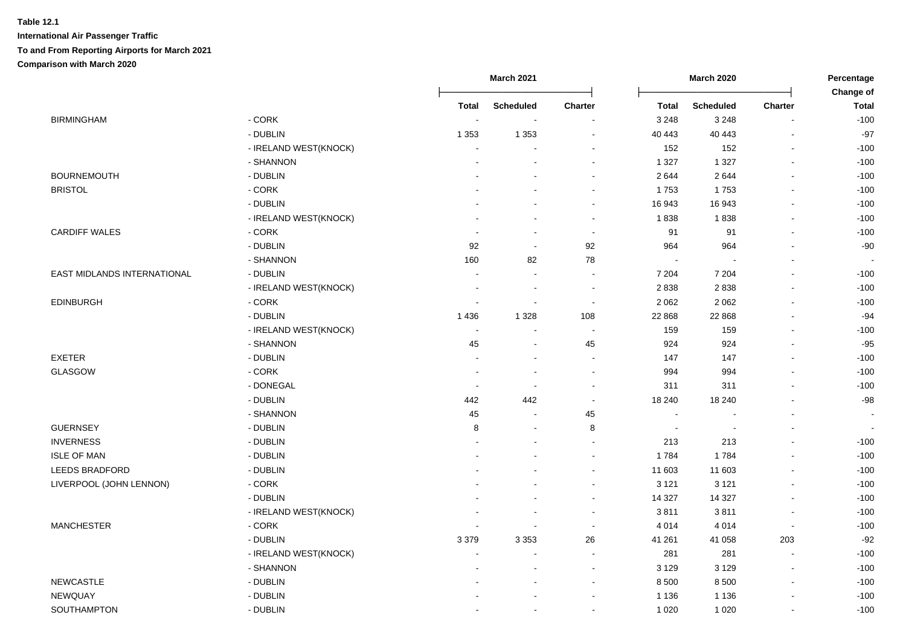**Table 12.1**

**International Air Passenger Traffic**

**To and From Reporting Airports for March 2021**

**Comparison with March 2020**

| | | March 2021 | | | March 2020 | | | Percentage Change of |
|---|---|---|---|---|---|---|---|---|
| | | Total | Scheduled | Charter | Total | Scheduled | Charter | Total |
| BIRMINGHAM | - CORK | - | - | - | 3 248 | 3 248 | - | -100 |
| | - DUBLIN | 1 353 | 1 353 | - | 40 443 | 40 443 | - | -97 |
| | - IRELAND WEST(KNOCK) | - | - | - | 152 | 152 | - | -100 |
| | - SHANNON | - | - | - | 1 327 | 1 327 | - | -100 |
| BOURNEMOUTH | - DUBLIN | - | - | - | 2 644 | 2 644 | - | -100 |
| BRISTOL | - CORK | - | - | - | 1 753 | 1 753 | - | -100 |
| | - DUBLIN | - | - | - | 16 943 | 16 943 | - | -100 |
| | - IRELAND WEST(KNOCK) | - | - | - | 1 838 | 1 838 | - | -100 |
| CARDIFF WALES | - CORK | - | - | - | 91 | 91 | - | -100 |
| | - DUBLIN | 92 | - | 92 | 964 | 964 | - | -90 |
| | - SHANNON | 160 | 82 | 78 | - | - | - | - |
| EAST MIDLANDS INTERNATIONAL | - DUBLIN | - | - | - | 7 204 | 7 204 | - | -100 |
| | - IRELAND WEST(KNOCK) | - | - | - | 2 838 | 2 838 | - | -100 |
| EDINBURGH | - CORK | - | - | - | 2 062 | 2 062 | - | -100 |
| | - DUBLIN | 1 436 | 1 328 | 108 | 22 868 | 22 868 | - | -94 |
| | - IRELAND WEST(KNOCK) | - | - | - | 159 | 159 | - | -100 |
| | - SHANNON | 45 | - | 45 | 924 | 924 | - | -95 |
| EXETER | - DUBLIN | - | - | - | 147 | 147 | - | -100 |
| GLASGOW | - CORK | - | - | - | 994 | 994 | - | -100 |
| | - DONEGAL | - | - | - | 311 | 311 | - | -100 |
| | - DUBLIN | 442 | 442 | - | 18 240 | 18 240 | - | -98 |
| | - SHANNON | 45 | - | 45 | - | - | - | - |
| GUERNSEY | - DUBLIN | 8 | - | 8 | - | - | - | - |
| INVERNESS | - DUBLIN | - | - | - | 213 | 213 | - | -100 |
| ISLE OF MAN | - DUBLIN | - | - | - | 1 784 | 1 784 | - | -100 |
| LEEDS BRADFORD | - DUBLIN | - | - | - | 11 603 | 11 603 | - | -100 |
| LIVERPOOL (JOHN LENNON) | - CORK | - | - | - | 3 121 | 3 121 | - | -100 |
| | - DUBLIN | - | - | - | 14 327 | 14 327 | - | -100 |
| | - IRELAND WEST(KNOCK) | - | - | - | 3 811 | 3 811 | - | -100 |
| MANCHESTER | - CORK | - | - | - | 4 014 | 4 014 | - | -100 |
| | - DUBLIN | 3 379 | 3 353 | 26 | 41 261 | 41 058 | 203 | -92 |
| | - IRELAND WEST(KNOCK) | - | - | - | 281 | 281 | - | -100 |
| | - SHANNON | - | - | - | 3 129 | 3 129 | - | -100 |
| NEWCASTLE | - DUBLIN | - | - | - | 8 500 | 8 500 | - | -100 |
| NEWQUAY | - DUBLIN | - | - | - | 1 136 | 1 136 | - | -100 |
| SOUTHAMPTON | - DUBLIN | - | - | - | 1 020 | 1 020 | - | -100 |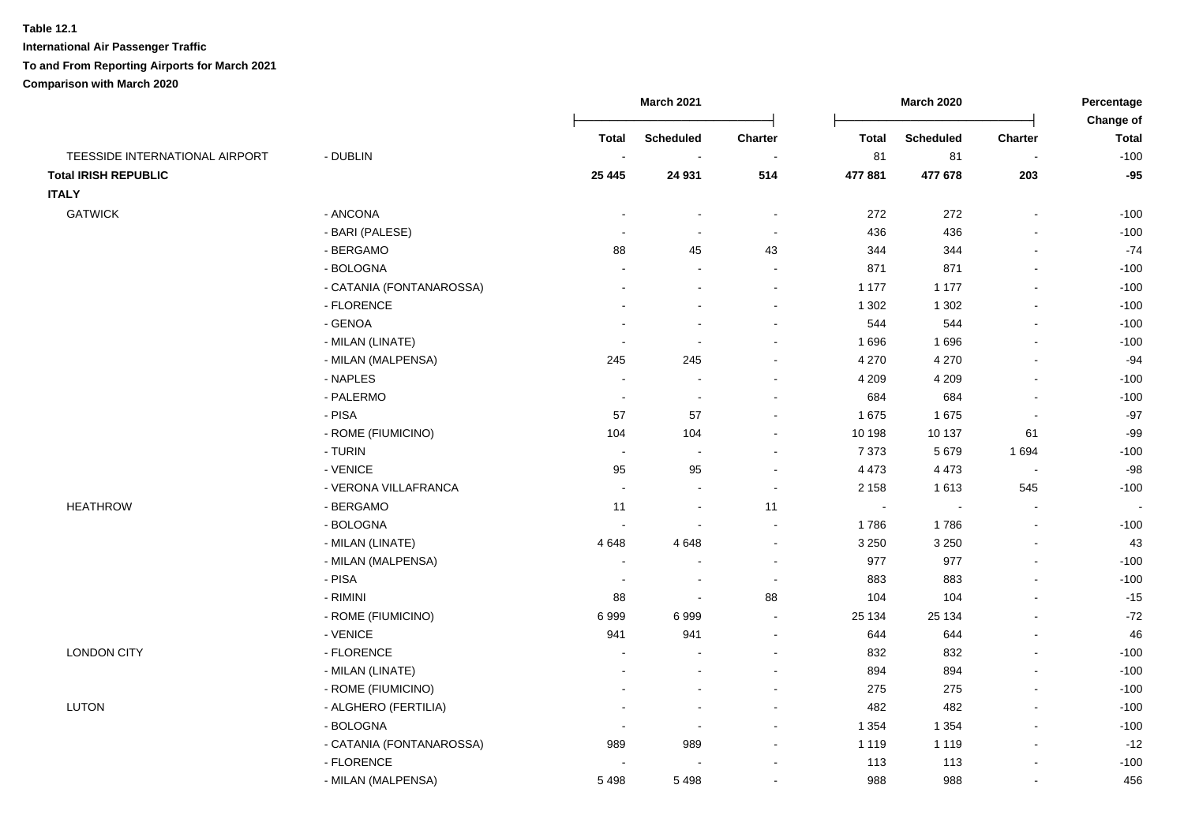**Table 12.1**

**International Air Passenger Traffic**

**To and From Reporting Airports for March 2021**

**Comparison with March 2020**

| | | March 2021 | | | March 2020 | | | Percentage Change of |
|---|---|---|---|---|---|---|---|---|
| | | Total | Scheduled | Charter | Total | Scheduled | Charter | Total |
| TEESSIDE INTERNATIONAL AIRPORT | - DUBLIN | - | - | - | 81 | 81 | - | -100 |
| **Total IRISH REPUBLIC** | | **25 445** | **24 931** | **514** | **477 881** | **477 678** | **203** | **-95** |
| **ITALY** | | | | | | | | |
| GATWICK | - ANCONA | - | - | - | 272 | 272 | - | -100 |
| | - BARI (PALESE) | - | - | - | 436 | 436 | - | -100 |
| | - BERGAMO | 88 | 45 | 43 | 344 | 344 | - | -74 |
| | - BOLOGNA | - | - | - | 871 | 871 | - | -100 |
| | - CATANIA (FONTANAROSSA) | - | - | - | 1 177 | 1 177 | - | -100 |
| | - FLORENCE | - | - | - | 1 302 | 1 302 | - | -100 |
| | - GENOA | - | - | - | 544 | 544 | - | -100 |
| | - MILAN (LINATE) | - | - | - | 1 696 | 1 696 | - | -100 |
| | - MILAN (MALPENSA) | 245 | 245 | - | 4 270 | 4 270 | - | -94 |
| | - NAPLES | - | - | - | 4 209 | 4 209 | - | -100 |
| | - PALERMO | - | - | - | 684 | 684 | - | -100 |
| | - PISA | 57 | 57 | - | 1 675 | 1 675 | - | -97 |
| | - ROME (FIUMICINO) | 104 | 104 | - | 10 198 | 10 137 | 61 | -99 |
| | - TURIN | - | - | - | 7 373 | 5 679 | 1 694 | -100 |
| | - VENICE | 95 | 95 | - | 4 473 | 4 473 | - | -98 |
| | - VERONA VILLAFRANCA | - | - | - | 2 158 | 1 613 | 545 | -100 |
| HEATHROW | - BERGAMO | 11 | - | 11 | - | - | - | - |
| | - BOLOGNA | - | - | - | 1 786 | 1 786 | - | -100 |
| | - MILAN (LINATE) | 4 648 | 4 648 | - | 3 250 | 3 250 | - | 43 |
| | - MILAN (MALPENSA) | - | - | - | 977 | 977 | - | -100 |
| | - PISA | - | - | - | 883 | 883 | - | -100 |
| | - RIMINI | 88 | - | 88 | 104 | 104 | - | -15 |
| | - ROME (FIUMICINO) | 6 999 | 6 999 | - | 25 134 | 25 134 | - | -72 |
| | - VENICE | 941 | 941 | - | 644 | 644 | - | 46 |
| LONDON CITY | - FLORENCE | - | - | - | 832 | 832 | - | -100 |
| | - MILAN (LINATE) | - | - | - | 894 | 894 | - | -100 |
| | - ROME (FIUMICINO) | - | - | - | 275 | 275 | - | -100 |
| LUTON | - ALGHERO (FERTILIA) | - | - | - | 482 | 482 | - | -100 |
| | - BOLOGNA | - | - | - | 1 354 | 1 354 | - | -100 |
| | - CATANIA (FONTANAROSSA) | 989 | 989 | - | 1 119 | 1 119 | - | -12 |
| | - FLORENCE | - | - | - | 113 | 113 | - | -100 |
| | - MILAN (MALPENSA) | 5 498 | 5 498 | - | 988 | 988 | - | 456 |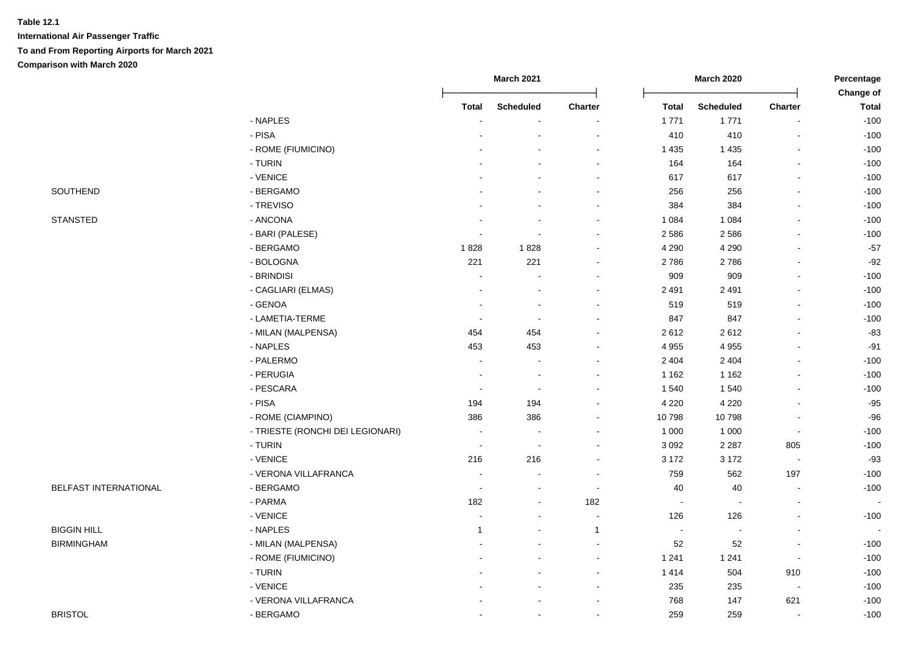**Table 12.1**

**International Air Passenger Traffic**

**To and From Reporting Airports for March 2021**

**Comparison with March 2020**

| | | March 2021 | | | March 2020 | | | Percentage Change of |
|---|---|---|---|---|---|---|---|---|
| | | Total | Scheduled | Charter | Total | Scheduled | Charter | Total |
| | - NAPLES | - | - | - | 1 771 | 1 771 | - | -100 |
| | - PISA | - | - | - | 410 | 410 | - | -100 |
| | - ROME (FIUMICINO) | - | - | - | 1 435 | 1 435 | - | -100 |
| | - TURIN | - | - | - | 164 | 164 | - | -100 |
| | - VENICE | - | - | - | 617 | 617 | - | -100 |
| SOUTHEND | - BERGAMO | - | - | - | 256 | 256 | - | -100 |
| | - TREVISO | - | - | - | 384 | 384 | - | -100 |
| STANSTED | - ANCONA | - | - | - | 1 084 | 1 084 | - | -100 |
| | - BARI (PALESE) | - | - | - | 2 586 | 2 586 | - | -100 |
| | - BERGAMO | 1 828 | 1 828 | - | 4 290 | 4 290 | - | -57 |
| | - BOLOGNA | 221 | 221 | - | 2 786 | 2 786 | - | -92 |
| | - BRINDISI | - | - | - | 909 | 909 | - | -100 |
| | - CAGLIARI (ELMAS) | - | - | - | 2 491 | 2 491 | - | -100 |
| | - GENOA | - | - | - | 519 | 519 | - | -100 |
| | - LAMETIA-TERME | - | - | - | 847 | 847 | - | -100 |
| | - MILAN (MALPENSA) | 454 | 454 | - | 2 612 | 2 612 | - | -83 |
| | - NAPLES | 453 | 453 | - | 4 955 | 4 955 | - | -91 |
| | - PALERMO | - | - | - | 2 404 | 2 404 | - | -100 |
| | - PERUGIA | - | - | - | 1 162 | 1 162 | - | -100 |
| | - PESCARA | - | - | - | 1 540 | 1 540 | - | -100 |
| | - PISA | 194 | 194 | - | 4 220 | 4 220 | - | -95 |
| | - ROME (CIAMPINO) | 386 | 386 | - | 10 798 | 10 798 | - | -96 |
| | - TRIESTE (RONCHI DEI LEGIONARI) | - | - | - | 1 000 | 1 000 | - | -100 |
| | - TURIN | - | - | - | 3 092 | 2 287 | 805 | -100 |
| | - VENICE | 216 | 216 | - | 3 172 | 3 172 | - | -93 |
| | - VERONA VILLAFRANCA | - | - | - | 759 | 562 | 197 | -100 |
| BELFAST INTERNATIONAL | - BERGAMO | - | - | - | 40 | 40 | - | -100 |
| | - PARMA | 182 | - | 182 | - | - | - | - |
| | - VENICE | - | - | - | 126 | 126 | - | -100 |
| BIGGIN HILL | - NAPLES | 1 | - | 1 | - | - | - | - |
| BIRMINGHAM | - MILAN (MALPENSA) | - | - | - | 52 | 52 | - | -100 |
| | - ROME (FIUMICINO) | - | - | - | 1 241 | 1 241 | - | -100 |
| | - TURIN | - | - | - | 1 414 | 504 | 910 | -100 |
| | - VENICE | - | - | - | 235 | 235 | - | -100 |
| | - VERONA VILLAFRANCA | - | - | - | 768 | 147 | 621 | -100 |
| BRISTOL | - BERGAMO | - | - | - | 259 | 259 | - | -100 |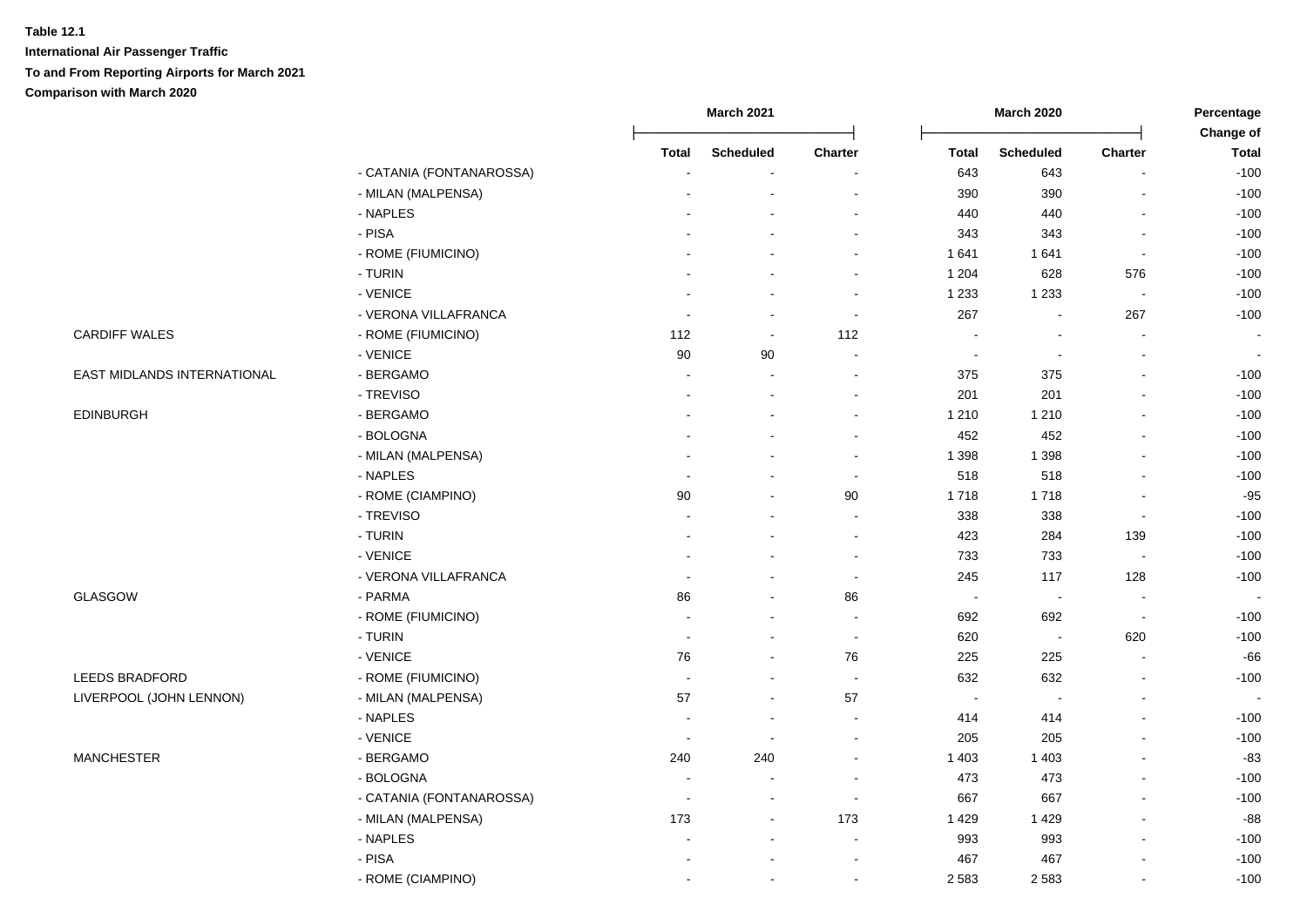**Table 12.1**

**International Air Passenger Traffic**

**To and From Reporting Airports for March 2021**

**Comparison with March 2020**

| | | March 2021 | | | March 2020 | | | Percentage Change of |
|---|---|---|---|---|---|---|---|---|
| | | Total | Scheduled | Charter | Total | Scheduled | Charter | Total |
| | - CATANIA (FONTANAROSSA) | - | - | - | 643 | 643 | - | -100 |
| | - MILAN (MALPENSA) | - | - | - | 390 | 390 | - | -100 |
| | - NAPLES | - | - | - | 440 | 440 | - | -100 |
| | - PISA | - | - | - | 343 | 343 | - | -100 |
| | - ROME (FIUMICINO) | - | - | - | 1 641 | 1 641 | - | -100 |
| | - TURIN | - | - | - | 1 204 | 628 | 576 | -100 |
| | - VENICE | - | - | - | 1 233 | 1 233 | - | -100 |
| | - VERONA VILLAFRANCA | - | - | - | 267 | - | 267 | -100 |
| CARDIFF WALES | - ROME (FIUMICINO) | 112 | - | 112 | - | - | - | - |
| | - VENICE | 90 | 90 | - | - | - | - | - |
| EAST MIDLANDS INTERNATIONAL | - BERGAMO | - | - | - | 375 | 375 | - | -100 |
| | - TREVISO | - | - | - | 201 | 201 | - | -100 |
| EDINBURGH | - BERGAMO | - | - | - | 1 210 | 1 210 | - | -100 |
| | - BOLOGNA | - | - | - | 452 | 452 | - | -100 |
| | - MILAN (MALPENSA) | - | - | - | 1 398 | 1 398 | - | -100 |
| | - NAPLES | - | - | - | 518 | 518 | - | -100 |
| | - ROME (CIAMPINO) | 90 | - | 90 | 1 718 | 1 718 | - | -95 |
| | - TREVISO | - | - | - | 338 | 338 | - | -100 |
| | - TURIN | - | - | - | 423 | 284 | 139 | -100 |
| | - VENICE | - | - | - | 733 | 733 | - | -100 |
| | - VERONA VILLAFRANCA | - | - | - | 245 | 117 | 128 | -100 |
| GLASGOW | - PARMA | 86 | - | 86 | - | - | - | - |
| | - ROME (FIUMICINO) | - | - | - | 692 | 692 | - | -100 |
| | - TURIN | - | - | - | 620 | - | 620 | -100 |
| | - VENICE | 76 | - | 76 | 225 | 225 | - | -66 |
| LEEDS BRADFORD | - ROME (FIUMICINO) | - | - | - | 632 | 632 | - | -100 |
| LIVERPOOL (JOHN LENNON) | - MILAN (MALPENSA) | 57 | - | 57 | - | - | - | - |
| | - NAPLES | - | - | - | 414 | 414 | - | -100 |
| | - VENICE | - | - | - | 205 | 205 | - | -100 |
| MANCHESTER | - BERGAMO | 240 | 240 | - | 1 403 | 1 403 | - | -83 |
| | - BOLOGNA | - | - | - | 473 | 473 | - | -100 |
| | - CATANIA (FONTANAROSSA) | - | - | - | 667 | 667 | - | -100 |
| | - MILAN (MALPENSA) | 173 | - | 173 | 1 429 | 1 429 | - | -88 |
| | - NAPLES | - | - | - | 993 | 993 | - | -100 |
| | - PISA | - | - | - | 467 | 467 | - | -100 |
| | - ROME (CIAMPINO) | - | - | - | 2 583 | 2 583 | - | -100 |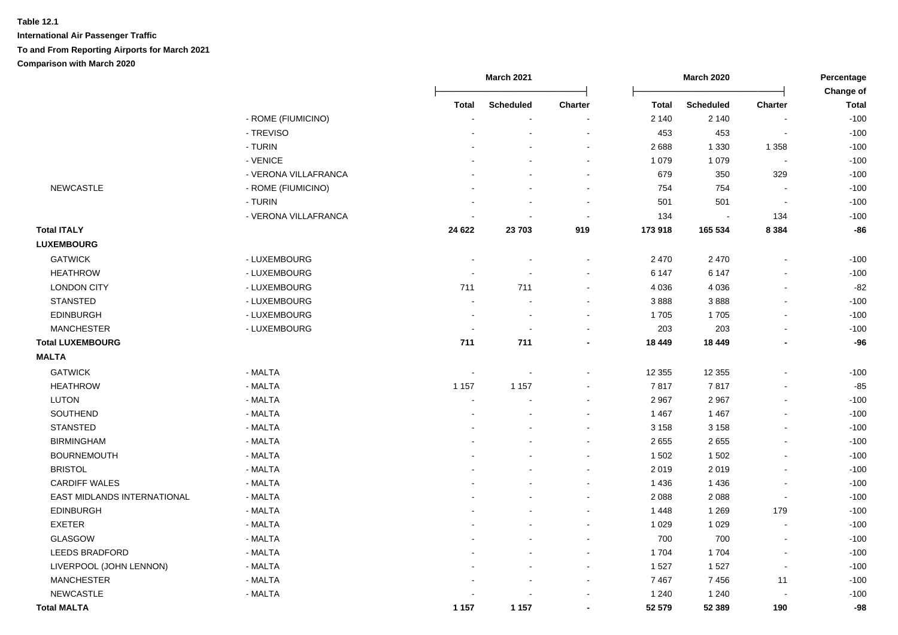**Table 12.1**

**International Air Passenger Traffic**

**To and From Reporting Airports for March 2021**

**Comparison with March 2020**

| | | March 2021 | | | March 2020 | | | Percentage Change of |
|---|---|---|---|---|---|---|---|---|
| | | Total | Scheduled | Charter | Total | Scheduled | Charter | Total |
| | - ROME (FIUMICINO) | - | - | - | 2 140 | 2 140 | - | -100 |
| | - TREVISO | - | - | - | 453 | 453 | - | -100 |
| | - TURIN | - | - | - | 2 688 | 1 330 | 1 358 | -100 |
| | - VENICE | - | - | - | 1 079 | 1 079 | - | -100 |
| | - VERONA VILLAFRANCA | - | - | - | 679 | 350 | 329 | -100 |
| NEWCASTLE | - ROME (FIUMICINO) | - | - | - | 754 | 754 | - | -100 |
| | - TURIN | - | - | - | 501 | 501 | - | -100 |
| | - VERONA VILLAFRANCA | - | - | - | 134 | - | 134 | -100 |
| **Total ITALY** | | **24 622** | **23 703** | **919** | **173 918** | **165 534** | **8 384** | **-86** |
| **LUXEMBOURG** | | | | | | | | |
| GATWICK | - LUXEMBOURG | - | - | - | 2 470 | 2 470 | - | -100 |
| HEATHROW | - LUXEMBOURG | - | - | - | 6 147 | 6 147 | - | -100 |
| LONDON CITY | - LUXEMBOURG | 711 | 711 | - | 4 036 | 4 036 | - | -82 |
| STANSTED | - LUXEMBOURG | - | - | - | 3 888 | 3 888 | - | -100 |
| EDINBURGH | - LUXEMBOURG | - | - | - | 1 705 | 1 705 | - | -100 |
| MANCHESTER | - LUXEMBOURG | - | - | - | 203 | 203 | - | -100 |
| **Total LUXEMBOURG** | | **711** | **711** | **-** | **18 449** | **18 449** | **-** | **-96** |
| **MALTA** | | | | | | | | |
| GATWICK | - MALTA | - | - | - | 12 355 | 12 355 | - | -100 |
| HEATHROW | - MALTA | 1 157 | 1 157 | - | 7 817 | 7 817 | - | -85 |
| LUTON | - MALTA | - | - | - | 2 967 | 2 967 | - | -100 |
| SOUTHEND | - MALTA | - | - | - | 1 467 | 1 467 | - | -100 |
| STANSTED | - MALTA | - | - | - | 3 158 | 3 158 | - | -100 |
| BIRMINGHAM | - MALTA | - | - | - | 2 655 | 2 655 | - | -100 |
| BOURNEMOUTH | - MALTA | - | - | - | 1 502 | 1 502 | - | -100 |
| BRISTOL | - MALTA | - | - | - | 2 019 | 2 019 | - | -100 |
| CARDIFF WALES | - MALTA | - | - | - | 1 436 | 1 436 | - | -100 |
| EAST MIDLANDS INTERNATIONAL | - MALTA | - | - | - | 2 088 | 2 088 | - | -100 |
| EDINBURGH | - MALTA | - | - | - | 1 448 | 1 269 | 179 | -100 |
| EXETER | - MALTA | - | - | - | 1 029 | 1 029 | - | -100 |
| GLASGOW | - MALTA | - | - | - | 700 | 700 | - | -100 |
| LEEDS BRADFORD | - MALTA | - | - | - | 1 704 | 1 704 | - | -100 |
| LIVERPOOL (JOHN LENNON) | - MALTA | - | - | - | 1 527 | 1 527 | - | -100 |
| MANCHESTER | - MALTA | - | - | - | 7 467 | 7 456 | 11 | -100 |
| NEWCASTLE | - MALTA | - | - | - | 1 240 | 1 240 | - | -100 |
| **Total MALTA** | | **1 157** | **1 157** | **-** | **52 579** | **52 389** | **190** | **-98** |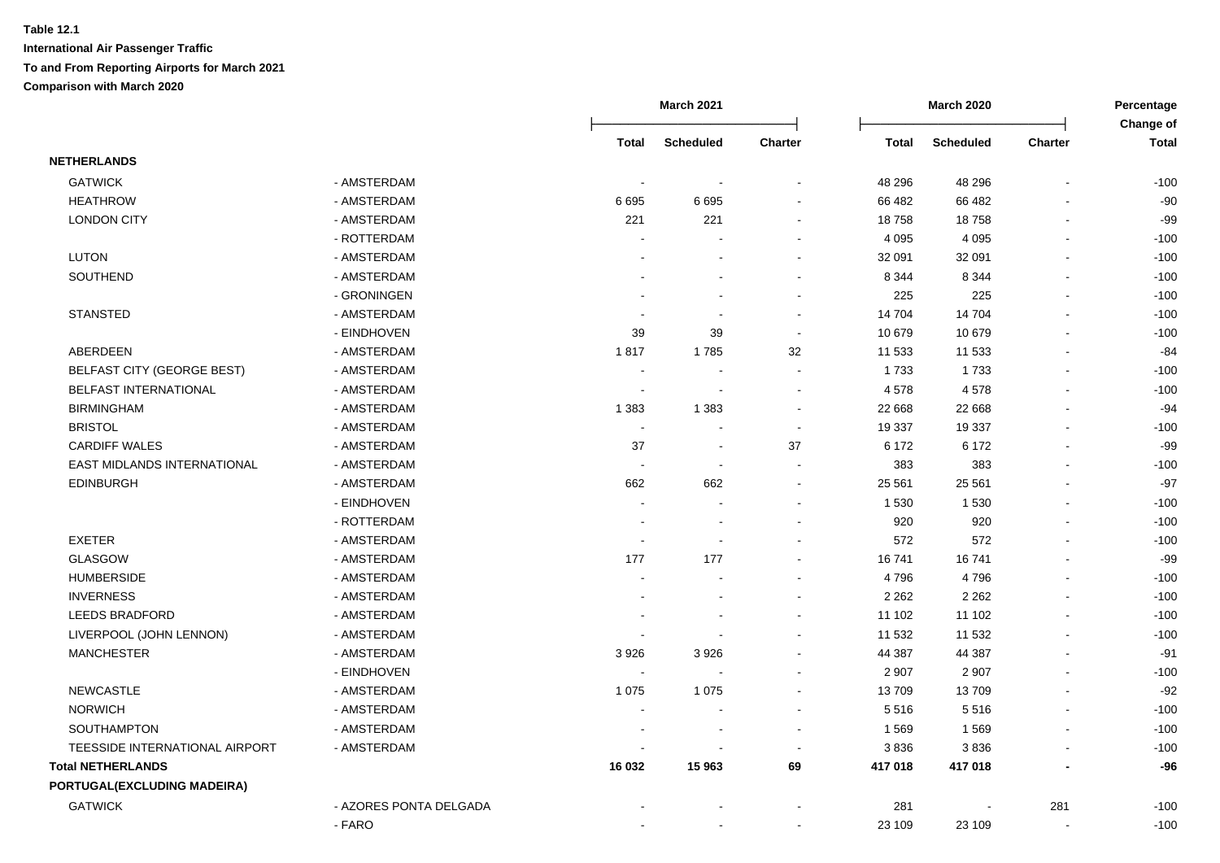**Table 12.1**

**International Air Passenger Traffic**

**To and From Reporting Airports for March 2021**

**Comparison with March 2020**

| | | March 2021 | | | March 2020 | | | Percentage Change of |
|---|---|---|---|---|---|---|---|---|
| | | **Total** | **Scheduled** | **Charter** | **Total** | **Scheduled** | **Charter** | **Total** |
| **NETHERLANDS** | | | | | | | | |
| GATWICK | - AMSTERDAM | - | - | - | 48 296 | 48 296 | - | -100 |
| HEATHROW | - AMSTERDAM | 6 695 | 6 695 | - | 66 482 | 66 482 | - | -90 |
| LONDON CITY | - AMSTERDAM | 221 | 221 | - | 18 758 | 18 758 | - | -99 |
| | - ROTTERDAM | - | - | - | 4 095 | 4 095 | - | -100 |
| LUTON | - AMSTERDAM | - | - | - | 32 091 | 32 091 | - | -100 |
| SOUTHEND | - AMSTERDAM | - | - | - | 8 344 | 8 344 | - | -100 |
| | - GRONINGEN | - | - | - | 225 | 225 | - | -100 |
| STANSTED | - AMSTERDAM | - | - | - | 14 704 | 14 704 | - | -100 |
| | - EINDHOVEN | 39 | 39 | - | 10 679 | 10 679 | - | -100 |
| ABERDEEN | - AMSTERDAM | 1 817 | 1 785 | 32 | 11 533 | 11 533 | - | -84 |
| BELFAST CITY (GEORGE BEST) | - AMSTERDAM | - | - | - | 1 733 | 1 733 | - | -100 |
| BELFAST INTERNATIONAL | - AMSTERDAM | - | - | - | 4 578 | 4 578 | - | -100 |
| BIRMINGHAM | - AMSTERDAM | 1 383 | 1 383 | - | 22 668 | 22 668 | - | -94 |
| BRISTOL | - AMSTERDAM | - | - | - | 19 337 | 19 337 | - | -100 |
| CARDIFF WALES | - AMSTERDAM | 37 | - | 37 | 6 172 | 6 172 | - | -99 |
| EAST MIDLANDS INTERNATIONAL | - AMSTERDAM | - | - | - | 383 | 383 | - | -100 |
| EDINBURGH | - AMSTERDAM | 662 | 662 | - | 25 561 | 25 561 | - | -97 |
| | - EINDHOVEN | - | - | - | 1 530 | 1 530 | - | -100 |
| | - ROTTERDAM | - | - | - | 920 | 920 | - | -100 |
| EXETER | - AMSTERDAM | - | - | - | 572 | 572 | - | -100 |
| GLASGOW | - AMSTERDAM | 177 | 177 | - | 16 741 | 16 741 | - | -99 |
| HUMBERSIDE | - AMSTERDAM | - | - | - | 4 796 | 4 796 | - | -100 |
| INVERNESS | - AMSTERDAM | - | - | - | 2 262 | 2 262 | - | -100 |
| LEEDS BRADFORD | - AMSTERDAM | - | - | - | 11 102 | 11 102 | - | -100 |
| LIVERPOOL (JOHN LENNON) | - AMSTERDAM | - | - | - | 11 532 | 11 532 | - | -100 |
| MANCHESTER | - AMSTERDAM | 3 926 | 3 926 | - | 44 387 | 44 387 | - | -91 |
| | - EINDHOVEN | - | - | - | 2 907 | 2 907 | - | -100 |
| NEWCASTLE | - AMSTERDAM | 1 075 | 1 075 | - | 13 709 | 13 709 | - | -92 |
| NORWICH | - AMSTERDAM | - | - | - | 5 516 | 5 516 | - | -100 |
| SOUTHAMPTON | - AMSTERDAM | - | - | - | 1 569 | 1 569 | - | -100 |
| TEESSIDE INTERNATIONAL AIRPORT | - AMSTERDAM | - | - | - | 3 836 | 3 836 | - | -100 |
| **Total NETHERLANDS** | | **16 032** | **15 963** | **69** | **417 018** | **417 018** | **-** | **-96** |
| **PORTUGAL(EXCLUDING MADEIRA)** | | | | | | | | |
| GATWICK | - AZORES PONTA DELGADA | - | - | - | 281 | - | 281 | -100 |
| | - FARO | - | - | - | 23 109 | 23 109 | - | -100 |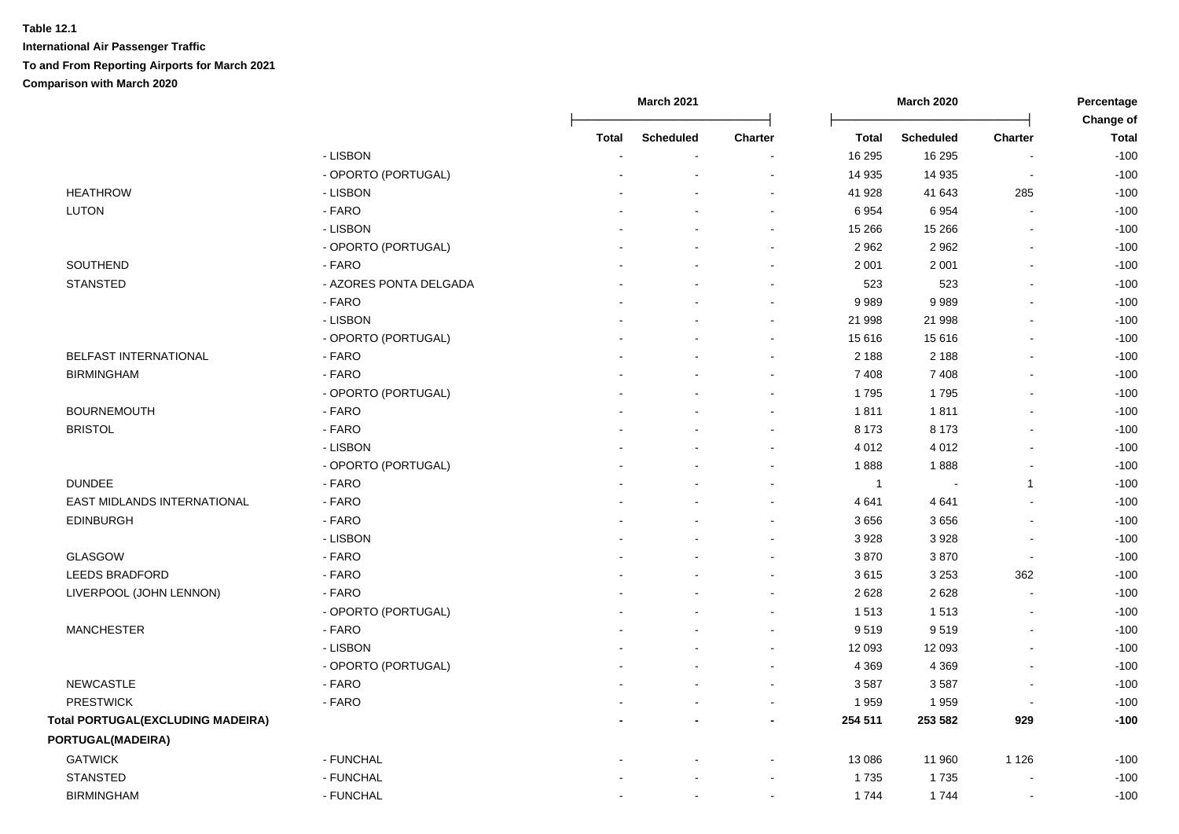**Table 12.1**

**International Air Passenger Traffic**

**To and From Reporting Airports for March 2021**

**Comparison with March 2020**

| | | March 2021 | | | March 2020 | | | Percentage Change of |
|---|---|---|---|---|---|---|---|---|
| | | Total | Scheduled | Charter | Total | Scheduled | Charter | Total |
| | - LISBON | - | - | - | 16 295 | 16 295 | - | -100 |
| | - OPORTO (PORTUGAL) | - | - | - | 14 935 | 14 935 | - | -100 |
| HEATHROW | - LISBON | - | - | - | 41 928 | 41 643 | 285 | -100 |
| LUTON | - FARO | - | - | - | 6 954 | 6 954 | - | -100 |
| | - LISBON | - | - | - | 15 266 | 15 266 | - | -100 |
| | - OPORTO (PORTUGAL) | - | - | - | 2 962 | 2 962 | - | -100 |
| SOUTHEND | - FARO | - | - | - | 2 001 | 2 001 | - | -100 |
| STANSTED | - AZORES PONTA DELGADA | - | - | - | 523 | 523 | - | -100 |
| | - FARO | - | - | - | 9 989 | 9 989 | - | -100 |
| | - LISBON | - | - | - | 21 998 | 21 998 | - | -100 |
| | - OPORTO (PORTUGAL) | - | - | - | 15 616 | 15 616 | - | -100 |
| BELFAST INTERNATIONAL | - FARO | - | - | - | 2 188 | 2 188 | - | -100 |
| BIRMINGHAM | - FARO | - | - | - | 7 408 | 7 408 | - | -100 |
| | - OPORTO (PORTUGAL) | - | - | - | 1 795 | 1 795 | - | -100 |
| BOURNEMOUTH | - FARO | - | - | - | 1 811 | 1 811 | - | -100 |
| BRISTOL | - FARO | - | - | - | 8 173 | 8 173 | - | -100 |
| | - LISBON | - | - | - | 4 012 | 4 012 | - | -100 |
| | - OPORTO (PORTUGAL) | - | - | - | 1 888 | 1 888 | - | -100 |
| DUNDEE | - FARO | - | - | - | 1 | - | 1 | -100 |
| EAST MIDLANDS INTERNATIONAL | - FARO | - | - | - | 4 641 | 4 641 | - | -100 |
| EDINBURGH | - FARO | - | - | - | 3 656 | 3 656 | - | -100 |
| | - LISBON | - | - | - | 3 928 | 3 928 | - | -100 |
| GLASGOW | - FARO | - | - | - | 3 870 | 3 870 | - | -100 |
| LEEDS BRADFORD | - FARO | - | - | - | 3 615 | 3 253 | 362 | -100 |
| LIVERPOOL (JOHN LENNON) | - FARO | - | - | - | 2 628 | 2 628 | - | -100 |
| | - OPORTO (PORTUGAL) | - | - | - | 1 513 | 1 513 | - | -100 |
| MANCHESTER | - FARO | - | - | - | 9 519 | 9 519 | - | -100 |
| | - LISBON | - | - | - | 12 093 | 12 093 | - | -100 |
| | - OPORTO (PORTUGAL) | - | - | - | 4 369 | 4 369 | - | -100 |
| NEWCASTLE | - FARO | - | - | - | 3 587 | 3 587 | - | -100 |
| PRESTWICK | - FARO | - | - | - | 1 959 | 1 959 | - | -100 |
| **Total PORTUGAL(EXCLUDING MADEIRA)** | | **-** | **-** | **-** | **254 511** | **253 582** | **929** | **-100** |
| **PORTUGAL(MADEIRA)** | | | | | | | | |
| GATWICK | - FUNCHAL | - | - | - | 13 086 | 11 960 | 1 126 | -100 |
| STANSTED | - FUNCHAL | - | - | - | 1 735 | 1 735 | - | -100 |
| BIRMINGHAM | - FUNCHAL | - | - | - | 1 744 | 1 744 | - | -100 |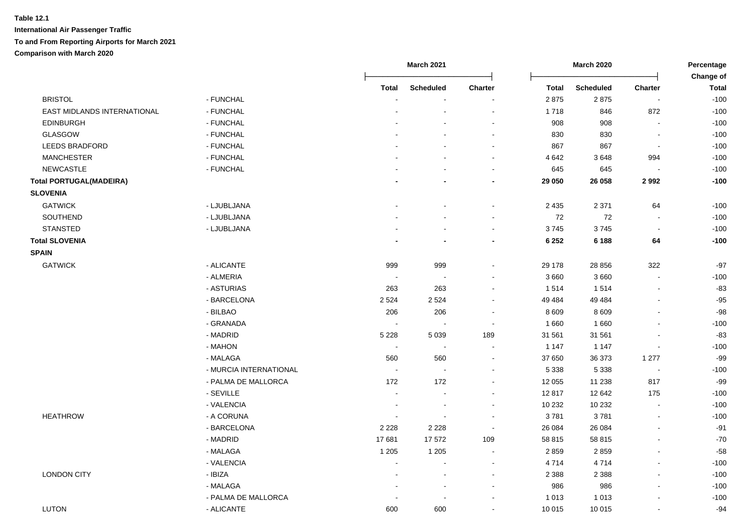**Table 12.1**

**International Air Passenger Traffic**

**To and From Reporting Airports for March 2021**

**Comparison with March 2020**

| | | March 2021 | | | March 2020 | | | Percentage Change of |
|---|---|---|---|---|---|---|---|---|
| | | Total | Scheduled | Charter | Total | Scheduled | Charter | Total |
| BRISTOL | - FUNCHAL | - | - | - | 2 875 | 2 875 | - | -100 |
| EAST MIDLANDS INTERNATIONAL | - FUNCHAL | - | - | - | 1 718 | 846 | 872 | -100 |
| EDINBURGH | - FUNCHAL | - | - | - | 908 | 908 | - | -100 |
| GLASGOW | - FUNCHAL | - | - | - | 830 | 830 | - | -100 |
| LEEDS BRADFORD | - FUNCHAL | - | - | - | 867 | 867 | - | -100 |
| MANCHESTER | - FUNCHAL | - | - | - | 4 642 | 3 648 | 994 | -100 |
| NEWCASTLE | - FUNCHAL | - | - | - | 645 | 645 | - | -100 |
| **Total PORTUGAL(MADEIRA)** | | **-** | **-** | **-** | **29 050** | **26 058** | **2 992** | **-100** |
| **SLOVENIA** | | | | | | | | |
| GATWICK | - LJUBLJANA | - | - | - | 2 435 | 2 371 | 64 | -100 |
| SOUTHEND | - LJUBLJANA | - | - | - | 72 | 72 | - | -100 |
| STANSTED | - LJUBLJANA | - | - | - | 3 745 | 3 745 | - | -100 |
| **Total SLOVENIA** | | **-** | **-** | **-** | **6 252** | **6 188** | **64** | **-100** |
| **SPAIN** | | | | | | | | |
| GATWICK | - ALICANTE | 999 | 999 | - | 29 178 | 28 856 | 322 | -97 |
| | - ALMERIA | - | - | - | 3 660 | 3 660 | - | -100 |
| | - ASTURIAS | 263 | 263 | - | 1 514 | 1 514 | - | -83 |
| | - BARCELONA | 2 524 | 2 524 | - | 49 484 | 49 484 | - | -95 |
| | - BILBAO | 206 | 206 | - | 8 609 | 8 609 | - | -98 |
| | - GRANADA | - | - | - | 1 660 | 1 660 | - | -100 |
| | - MADRID | 5 228 | 5 039 | 189 | 31 561 | 31 561 | - | -83 |
| | - MAHON | - | - | - | 1 147 | 1 147 | - | -100 |
| | - MALAGA | 560 | 560 | - | 37 650 | 36 373 | 1 277 | -99 |
| | - MURCIA INTERNATIONAL | - | - | - | 5 338 | 5 338 | - | -100 |
| | - PALMA DE MALLORCA | 172 | 172 | - | 12 055 | 11 238 | 817 | -99 |
| | - SEVILLE | - | - | - | 12 817 | 12 642 | 175 | -100 |
| | - VALENCIA | - | - | - | 10 232 | 10 232 | - | -100 |
| HEATHROW | - A CORUNA | - | - | - | 3 781 | 3 781 | - | -100 |
| | - BARCELONA | 2 228 | 2 228 | - | 26 084 | 26 084 | - | -91 |
| | - MADRID | 17 681 | 17 572 | 109 | 58 815 | 58 815 | - | -70 |
| | - MALAGA | 1 205 | 1 205 | - | 2 859 | 2 859 | - | -58 |
| | - VALENCIA | - | - | - | 4 714 | 4 714 | - | -100 |
| LONDON CITY | - IBIZA | - | - | - | 2 388 | 2 388 | - | -100 |
| | - MALAGA | - | - | - | 986 | 986 | - | -100 |
| | - PALMA DE MALLORCA | - | - | - | 1 013 | 1 013 | - | -100 |
| LUTON | - ALICANTE | 600 | 600 | - | 10 015 | 10 015 | - | -94 |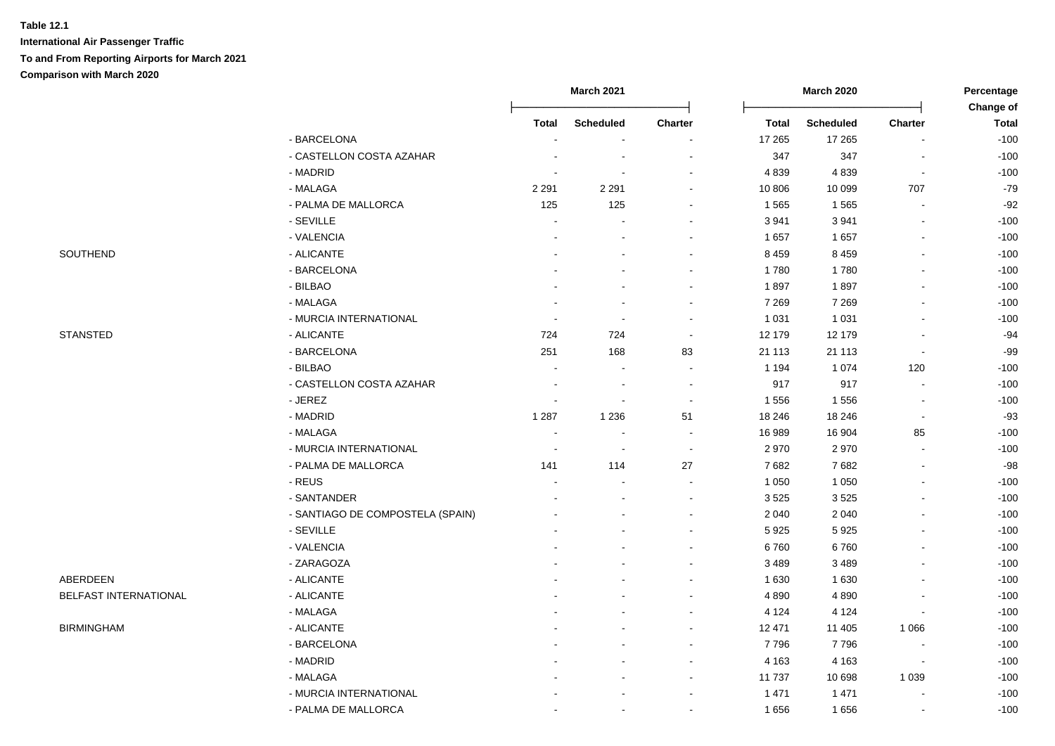**Table 12.1**

**International Air Passenger Traffic**

**To and From Reporting Airports for March 2021**

**Comparison with March 2020**

| | | March 2021 | | | March 2020 | | | Percentage Change of |
|---|---|---|---|---|---|---|---|---|
| | | Total | Scheduled | Charter | Total | Scheduled | Charter | Total |
| | - BARCELONA | - | - | - | 17 265 | 17 265 | - | -100 |
| | - CASTELLON COSTA AZAHAR | - | - | - | 347 | 347 | - | -100 |
| | - MADRID | - | - | - | 4 839 | 4 839 | - | -100 |
| | - MALAGA | 2 291 | 2 291 | - | 10 806 | 10 099 | 707 | -79 |
| | - PALMA DE MALLORCA | 125 | 125 | - | 1 565 | 1 565 | - | -92 |
| | - SEVILLE | - | - | - | 3 941 | 3 941 | - | -100 |
| | - VALENCIA | - | - | - | 1 657 | 1 657 | - | -100 |
| SOUTHEND | - ALICANTE | - | - | - | 8 459 | 8 459 | - | -100 |
| | - BARCELONA | - | - | - | 1 780 | 1 780 | - | -100 |
| | - BILBAO | - | - | - | 1 897 | 1 897 | - | -100 |
| | - MALAGA | - | - | - | 7 269 | 7 269 | - | -100 |
| | - MURCIA INTERNATIONAL | - | - | - | 1 031 | 1 031 | - | -100 |
| STANSTED | - ALICANTE | 724 | 724 | - | 12 179 | 12 179 | - | -94 |
| | - BARCELONA | 251 | 168 | 83 | 21 113 | 21 113 | - | -99 |
| | - BILBAO | - | - | - | 1 194 | 1 074 | 120 | -100 |
| | - CASTELLON COSTA AZAHAR | - | - | - | 917 | 917 | - | -100 |
| | - JEREZ | - | - | - | 1 556 | 1 556 | - | -100 |
| | - MADRID | 1 287 | 1 236 | 51 | 18 246 | 18 246 | - | -93 |
| | - MALAGA | - | - | - | 16 989 | 16 904 | 85 | -100 |
| | - MURCIA INTERNATIONAL | - | - | - | 2 970 | 2 970 | - | -100 |
| | - PALMA DE MALLORCA | 141 | 114 | 27 | 7 682 | 7 682 | - | -98 |
| | - REUS | - | - | - | 1 050 | 1 050 | - | -100 |
| | - SANTANDER | - | - | - | 3 525 | 3 525 | - | -100 |
| | - SANTIAGO DE COMPOSTELA (SPAIN) | - | - | - | 2 040 | 2 040 | - | -100 |
| | - SEVILLE | - | - | - | 5 925 | 5 925 | - | -100 |
| | - VALENCIA | - | - | - | 6 760 | 6 760 | - | -100 |
| | - ZARAGOZA | - | - | - | 3 489 | 3 489 | - | -100 |
| ABERDEEN | - ALICANTE | - | - | - | 1 630 | 1 630 | - | -100 |
| BELFAST INTERNATIONAL | - ALICANTE | - | - | - | 4 890 | 4 890 | - | -100 |
| | - MALAGA | - | - | - | 4 124 | 4 124 | - | -100 |
| BIRMINGHAM | - ALICANTE | - | - | - | 12 471 | 11 405 | 1 066 | -100 |
| | - BARCELONA | - | - | - | 7 796 | 7 796 | - | -100 |
| | - MADRID | - | - | - | 4 163 | 4 163 | - | -100 |
| | - MALAGA | - | - | - | 11 737 | 10 698 | 1 039 | -100 |
| | - MURCIA INTERNATIONAL | - | - | - | 1 471 | 1 471 | - | -100 |
| | - PALMA DE MALLORCA | - | - | - | 1 656 | 1 656 | - | -100 |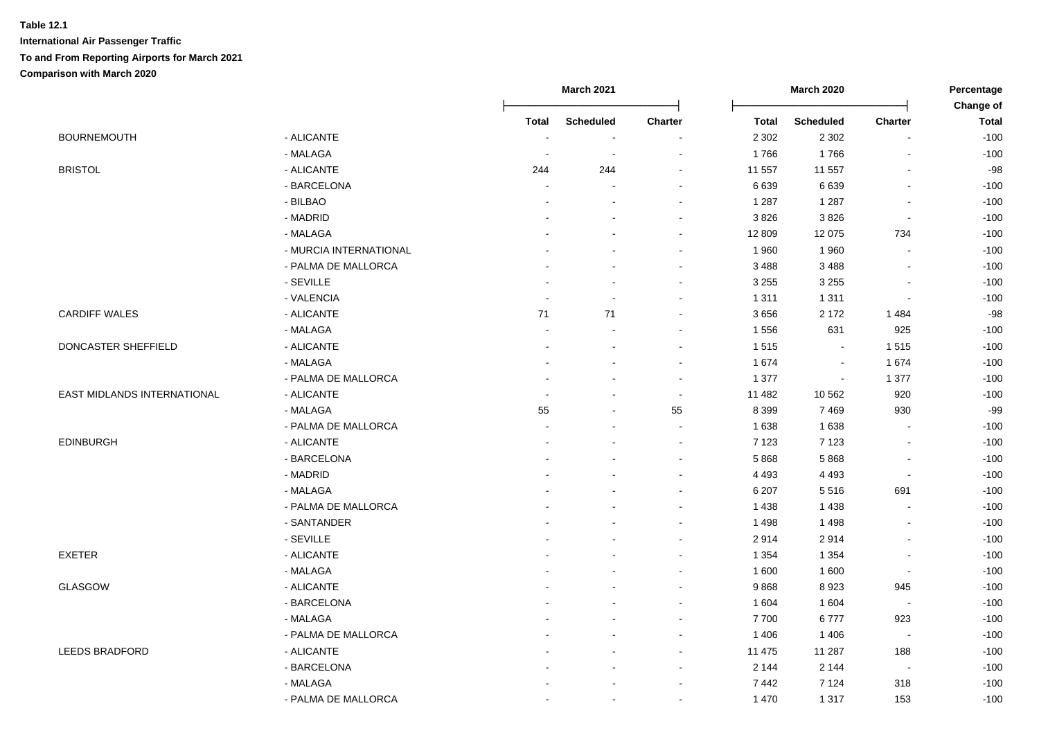**Table 12.1**

**International Air Passenger Traffic**

**To and From Reporting Airports for March 2021**

**Comparison with March 2020**

| | | March 2021 | | | March 2020 | | | Percentage Change of |
|---|---|---|---|---|---|---|---|---|
| | | Total | Scheduled | Charter | Total | Scheduled | Charter | Total |
| BOURNEMOUTH | - ALICANTE | - | - | - | 2 302 | 2 302 | - | -100 |
| | - MALAGA | - | - | - | 1 766 | 1 766 | - | -100 |
| BRISTOL | - ALICANTE | 244 | 244 | - | 11 557 | 11 557 | - | -98 |
| | - BARCELONA | - | - | - | 6 639 | 6 639 | - | -100 |
| | - BILBAO | - | - | - | 1 287 | 1 287 | - | -100 |
| | - MADRID | - | - | - | 3 826 | 3 826 | - | -100 |
| | - MALAGA | - | - | - | 12 809 | 12 075 | 734 | -100 |
| | - MURCIA INTERNATIONAL | - | - | - | 1 960 | 1 960 | - | -100 |
| | - PALMA DE MALLORCA | - | - | - | 3 488 | 3 488 | - | -100 |
| | - SEVILLE | - | - | - | 3 255 | 3 255 | - | -100 |
| | - VALENCIA | - | - | - | 1 311 | 1 311 | - | -100 |
| CARDIFF WALES | - ALICANTE | 71 | 71 | - | 3 656 | 2 172 | 1 484 | -98 |
| | - MALAGA | - | - | - | 1 556 | 631 | 925 | -100 |
| DONCASTER SHEFFIELD | - ALICANTE | - | - | - | 1 515 | - | 1 515 | -100 |
| | - MALAGA | - | - | - | 1 674 | - | 1 674 | -100 |
| | - PALMA DE MALLORCA | - | - | - | 1 377 | - | 1 377 | -100 |
| EAST MIDLANDS INTERNATIONAL | - ALICANTE | - | - | - | 11 482 | 10 562 | 920 | -100 |
| | - MALAGA | 55 | - | 55 | 8 399 | 7 469 | 930 | -99 |
| | - PALMA DE MALLORCA | - | - | - | 1 638 | 1 638 | - | -100 |
| EDINBURGH | - ALICANTE | - | - | - | 7 123 | 7 123 | - | -100 |
| | - BARCELONA | - | - | - | 5 868 | 5 868 | - | -100 |
| | - MADRID | - | - | - | 4 493 | 4 493 | - | -100 |
| | - MALAGA | - | - | - | 6 207 | 5 516 | 691 | -100 |
| | - PALMA DE MALLORCA | - | - | - | 1 438 | 1 438 | - | -100 |
| | - SANTANDER | - | - | - | 1 498 | 1 498 | - | -100 |
| | - SEVILLE | - | - | - | 2 914 | 2 914 | - | -100 |
| EXETER | - ALICANTE | - | - | - | 1 354 | 1 354 | - | -100 |
| | - MALAGA | - | - | - | 1 600 | 1 600 | - | -100 |
| GLASGOW | - ALICANTE | - | - | - | 9 868 | 8 923 | 945 | -100 |
| | - BARCELONA | - | - | - | 1 604 | 1 604 | - | -100 |
| | - MALAGA | - | - | - | 7 700 | 6 777 | 923 | -100 |
| | - PALMA DE MALLORCA | - | - | - | 1 406 | 1 406 | - | -100 |
| LEEDS BRADFORD | - ALICANTE | - | - | - | 11 475 | 11 287 | 188 | -100 |
| | - BARCELONA | - | - | - | 2 144 | 2 144 | - | -100 |
| | - MALAGA | - | - | - | 7 442 | 7 124 | 318 | -100 |
| | - PALMA DE MALLORCA | - | - | - | 1 470 | 1 317 | 153 | -100 |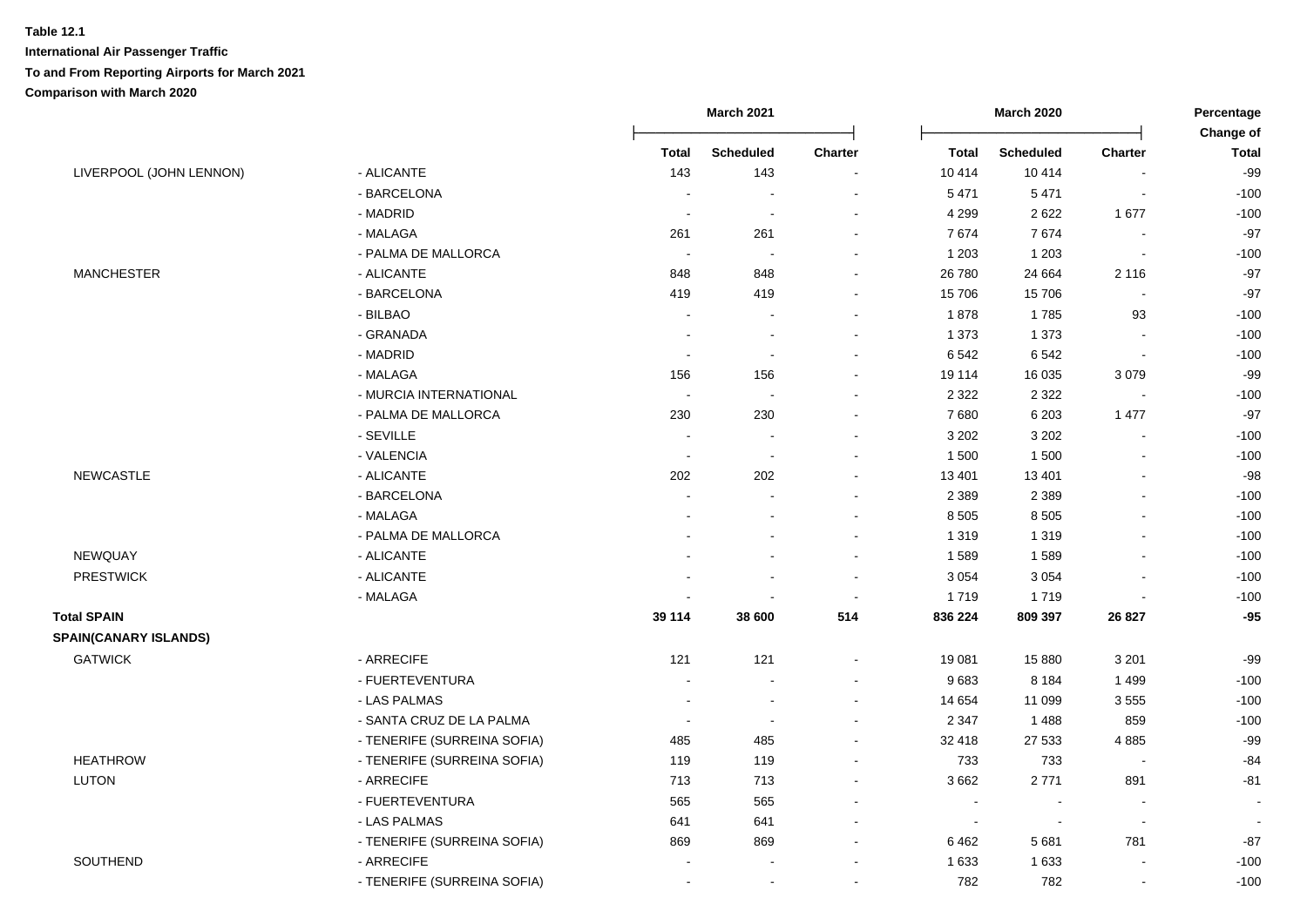**Table 12.1**

**International Air Passenger Traffic**

**To and From Reporting Airports for March 2021**

**Comparison with March 2020**

| | | March 2021 | | | March 2020 | | | Percentage Change of |
|---|---|---|---|---|---|---|---|---|
| | | Total | Scheduled | Charter | Total | Scheduled | Charter | Total |
| LIVERPOOL (JOHN LENNON) | - ALICANTE | 143 | 143 | - | 10 414 | 10 414 | - | -99 |
| | - BARCELONA | - | - | - | 5 471 | 5 471 | - | -100 |
| | - MADRID | - | - | - | 4 299 | 2 622 | 1 677 | -100 |
| | - MALAGA | 261 | 261 | - | 7 674 | 7 674 | - | -97 |
| | - PALMA DE MALLORCA | - | - | - | 1 203 | 1 203 | - | -100 |
| MANCHESTER | - ALICANTE | 848 | 848 | - | 26 780 | 24 664 | 2 116 | -97 |
| | - BARCELONA | 419 | 419 | - | 15 706 | 15 706 | - | -97 |
| | - BILBAO | - | - | - | 1 878 | 1 785 | 93 | -100 |
| | - GRANADA | - | - | - | 1 373 | 1 373 | - | -100 |
| | - MADRID | - | - | - | 6 542 | 6 542 | - | -100 |
| | - MALAGA | 156 | 156 | - | 19 114 | 16 035 | 3 079 | -99 |
| | - MURCIA INTERNATIONAL | - | - | - | 2 322 | 2 322 | - | -100 |
| | - PALMA DE MALLORCA | 230 | 230 | - | 7 680 | 6 203 | 1 477 | -97 |
| | - SEVILLE | - | - | - | 3 202 | 3 202 | - | -100 |
| | - VALENCIA | - | - | - | 1 500 | 1 500 | - | -100 |
| NEWCASTLE | - ALICANTE | 202 | 202 | - | 13 401 | 13 401 | - | -98 |
| | - BARCELONA | - | - | - | 2 389 | 2 389 | - | -100 |
| | - MALAGA | - | - | - | 8 505 | 8 505 | - | -100 |
| | - PALMA DE MALLORCA | - | - | - | 1 319 | 1 319 | - | -100 |
| NEWQUAY | - ALICANTE | - | - | - | 1 589 | 1 589 | - | -100 |
| PRESTWICK | - ALICANTE | - | - | - | 3 054 | 3 054 | - | -100 |
| | - MALAGA | - | - | - | 1 719 | 1 719 | - | -100 |
| **Total SPAIN** | | **39 114** | **38 600** | **514** | **836 224** | **809 397** | **26 827** | **-95** |
| **SPAIN(CANARY ISLANDS)** | | | | | | | | |
| GATWICK | - ARRECIFE | 121 | 121 | - | 19 081 | 15 880 | 3 201 | -99 |
| | - FUERTEVENTURA | - | - | - | 9 683 | 8 184 | 1 499 | -100 |
| | - LAS PALMAS | - | - | - | 14 654 | 11 099 | 3 555 | -100 |
| | - SANTA CRUZ DE LA PALMA | - | - | - | 2 347 | 1 488 | 859 | -100 |
| | - TENERIFE (SURREINA SOFIA) | 485 | 485 | - | 32 418 | 27 533 | 4 885 | -99 |
| HEATHROW | - TENERIFE (SURREINA SOFIA) | 119 | 119 | - | 733 | 733 | - | -84 |
| LUTON | - ARRECIFE | 713 | 713 | - | 3 662 | 2 771 | 891 | -81 |
| | - FUERTEVENTURA | 565 | 565 | - | - | - | - | - |
| | - LAS PALMAS | 641 | 641 | - | - | - | - | - |
| | - TENERIFE (SURREINA SOFIA) | 869 | 869 | - | 6 462 | 5 681 | 781 | -87 |
| SOUTHEND | - ARRECIFE | - | - | - | 1 633 | 1 633 | - | -100 |
| | - TENERIFE (SURREINA SOFIA) | - | - | - | 782 | 782 | - | -100 |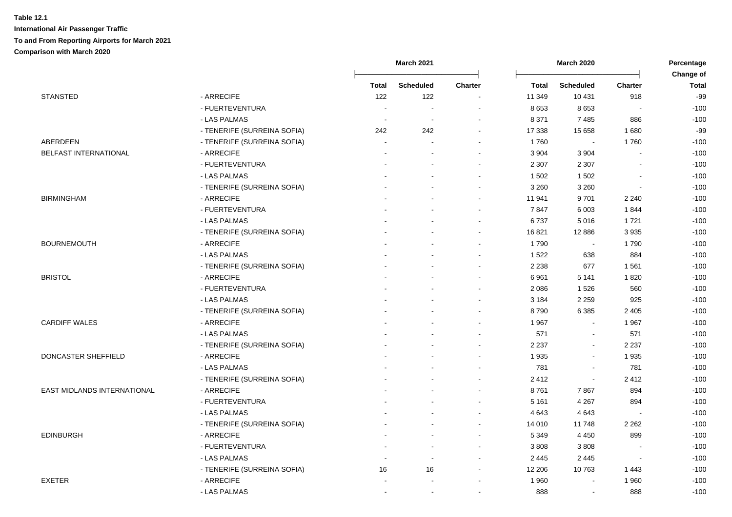**Table 12.1**

**International Air Passenger Traffic**

**To and From Reporting Airports for March 2021**

**Comparison with March 2020**

| | | March 2021 | | | March 2020 | | | Percentage Change of |
|---|---|---|---|---|---|---|---|---|
| | | Total | Scheduled | Charter | Total | Scheduled | Charter | Total |
| STANSTED | - ARRECIFE | 122 | 122 | - | 11 349 | 10 431 | 918 | -99 |
| | - FUERTEVENTURA | - | - | - | 8 653 | 8 653 | - | -100 |
| | - LAS PALMAS | - | - | - | 8 371 | 7 485 | 886 | -100 |
| | - TENERIFE (SURREINA SOFIA) | 242 | 242 | - | 17 338 | 15 658 | 1 680 | -99 |
| ABERDEEN | - TENERIFE (SURREINA SOFIA) | - | - | - | 1 760 | - | 1 760 | -100 |
| BELFAST INTERNATIONAL | - ARRECIFE | - | - | - | 3 904 | 3 904 | - | -100 |
| | - FUERTEVENTURA | - | - | - | 2 307 | 2 307 | - | -100 |
| | - LAS PALMAS | - | - | - | 1 502 | 1 502 | - | -100 |
| | - TENERIFE (SURREINA SOFIA) | - | - | - | 3 260 | 3 260 | - | -100 |
| BIRMINGHAM | - ARRECIFE | - | - | - | 11 941 | 9 701 | 2 240 | -100 |
| | - FUERTEVENTURA | - | - | - | 7 847 | 6 003 | 1 844 | -100 |
| | - LAS PALMAS | - | - | - | 6 737 | 5 016 | 1 721 | -100 |
| | - TENERIFE (SURREINA SOFIA) | - | - | - | 16 821 | 12 886 | 3 935 | -100 |
| BOURNEMOUTH | - ARRECIFE | - | - | - | 1 790 | - | 1 790 | -100 |
| | - LAS PALMAS | - | - | - | 1 522 | 638 | 884 | -100 |
| | - TENERIFE (SURREINA SOFIA) | - | - | - | 2 238 | 677 | 1 561 | -100 |
| BRISTOL | - ARRECIFE | - | - | - | 6 961 | 5 141 | 1 820 | -100 |
| | - FUERTEVENTURA | - | - | - | 2 086 | 1 526 | 560 | -100 |
| | - LAS PALMAS | - | - | - | 3 184 | 2 259 | 925 | -100 |
| | - TENERIFE (SURREINA SOFIA) | - | - | - | 8 790 | 6 385 | 2 405 | -100 |
| CARDIFF WALES | - ARRECIFE | - | - | - | 1 967 | - | 1 967 | -100 |
| | - LAS PALMAS | - | - | - | 571 | - | 571 | -100 |
| | - TENERIFE (SURREINA SOFIA) | - | - | - | 2 237 | - | 2 237 | -100 |
| DONCASTER SHEFFIELD | - ARRECIFE | - | - | - | 1 935 | - | 1 935 | -100 |
| | - LAS PALMAS | - | - | - | 781 | - | 781 | -100 |
| | - TENERIFE (SURREINA SOFIA) | - | - | - | 2 412 | - | 2 412 | -100 |
| EAST MIDLANDS INTERNATIONAL | - ARRECIFE | - | - | - | 8 761 | 7 867 | 894 | -100 |
| | - FUERTEVENTURA | - | - | - | 5 161 | 4 267 | 894 | -100 |
| | - LAS PALMAS | - | - | - | 4 643 | 4 643 | - | -100 |
| | - TENERIFE (SURREINA SOFIA) | - | - | - | 14 010 | 11 748 | 2 262 | -100 |
| EDINBURGH | - ARRECIFE | - | - | - | 5 349 | 4 450 | 899 | -100 |
| | - FUERTEVENTURA | - | - | - | 3 808 | 3 808 | - | -100 |
| | - LAS PALMAS | - | - | - | 2 445 | 2 445 | - | -100 |
| | - TENERIFE (SURREINA SOFIA) | 16 | 16 | - | 12 206 | 10 763 | 1 443 | -100 |
| EXETER | - ARRECIFE | - | - | - | 1 960 | - | 1 960 | -100 |
| | - LAS PALMAS | - | - | - | 888 | - | 888 | -100 |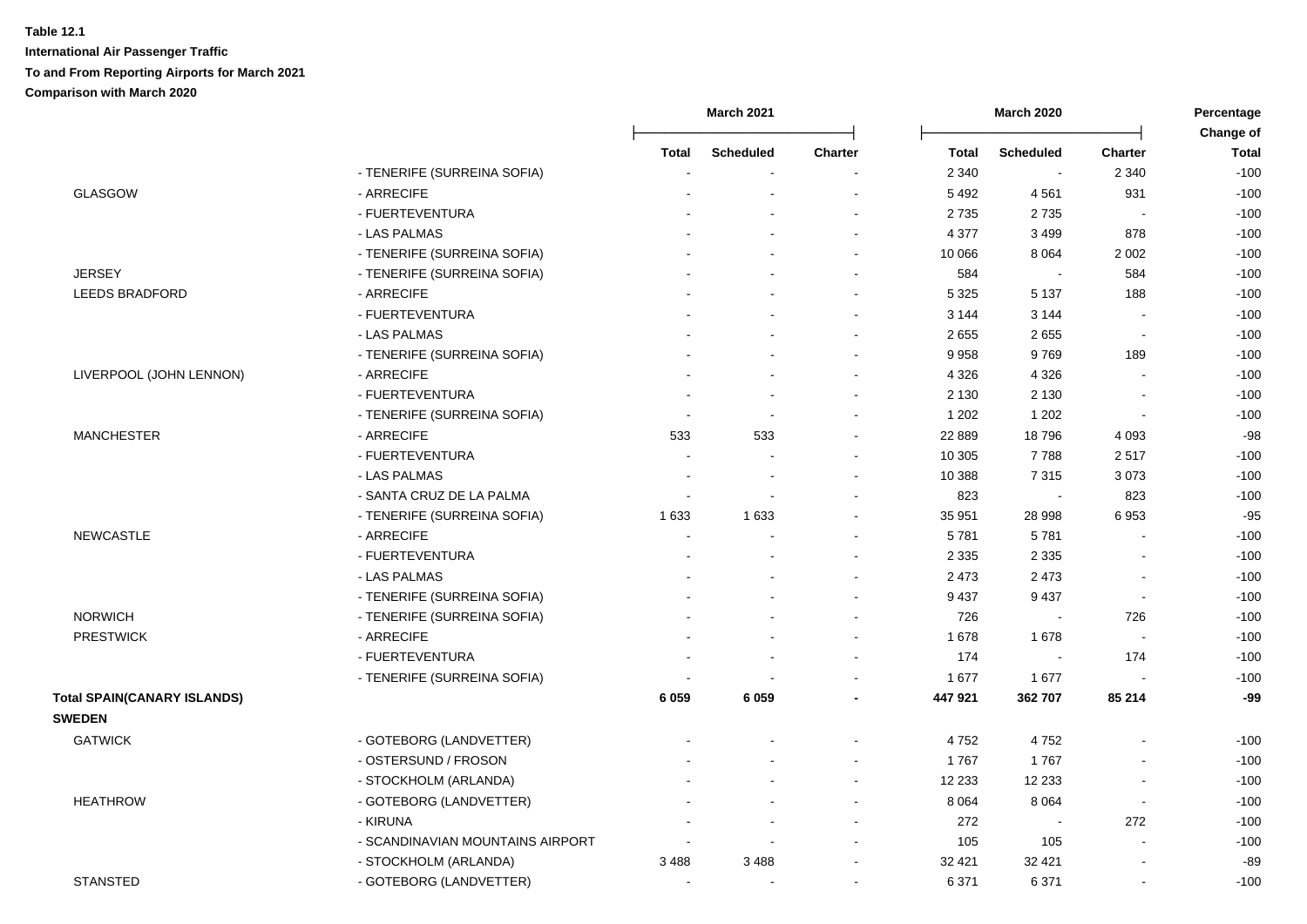**Table 12.1**
**International Air Passenger Traffic**
**To and From Reporting Airports for March 2021**
**Comparison with March 2020**

| | | March 2021 | | | March 2020 | | | Percentage Change of |
|---|---|---|---|---|---|---|---|---|
| | | Total | Scheduled | Charter | Total | Scheduled | Charter | Total |
| | - TENERIFE (SURREINA SOFIA) | - | - | - | 2 340 | - | 2 340 | -100 |
| GLASGOW | - ARRECIFE | - | - | - | 5 492 | 4 561 | 931 | -100 |
| | - FUERTEVENTURA | - | - | - | 2 735 | 2 735 | - | -100 |
| | - LAS PALMAS | - | - | - | 4 377 | 3 499 | 878 | -100 |
| | - TENERIFE (SURREINA SOFIA) | - | - | - | 10 066 | 8 064 | 2 002 | -100 |
| JERSEY | - TENERIFE (SURREINA SOFIA) | - | - | - | 584 | - | 584 | -100 |
| LEEDS BRADFORD | - ARRECIFE | - | - | - | 5 325 | 5 137 | 188 | -100 |
| | - FUERTEVENTURA | - | - | - | 3 144 | 3 144 | - | -100 |
| | - LAS PALMAS | - | - | - | 2 655 | 2 655 | - | -100 |
| | - TENERIFE (SURREINA SOFIA) | - | - | - | 9 958 | 9 769 | 189 | -100 |
| LIVERPOOL (JOHN LENNON) | - ARRECIFE | - | - | - | 4 326 | 4 326 | - | -100 |
| | - FUERTEVENTURA | - | - | - | 2 130 | 2 130 | - | -100 |
| | - TENERIFE (SURREINA SOFIA) | - | - | - | 1 202 | 1 202 | - | -100 |
| MANCHESTER | - ARRECIFE | 533 | 533 | - | 22 889 | 18 796 | 4 093 | -98 |
| | - FUERTEVENTURA | - | - | - | 10 305 | 7 788 | 2 517 | -100 |
| | - LAS PALMAS | - | - | - | 10 388 | 7 315 | 3 073 | -100 |
| | - SANTA CRUZ DE LA PALMA | - | - | - | 823 | - | 823 | -100 |
| | - TENERIFE (SURREINA SOFIA) | 1 633 | 1 633 | - | 35 951 | 28 998 | 6 953 | -95 |
| NEWCASTLE | - ARRECIFE | - | - | - | 5 781 | 5 781 | - | -100 |
| | - FUERTEVENTURA | - | - | - | 2 335 | 2 335 | - | -100 |
| | - LAS PALMAS | - | - | - | 2 473 | 2 473 | - | -100 |
| | - TENERIFE (SURREINA SOFIA) | - | - | - | 9 437 | 9 437 | - | -100 |
| NORWICH | - TENERIFE (SURREINA SOFIA) | - | - | - | 726 | - | 726 | -100 |
| PRESTWICK | - ARRECIFE | - | - | - | 1 678 | 1 678 | - | -100 |
| | - FUERTEVENTURA | - | - | - | 174 | - | 174 | -100 |
| | - TENERIFE (SURREINA SOFIA) | - | - | - | 1 677 | 1 677 | - | -100 |
| **Total SPAIN(CANARY ISLANDS)** | | **6 059** | **6 059** | **-** | **447 921** | **362 707** | **85 214** | **-99** |
| **SWEDEN** | | | | | | | | |
| GATWICK | - GOTEBORG (LANDVETTER) | - | - | - | 4 752 | 4 752 | - | -100 |
| | - OSTERSUND / FROSON | - | - | - | 1 767 | 1 767 | - | -100 |
| | - STOCKHOLM (ARLANDA) | - | - | - | 12 233 | 12 233 | - | -100 |
| HEATHROW | - GOTEBORG (LANDVETTER) | - | - | - | 8 064 | 8 064 | - | -100 |
| | - KIRUNA | - | - | - | 272 | - | 272 | -100 |
| | - SCANDINAVIAN MOUNTAINS AIRPORT | - | - | - | 105 | 105 | - | -100 |
| | - STOCKHOLM (ARLANDA) | 3 488 | 3 488 | - | 32 421 | 32 421 | - | -89 |
| STANSTED | - GOTEBORG (LANDVETTER) | - | - | - | 6 371 | 6 371 | - | -100 |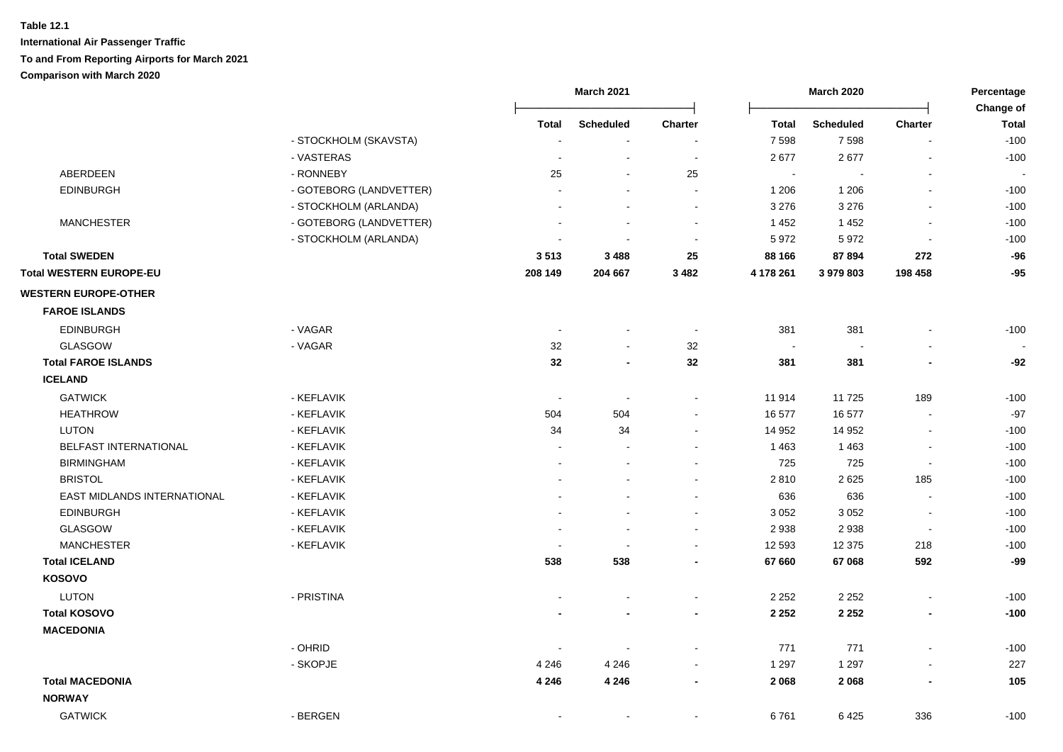**Table 12.1**

**International Air Passenger Traffic**

**To and From Reporting Airports for March 2021**

**Comparison with March 2020**

| | | March 2021 | | | March 2020 | | | Percentage Change of |
|---|---|---|---|---|---|---|---|---|
| | | Total | Scheduled | Charter | Total | Scheduled | Charter | Total |
| | - STOCKHOLM (SKAVSTA) | - | - | - | 7 598 | 7 598 | - | -100 |
| | - VASTERAS | - | - | - | 2 677 | 2 677 | - | -100 |
| ABERDEEN | - RONNEBY | 25 | - | 25 | - | - | - | - |
| EDINBURGH | - GOTEBORG (LANDVETTER) | - | - | - | 1 206 | 1 206 | - | -100 |
| | - STOCKHOLM (ARLANDA) | - | - | - | 3 276 | 3 276 | - | -100 |
| MANCHESTER | - GOTEBORG (LANDVETTER) | - | - | - | 1 452 | 1 452 | - | -100 |
| | - STOCKHOLM (ARLANDA) | - | - | - | 5 972 | 5 972 | - | -100 |
| **Total SWEDEN** | | **3 513** | **3 488** | **25** | **88 166** | **87 894** | **272** | **-96** |
| **Total WESTERN EUROPE-EU** | | **208 149** | **204 667** | **3 482** | **4 178 261** | **3 979 803** | **198 458** | **-95** |
| **WESTERN EUROPE-OTHER** | | | | | | | | |
| **FAROE ISLANDS** | | | | | | | | |
| EDINBURGH | - VAGAR | - | - | - | 381 | 381 | - | -100 |
| GLASGOW | - VAGAR | 32 | - | 32 | - | - | - | - |
| **Total FAROE ISLANDS** | | **32** | **-** | **32** | **381** | **381** | **-** | **-92** |
| **ICELAND** | | | | | | | | |
| GATWICK | - KEFLAVIK | - | - | - | 11 914 | 11 725 | 189 | -100 |
| HEATHROW | - KEFLAVIK | 504 | 504 | - | 16 577 | 16 577 | - | -97 |
| LUTON | - KEFLAVIK | 34 | 34 | - | 14 952 | 14 952 | - | -100 |
| BELFAST INTERNATIONAL | - KEFLAVIK | - | - | - | 1 463 | 1 463 | - | -100 |
| BIRMINGHAM | - KEFLAVIK | - | - | - | 725 | 725 | - | -100 |
| BRISTOL | - KEFLAVIK | - | - | - | 2 810 | 2 625 | 185 | -100 |
| EAST MIDLANDS INTERNATIONAL | - KEFLAVIK | - | - | - | 636 | 636 | - | -100 |
| EDINBURGH | - KEFLAVIK | - | - | - | 3 052 | 3 052 | - | -100 |
| GLASGOW | - KEFLAVIK | - | - | - | 2 938 | 2 938 | - | -100 |
| MANCHESTER | - KEFLAVIK | - | - | - | 12 593 | 12 375 | 218 | -100 |
| **Total ICELAND** | | **538** | **538** | **-** | **67 660** | **67 068** | **592** | **-99** |
| **KOSOVO** | | | | | | | | |
| LUTON | - PRISTINA | - | - | - | 2 252 | 2 252 | - | -100 |
| **Total KOSOVO** | | **-** | **-** | **-** | **2 252** | **2 252** | **-** | **-100** |
| **MACEDONIA** | | | | | | | | |
| | - OHRID | - | - | - | 771 | 771 | - | -100 |
| | - SKOPJE | 4 246 | 4 246 | - | 1 297 | 1 297 | - | 227 |
| **Total MACEDONIA** | | **4 246** | **4 246** | **-** | **2 068** | **2 068** | **-** | **105** |
| **NORWAY** | | | | | | | | |
| GATWICK | - BERGEN | - | - | - | 6 761 | 6 425 | 336 | -100 |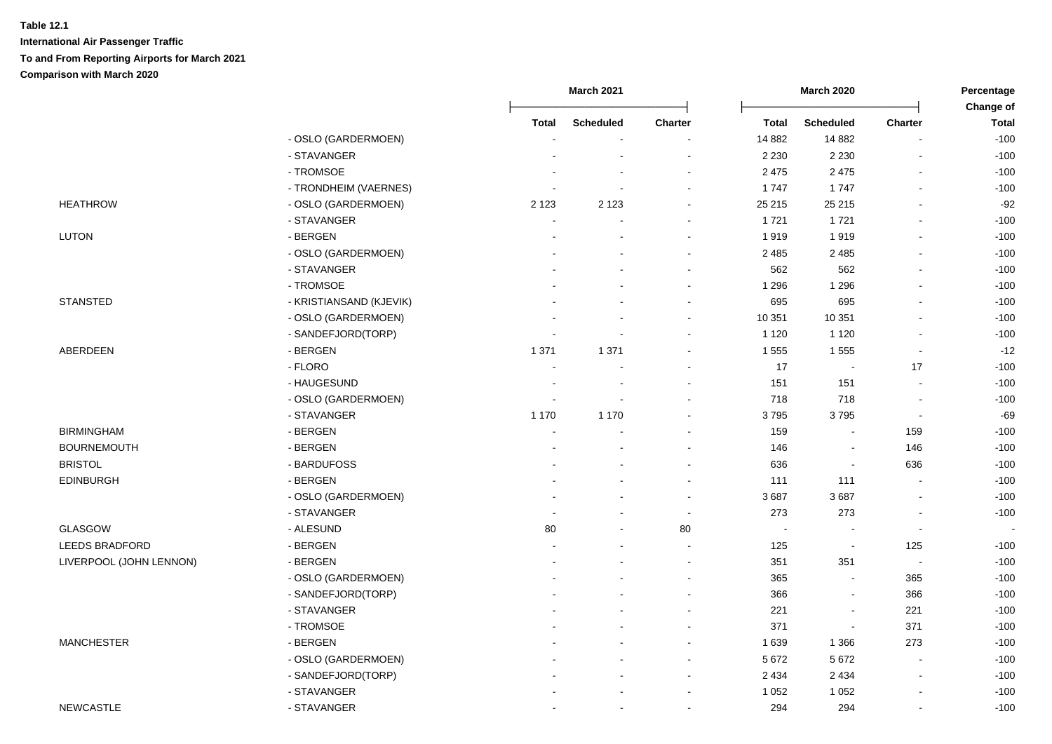**Table 12.1**

**International Air Passenger Traffic**

**To and From Reporting Airports for March 2021**

**Comparison with March 2020**

| | | March 2021 | | | March 2020 | | | Percentage Change of |
|---|---|---|---|---|---|---|---|---|
| | | Total | Scheduled | Charter | Total | Scheduled | Charter | Total |
| | - OSLO (GARDERMOEN) | - | - | - | 14 882 | 14 882 | - | -100 |
| | - STAVANGER | - | - | - | 2 230 | 2 230 | - | -100 |
| | - TROMSOE | - | - | - | 2 475 | 2 475 | - | -100 |
| | - TRONDHEIM (VAERNES) | - | - | - | 1 747 | 1 747 | - | -100 |
| HEATHROW | - OSLO (GARDERMOEN) | 2 123 | 2 123 | - | 25 215 | 25 215 | - | -92 |
| | - STAVANGER | - | - | - | 1 721 | 1 721 | - | -100 |
| LUTON | - BERGEN | - | - | - | 1 919 | 1 919 | - | -100 |
| | - OSLO (GARDERMOEN) | - | - | - | 2 485 | 2 485 | - | -100 |
| | - STAVANGER | - | - | - | 562 | 562 | - | -100 |
| | - TROMSOE | - | - | - | 1 296 | 1 296 | - | -100 |
| STANSTED | - KRISTIANSAND (KJEVIK) | - | - | - | 695 | 695 | - | -100 |
| | - OSLO (GARDERMOEN) | - | - | - | 10 351 | 10 351 | - | -100 |
| | - SANDEFJORD(TORP) | - | - | - | 1 120 | 1 120 | - | -100 |
| ABERDEEN | - BERGEN | 1 371 | 1 371 | - | 1 555 | 1 555 | - | -12 |
| | - FLORO | - | - | - | 17 | - | 17 | -100 |
| | - HAUGESUND | - | - | - | 151 | 151 | - | -100 |
| | - OSLO (GARDERMOEN) | - | - | - | 718 | 718 | - | -100 |
| | - STAVANGER | 1 170 | 1 170 | - | 3 795 | 3 795 | - | -69 |
| BIRMINGHAM | - BERGEN | - | - | - | 159 | - | 159 | -100 |
| BOURNEMOUTH | - BERGEN | - | - | - | 146 | - | 146 | -100 |
| BRISTOL | - BARDUFOSS | - | - | - | 636 | - | 636 | -100 |
| EDINBURGH | - BERGEN | - | - | - | 111 | 111 | - | -100 |
| | - OSLO (GARDERMOEN) | - | - | - | 3 687 | 3 687 | - | -100 |
| | - STAVANGER | - | - | - | 273 | 273 | - | -100 |
| GLASGOW | - ALESUND | 80 | - | 80 | - | - | - | - |
| LEEDS BRADFORD | - BERGEN | - | - | - | 125 | - | 125 | -100 |
| LIVERPOOL (JOHN LENNON) | - BERGEN | - | - | - | 351 | 351 | - | -100 |
| | - OSLO (GARDERMOEN) | - | - | - | 365 | - | 365 | -100 |
| | - SANDEFJORD(TORP) | - | - | - | 366 | - | 366 | -100 |
| | - STAVANGER | - | - | - | 221 | - | 221 | -100 |
| | - TROMSOE | - | - | - | 371 | - | 371 | -100 |
| MANCHESTER | - BERGEN | - | - | - | 1 639 | 1 366 | 273 | -100 |
| | - OSLO (GARDERMOEN) | - | - | - | 5 672 | 5 672 | - | -100 |
| | - SANDEFJORD(TORP) | - | - | - | 2 434 | 2 434 | - | -100 |
| | - STAVANGER | - | - | - | 1 052 | 1 052 | - | -100 |
| NEWCASTLE | - STAVANGER | - | - | - | 294 | 294 | - | -100 |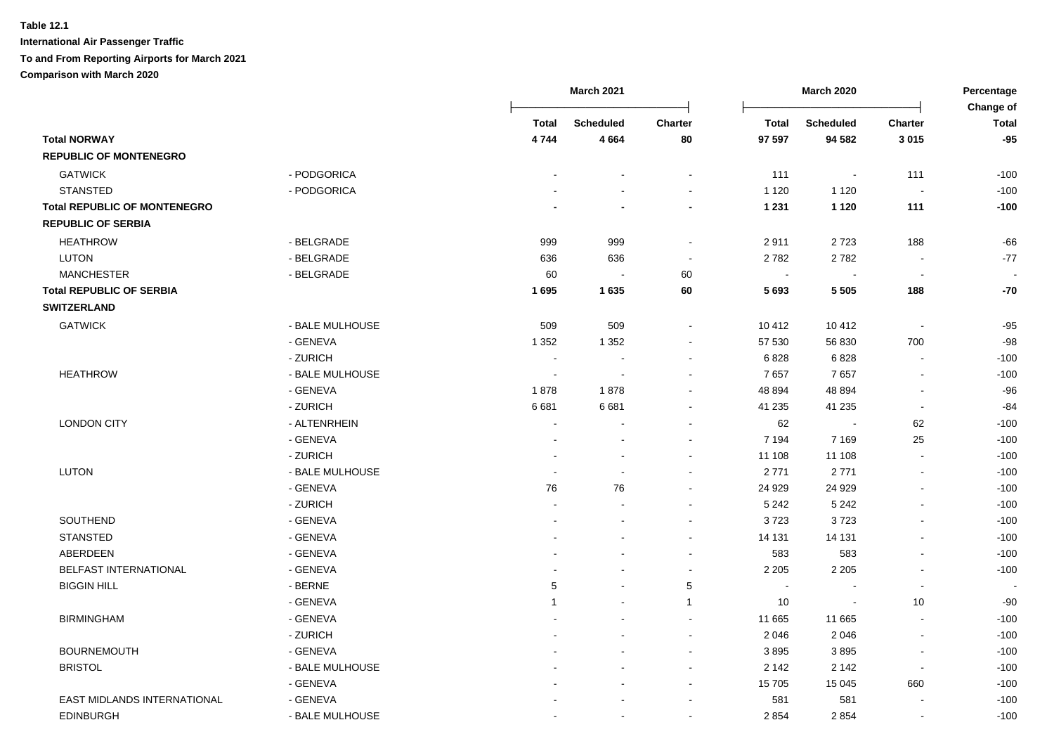**Table 12.1**

**International Air Passenger Traffic**

**To and From Reporting Airports for March 2021**

**Comparison with March 2020**

| | | March 2021 | | | March 2020 | | | Percentage Change of |
|---|---|---|---|---|---|---|---|---|
| | | **Total** | **Scheduled** | **Charter** | **Total** | **Scheduled** | **Charter** | **Total** |
| **Total NORWAY** | | **4 744** | **4 664** | **80** | **97 597** | **94 582** | **3 015** | **-95** |
| **REPUBLIC OF MONTENEGRO** | | | | | | | | |
| GATWICK | - PODGORICA | - | - | - | 111 | - | 111 | -100 |
| STANSTED | - PODGORICA | - | - | - | 1 120 | 1 120 | - | -100 |
| **Total REPUBLIC OF MONTENEGRO** | | **-** | **-** | **-** | **1 231** | **1 120** | **111** | **-100** |
| **REPUBLIC OF SERBIA** | | | | | | | | |
| HEATHROW | - BELGRADE | 999 | 999 | - | 2 911 | 2 723 | 188 | -66 |
| LUTON | - BELGRADE | 636 | 636 | - | 2 782 | 2 782 | - | -77 |
| MANCHESTER | - BELGRADE | 60 | - | 60 | - | - | - | - |
| **Total REPUBLIC OF SERBIA** | | **1 695** | **1 635** | **60** | **5 693** | **5 505** | **188** | **-70** |
| **SWITZERLAND** | | | | | | | | |
| GATWICK | - BALE MULHOUSE | 509 | 509 | - | 10 412 | 10 412 | - | -95 |
| | - GENEVA | 1 352 | 1 352 | - | 57 530 | 56 830 | 700 | -98 |
| | - ZURICH | - | - | - | 6 828 | 6 828 | - | -100 |
| HEATHROW | - BALE MULHOUSE | - | - | - | 7 657 | 7 657 | - | -100 |
| | - GENEVA | 1 878 | 1 878 | - | 48 894 | 48 894 | - | -96 |
| | - ZURICH | 6 681 | 6 681 | - | 41 235 | 41 235 | - | -84 |
| LONDON CITY | - ALTENRHEIN | - | - | - | 62 | - | 62 | -100 |
| | - GENEVA | - | - | - | 7 194 | 7 169 | 25 | -100 |
| | - ZURICH | - | - | - | 11 108 | 11 108 | - | -100 |
| LUTON | - BALE MULHOUSE | - | - | - | 2 771 | 2 771 | - | -100 |
| | - GENEVA | 76 | 76 | - | 24 929 | 24 929 | - | -100 |
| | - ZURICH | - | - | - | 5 242 | 5 242 | - | -100 |
| SOUTHEND | - GENEVA | - | - | - | 3 723 | 3 723 | - | -100 |
| STANSTED | - GENEVA | - | - | - | 14 131 | 14 131 | - | -100 |
| ABERDEEN | - GENEVA | - | - | - | 583 | 583 | - | -100 |
| BELFAST INTERNATIONAL | - GENEVA | - | - | - | 2 205 | 2 205 | - | -100 |
| BIGGIN HILL | - BERNE | 5 | - | 5 | - | - | - | - |
| | - GENEVA | 1 | - | 1 | 10 | - | 10 | -90 |
| BIRMINGHAM | - GENEVA | - | - | - | 11 665 | 11 665 | - | -100 |
| | - ZURICH | - | - | - | 2 046 | 2 046 | - | -100 |
| BOURNEMOUTH | - GENEVA | - | - | - | 3 895 | 3 895 | - | -100 |
| BRISTOL | - BALE MULHOUSE | - | - | - | 2 142 | 2 142 | - | -100 |
| | - GENEVA | - | - | - | 15 705 | 15 045 | 660 | -100 |
| EAST MIDLANDS INTERNATIONAL | - GENEVA | - | - | - | 581 | 581 | - | -100 |
| EDINBURGH | - BALE MULHOUSE | - | - | - | 2 854 | 2 854 | - | -100 |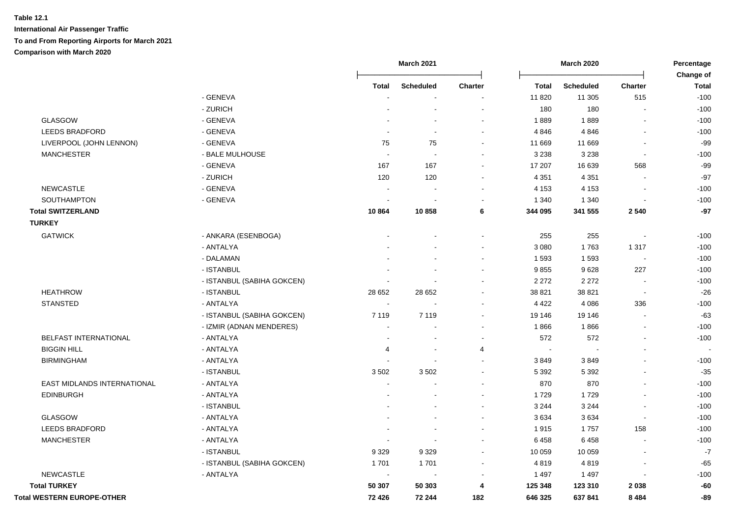**Table 12.1**

**International Air Passenger Traffic**

**To and From Reporting Airports for March 2021**

**Comparison with March 2020**

| | | March 2021 | | | March 2020 | | | Percentage Change of |
|---|---|---|---|---|---|---|---|---|
| | | Total | Scheduled | Charter | Total | Scheduled | Charter | Total |
| | - GENEVA | - | - | - | 11 820 | 11 305 | 515 | -100 |
| | - ZURICH | - | - | - | 180 | 180 | - | -100 |
| GLASGOW | - GENEVA | - | - | - | 1 889 | 1 889 | - | -100 |
| LEEDS BRADFORD | - GENEVA | - | - | - | 4 846 | 4 846 | - | -100 |
| LIVERPOOL (JOHN LENNON) | - GENEVA | 75 | 75 | - | 11 669 | 11 669 | - | -99 |
| MANCHESTER | - BALE MULHOUSE | - | - | - | 3 238 | 3 238 | - | -100 |
| | - GENEVA | 167 | 167 | - | 17 207 | 16 639 | 568 | -99 |
| | - ZURICH | 120 | 120 | - | 4 351 | 4 351 | - | -97 |
| NEWCASTLE | - GENEVA | - | - | - | 4 153 | 4 153 | - | -100 |
| SOUTHAMPTON | - GENEVA | - | - | - | 1 340 | 1 340 | - | -100 |
| **Total SWITZERLAND** | | **10 864** | **10 858** | **6** | **344 095** | **341 555** | **2 540** | **-97** |
| **TURKEY** | | | | | | | | |
| GATWICK | - ANKARA (ESENBOGA) | - | - | - | 255 | 255 | - | -100 |
| | - ANTALYA | - | - | - | 3 080 | 1 763 | 1 317 | -100 |
| | - DALAMAN | - | - | - | 1 593 | 1 593 | - | -100 |
| | - ISTANBUL | - | - | - | 9 855 | 9 628 | 227 | -100 |
| | - ISTANBUL (SABIHA GOKCEN) | - | - | - | 2 272 | 2 272 | - | -100 |
| HEATHROW | - ISTANBUL | 28 652 | 28 652 | - | 38 821 | 38 821 | - | -26 |
| STANSTED | - ANTALYA | - | - | - | 4 422 | 4 086 | 336 | -100 |
| | - ISTANBUL (SABIHA GOKCEN) | 7 119 | 7 119 | - | 19 146 | 19 146 | - | -63 |
| | - IZMIR (ADNAN MENDERES) | - | - | - | 1 866 | 1 866 | - | -100 |
| BELFAST INTERNATIONAL | - ANTALYA | - | - | - | 572 | 572 | - | -100 |
| BIGGIN HILL | - ANTALYA | 4 | - | 4 | - | - | - | - |
| BIRMINGHAM | - ANTALYA | - | - | - | 3 849 | 3 849 | - | -100 |
| | - ISTANBUL | 3 502 | 3 502 | - | 5 392 | 5 392 | - | -35 |
| EAST MIDLANDS INTERNATIONAL | - ANTALYA | - | - | - | 870 | 870 | - | -100 |
| EDINBURGH | - ANTALYA | - | - | - | 1 729 | 1 729 | - | -100 |
| | - ISTANBUL | - | - | - | 3 244 | 3 244 | - | -100 |
| GLASGOW | - ANTALYA | - | - | - | 3 634 | 3 634 | - | -100 |
| LEEDS BRADFORD | - ANTALYA | - | - | - | 1 915 | 1 757 | 158 | -100 |
| MANCHESTER | - ANTALYA | - | - | - | 6 458 | 6 458 | - | -100 |
| | - ISTANBUL | 9 329 | 9 329 | - | 10 059 | 10 059 | - | -7 |
| | - ISTANBUL (SABIHA GOKCEN) | 1 701 | 1 701 | - | 4 819 | 4 819 | - | -65 |
| NEWCASTLE | - ANTALYA | - | - | - | 1 497 | 1 497 | - | -100 |
| **Total TURKEY** | | **50 307** | **50 303** | **4** | **125 348** | **123 310** | **2 038** | **-60** |
| **Total WESTERN EUROPE-OTHER** | | **72 426** | **72 244** | **182** | **646 325** | **637 841** | **8 484** | **-89** |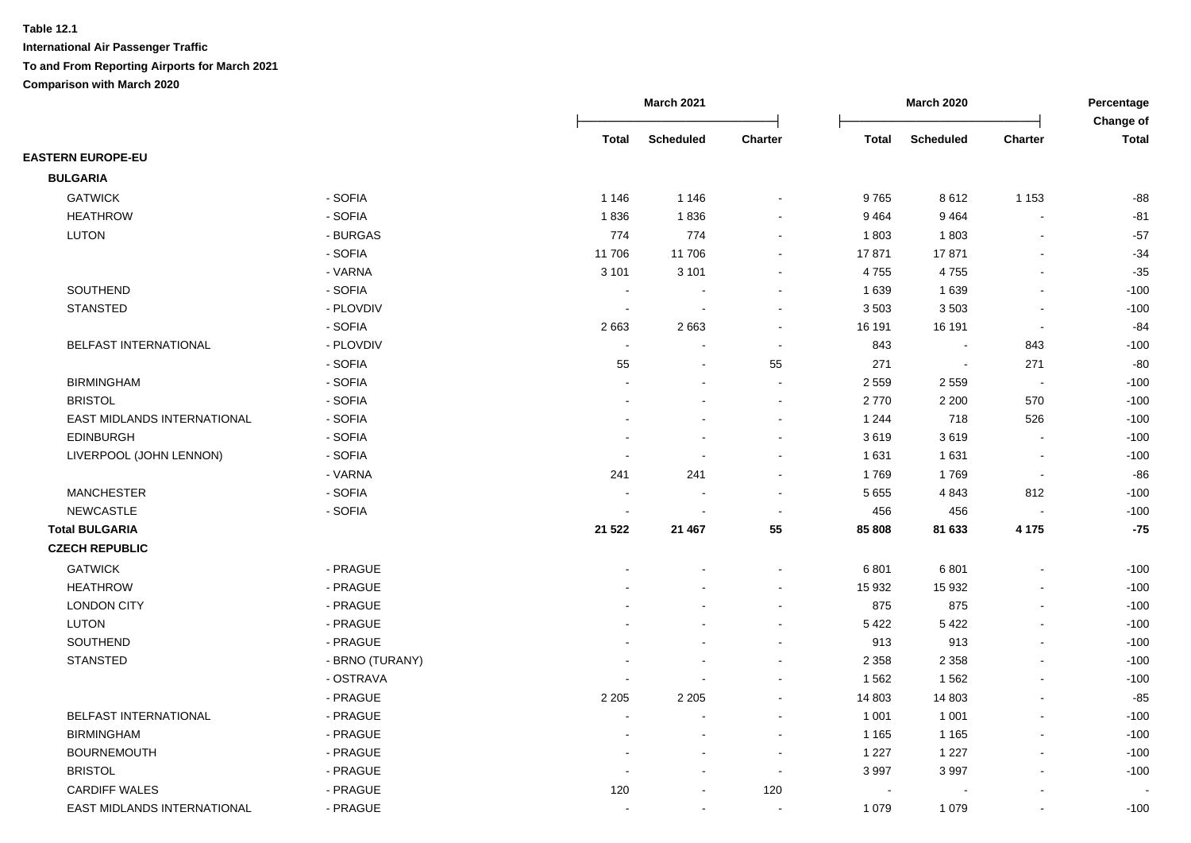**Table 12.1**

**International Air Passenger Traffic**

**To and From Reporting Airports for March 2021**

**Comparison with March 2020**

| | | March 2021 | | | March 2020 | | | Percentage Change of |
|---|---|---|---|---|---|---|---|---|
| | | Total | Scheduled | Charter | Total | Scheduled | Charter | Total |
| **EASTERN EUROPE-EU** | | | | | | | | |
| **BULGARIA** | | | | | | | | |
| GATWICK | - SOFIA | 1 146 | 1 146 | - | 9 765 | 8 612 | 1 153 | -88 |
| HEATHROW | - SOFIA | 1 836 | 1 836 | - | 9 464 | 9 464 | - | -81 |
| LUTON | - BURGAS | 774 | 774 | - | 1 803 | 1 803 | - | -57 |
| | - SOFIA | 11 706 | 11 706 | - | 17 871 | 17 871 | - | -34 |
| | - VARNA | 3 101 | 3 101 | - | 4 755 | 4 755 | - | -35 |
| SOUTHEND | - SOFIA | - | - | - | 1 639 | 1 639 | - | -100 |
| STANSTED | - PLOVDIV | - | - | - | 3 503 | 3 503 | - | -100 |
| | - SOFIA | 2 663 | 2 663 | - | 16 191 | 16 191 | - | -84 |
| BELFAST INTERNATIONAL | - PLOVDIV | - | - | - | 843 | - | 843 | -100 |
| | - SOFIA | 55 | - | 55 | 271 | - | 271 | -80 |
| BIRMINGHAM | - SOFIA | - | - | - | 2 559 | 2 559 | - | -100 |
| BRISTOL | - SOFIA | - | - | - | 2 770 | 2 200 | 570 | -100 |
| EAST MIDLANDS INTERNATIONAL | - SOFIA | - | - | - | 1 244 | 718 | 526 | -100 |
| EDINBURGH | - SOFIA | - | - | - | 3 619 | 3 619 | - | -100 |
| LIVERPOOL (JOHN LENNON) | - SOFIA | - | - | - | 1 631 | 1 631 | - | -100 |
| | - VARNA | 241 | 241 | - | 1 769 | 1 769 | - | -86 |
| MANCHESTER | - SOFIA | - | - | - | 5 655 | 4 843 | 812 | -100 |
| NEWCASTLE | - SOFIA | - | - | - | 456 | 456 | - | -100 |
| **Total BULGARIA** | | **21 522** | **21 467** | **55** | **85 808** | **81 633** | **4 175** | **-75** |
| **CZECH REPUBLIC** | | | | | | | | |
| GATWICK | - PRAGUE | - | - | - | 6 801 | 6 801 | - | -100 |
| HEATHROW | - PRAGUE | - | - | - | 15 932 | 15 932 | - | -100 |
| LONDON CITY | - PRAGUE | - | - | - | 875 | 875 | - | -100 |
| LUTON | - PRAGUE | - | - | - | 5 422 | 5 422 | - | -100 |
| SOUTHEND | - PRAGUE | - | - | - | 913 | 913 | - | -100 |
| STANSTED | - BRNO (TURANY) | - | - | - | 2 358 | 2 358 | - | -100 |
| | - OSTRAVA | - | - | - | 1 562 | 1 562 | - | -100 |
| | - PRAGUE | 2 205 | 2 205 | - | 14 803 | 14 803 | - | -85 |
| BELFAST INTERNATIONAL | - PRAGUE | - | - | - | 1 001 | 1 001 | - | -100 |
| BIRMINGHAM | - PRAGUE | - | - | - | 1 165 | 1 165 | - | -100 |
| BOURNEMOUTH | - PRAGUE | - | - | - | 1 227 | 1 227 | - | -100 |
| BRISTOL | - PRAGUE | - | - | - | 3 997 | 3 997 | - | -100 |
| CARDIFF WALES | - PRAGUE | 120 | - | 120 | - | - | - | - |
| EAST MIDLANDS INTERNATIONAL | - PRAGUE | - | - | - | 1 079 | 1 079 | - | -100 |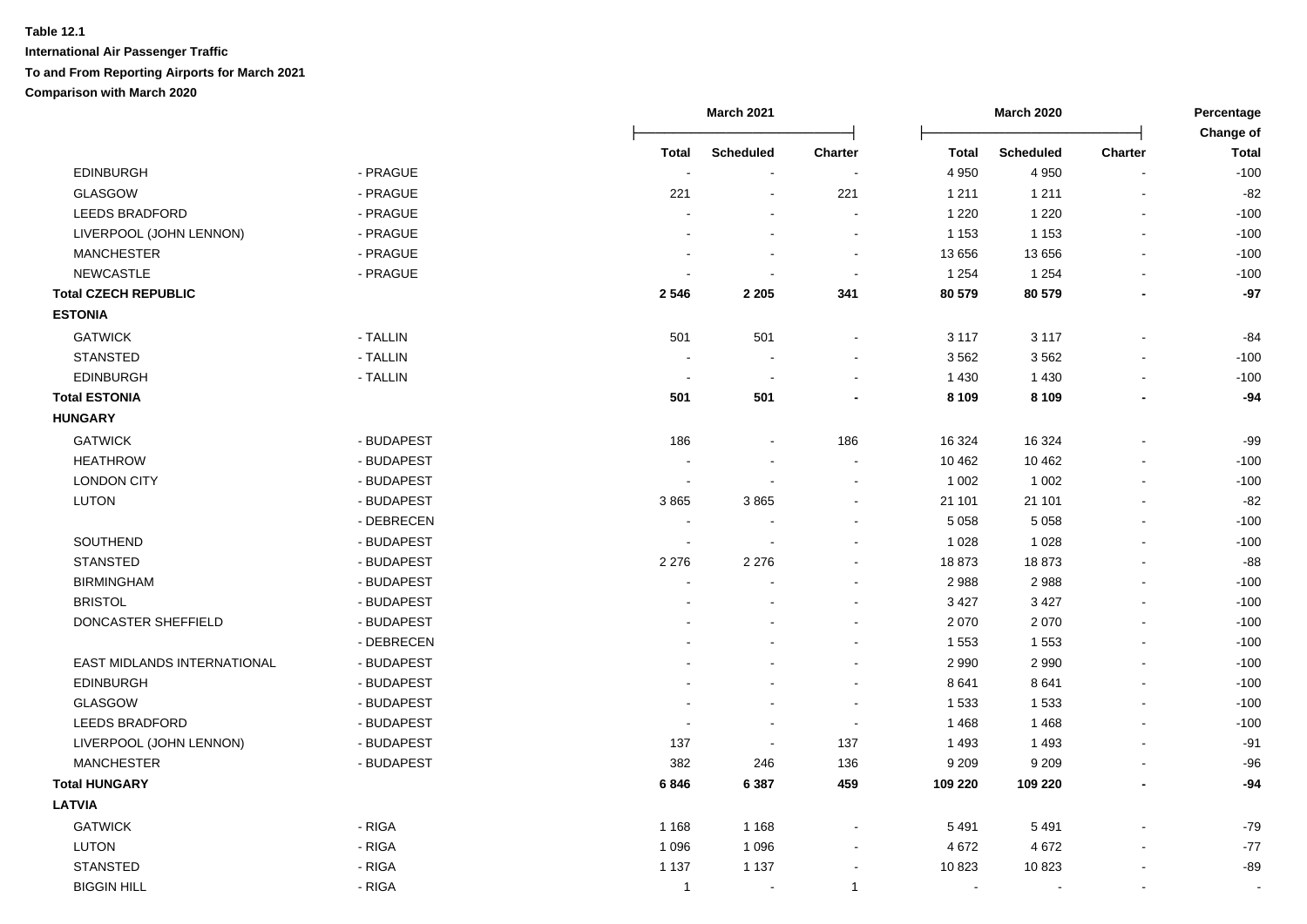**Table 12.1**

**International Air Passenger Traffic**

**To and From Reporting Airports for March 2021**

**Comparison with March 2020**

| | | March 2021 | | | March 2020 | | | Percentage Change of |
|---|---|---|---|---|---|---|---|---|
| | | Total | Scheduled | Charter | Total | Scheduled | Charter | Total |
| EDINBURGH | - PRAGUE | - | - | - | 4 950 | 4 950 | - | -100 |
| GLASGOW | - PRAGUE | 221 | - | 221 | 1 211 | 1 211 | - | -82 |
| LEEDS BRADFORD | - PRAGUE | - | - | - | 1 220 | 1 220 | - | -100 |
| LIVERPOOL (JOHN LENNON) | - PRAGUE | - | - | - | 1 153 | 1 153 | - | -100 |
| MANCHESTER | - PRAGUE | - | - | - | 13 656 | 13 656 | - | -100 |
| NEWCASTLE | - PRAGUE | - | - | - | 1 254 | 1 254 | - | -100 |
| **Total CZECH REPUBLIC** | | **2 546** | **2 205** | **341** | **80 579** | **80 579** | **-** | **-97** |
| **ESTONIA** | | | | | | | | |
| GATWICK | - TALLIN | 501 | 501 | - | 3 117 | 3 117 | - | -84 |
| STANSTED | - TALLIN | - | - | - | 3 562 | 3 562 | - | -100 |
| EDINBURGH | - TALLIN | - | - | - | 1 430 | 1 430 | - | -100 |
| **Total ESTONIA** | | **501** | **501** | **-** | **8 109** | **8 109** | **-** | **-94** |
| **HUNGARY** | | | | | | | | |
| GATWICK | - BUDAPEST | 186 | - | 186 | 16 324 | 16 324 | - | -99 |
| HEATHROW | - BUDAPEST | - | - | - | 10 462 | 10 462 | - | -100 |
| LONDON CITY | - BUDAPEST | - | - | - | 1 002 | 1 002 | - | -100 |
| LUTON | - BUDAPEST | 3 865 | 3 865 | - | 21 101 | 21 101 | - | -82 |
| | - DEBRECEN | - | - | - | 5 058 | 5 058 | - | -100 |
| SOUTHEND | - BUDAPEST | - | - | - | 1 028 | 1 028 | - | -100 |
| STANSTED | - BUDAPEST | 2 276 | 2 276 | - | 18 873 | 18 873 | - | -88 |
| BIRMINGHAM | - BUDAPEST | - | - | - | 2 988 | 2 988 | - | -100 |
| BRISTOL | - BUDAPEST | - | - | - | 3 427 | 3 427 | - | -100 |
| DONCASTER SHEFFIELD | - BUDAPEST | - | - | - | 2 070 | 2 070 | - | -100 |
| | - DEBRECEN | - | - | - | 1 553 | 1 553 | - | -100 |
| EAST MIDLANDS INTERNATIONAL | - BUDAPEST | - | - | - | 2 990 | 2 990 | - | -100 |
| EDINBURGH | - BUDAPEST | - | - | - | 8 641 | 8 641 | - | -100 |
| GLASGOW | - BUDAPEST | - | - | - | 1 533 | 1 533 | - | -100 |
| LEEDS BRADFORD | - BUDAPEST | - | - | - | 1 468 | 1 468 | - | -100 |
| LIVERPOOL (JOHN LENNON) | - BUDAPEST | 137 | - | 137 | 1 493 | 1 493 | - | -91 |
| MANCHESTER | - BUDAPEST | 382 | 246 | 136 | 9 209 | 9 209 | - | -96 |
| **Total HUNGARY** | | **6 846** | **6 387** | **459** | **109 220** | **109 220** | **-** | **-94** |
| **LATVIA** | | | | | | | | |
| GATWICK | - RIGA | 1 168 | 1 168 | - | 5 491 | 5 491 | - | -79 |
| LUTON | - RIGA | 1 096 | 1 096 | - | 4 672 | 4 672 | - | -77 |
| STANSTED | - RIGA | 1 137 | 1 137 | - | 10 823 | 10 823 | - | -89 |
| BIGGIN HILL | - RIGA | 1 | - | 1 | - | - | - | - |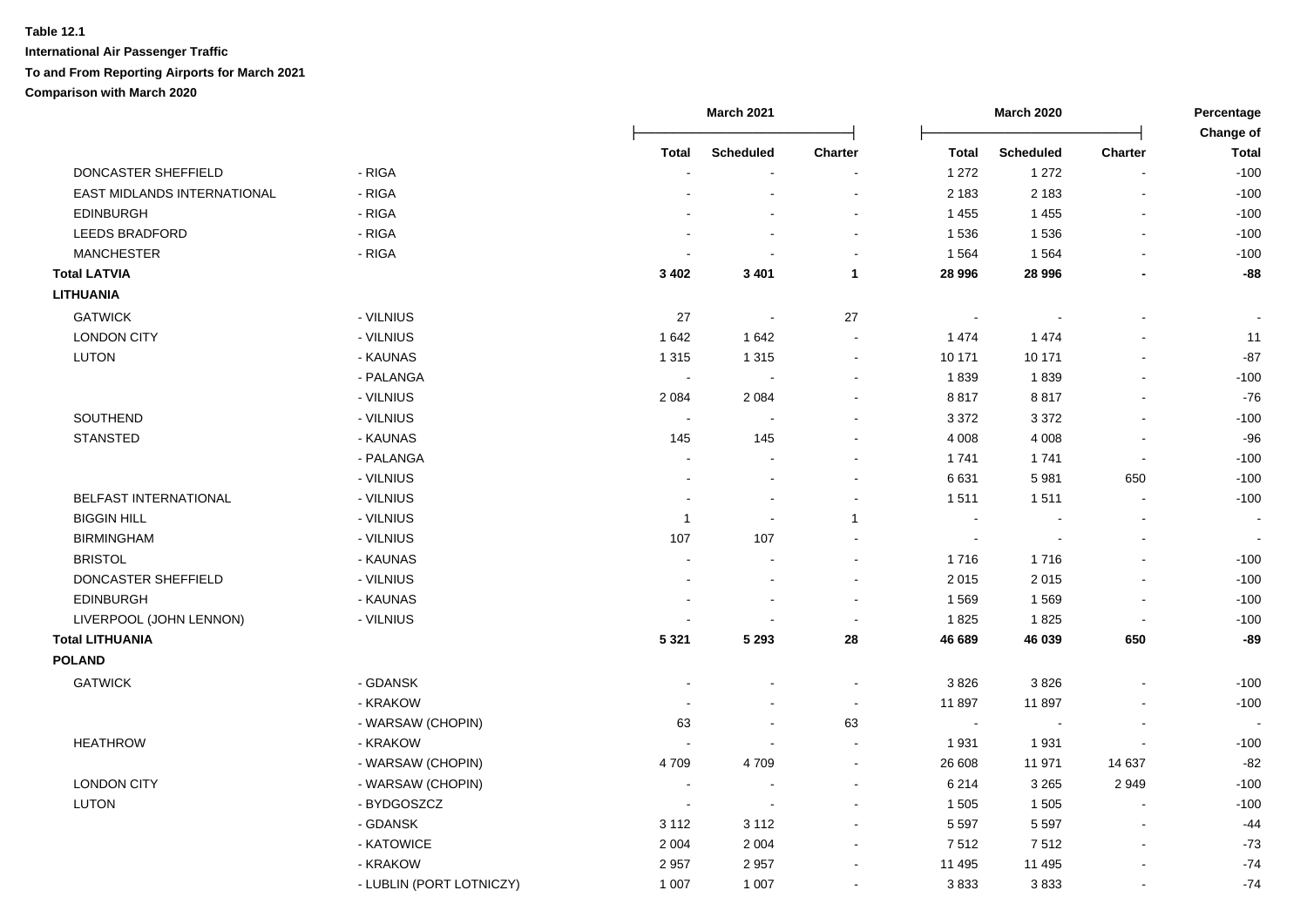**Table 12.1**

**International Air Passenger Traffic**

**To and From Reporting Airports for March 2021**

**Comparison with March 2020**

| | | March 2021 | | | March 2020 | | | Percentage Change of |
|---|---|---|---|---|---|---|---|---|
| | | Total | Scheduled | Charter | Total | Scheduled | Charter | Total |
| DONCASTER SHEFFIELD | - RIGA | - | - | - | 1 272 | 1 272 | - | -100 |
| EAST MIDLANDS INTERNATIONAL | - RIGA | - | - | - | 2 183 | 2 183 | - | -100 |
| EDINBURGH | - RIGA | - | - | - | 1 455 | 1 455 | - | -100 |
| LEEDS BRADFORD | - RIGA | - | - | - | 1 536 | 1 536 | - | -100 |
| MANCHESTER | - RIGA | - | - | - | 1 564 | 1 564 | - | -100 |
| **Total LATVIA** | | **3 402** | **3 401** | **1** | **28 996** | **28 996** | **-** | **-88** |
| **LITHUANIA** | | | | | | | | |
| GATWICK | - VILNIUS | 27 | - | 27 | - | - | - | - |
| LONDON CITY | - VILNIUS | 1 642 | 1 642 | - | 1 474 | 1 474 | - | 11 |
| LUTON | - KAUNAS | 1 315 | 1 315 | - | 10 171 | 10 171 | - | -87 |
| | - PALANGA | - | - | - | 1 839 | 1 839 | - | -100 |
| | - VILNIUS | 2 084 | 2 084 | - | 8 817 | 8 817 | - | -76 |
| SOUTHEND | - VILNIUS | - | - | - | 3 372 | 3 372 | - | -100 |
| STANSTED | - KAUNAS | 145 | 145 | - | 4 008 | 4 008 | - | -96 |
| | - PALANGA | - | - | - | 1 741 | 1 741 | - | -100 |
| | - VILNIUS | - | - | - | 6 631 | 5 981 | 650 | -100 |
| BELFAST INTERNATIONAL | - VILNIUS | - | - | - | 1 511 | 1 511 | - | -100 |
| BIGGIN HILL | - VILNIUS | 1 | - | 1 | - | - | - | - |
| BIRMINGHAM | - VILNIUS | 107 | 107 | - | - | - | - | - |
| BRISTOL | - KAUNAS | - | - | - | 1 716 | 1 716 | - | -100 |
| DONCASTER SHEFFIELD | - VILNIUS | - | - | - | 2 015 | 2 015 | - | -100 |
| EDINBURGH | - KAUNAS | - | - | - | 1 569 | 1 569 | - | -100 |
| LIVERPOOL (JOHN LENNON) | - VILNIUS | - | - | - | 1 825 | 1 825 | - | -100 |
| **Total LITHUANIA** | | **5 321** | **5 293** | **28** | **46 689** | **46 039** | **650** | **-89** |
| **POLAND** | | | | | | | | |
| GATWICK | - GDANSK | - | - | - | 3 826 | 3 826 | - | -100 |
| | - KRAKOW | - | - | - | 11 897 | 11 897 | - | -100 |
| | - WARSAW (CHOPIN) | 63 | - | 63 | - | - | - | - |
| HEATHROW | - KRAKOW | - | - | - | 1 931 | 1 931 | - | -100 |
| | - WARSAW (CHOPIN) | 4 709 | 4 709 | - | 26 608 | 11 971 | 14 637 | -82 |
| LONDON CITY | - WARSAW (CHOPIN) | - | - | - | 6 214 | 3 265 | 2 949 | -100 |
| LUTON | - BYDGOSZCZ | - | - | - | 1 505 | 1 505 | - | -100 |
| | - GDANSK | 3 112 | 3 112 | - | 5 597 | 5 597 | - | -44 |
| | - KATOWICE | 2 004 | 2 004 | - | 7 512 | 7 512 | - | -73 |
| | - KRAKOW | 2 957 | 2 957 | - | 11 495 | 11 495 | - | -74 |
| | - LUBLIN (PORT LOTNICZY) | 1 007 | 1 007 | - | 3 833 | 3 833 | - | -74 |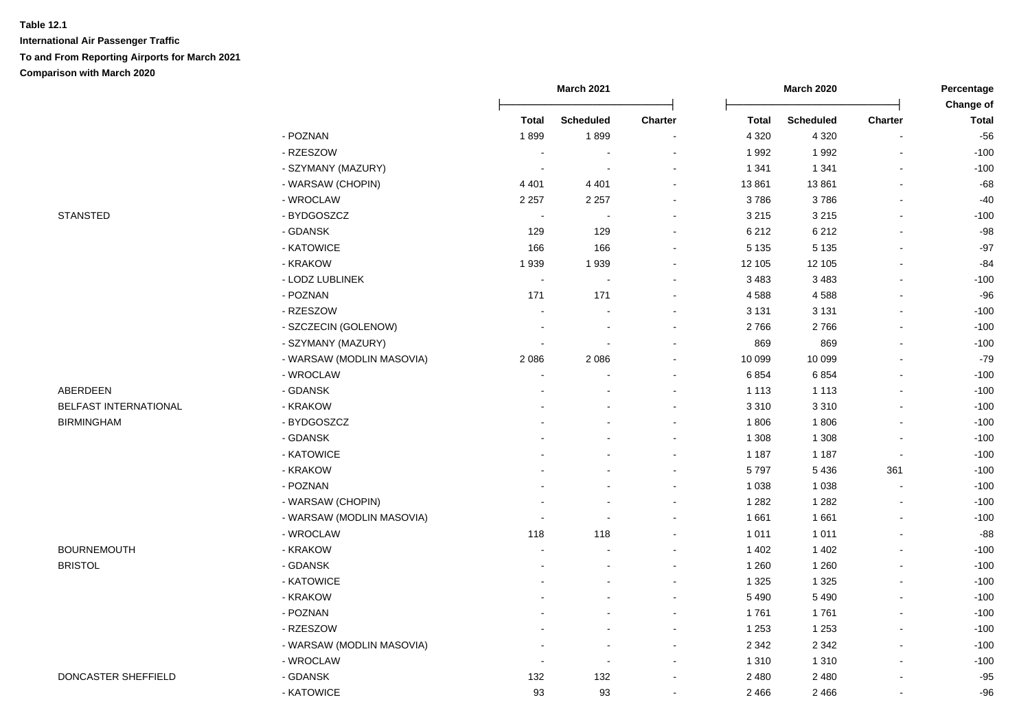**Table 12.1**

**International Air Passenger Traffic**

**To and From Reporting Airports for March 2021**

**Comparison with March 2020**

| | | March 2021 | | | March 2020 | | | Percentage Change of |
|---|---|---|---|---|---|---|---|---|
| | | Total | Scheduled | Charter | Total | Scheduled | Charter | Total |
| | - POZNAN | 1 899 | 1 899 | - | 4 320 | 4 320 | - | -56 |
| | - RZESZOW | - | - | - | 1 992 | 1 992 | - | -100 |
| | - SZYMANY (MAZURY) | - | - | - | 1 341 | 1 341 | - | -100 |
| | - WARSAW (CHOPIN) | 4 401 | 4 401 | - | 13 861 | 13 861 | - | -68 |
| | - WROCLAW | 2 257 | 2 257 | - | 3 786 | 3 786 | - | -40 |
| STANSTED | - BYDGOSZCZ | - | - | - | 3 215 | 3 215 | - | -100 |
| | - GDANSK | 129 | 129 | - | 6 212 | 6 212 | - | -98 |
| | - KATOWICE | 166 | 166 | - | 5 135 | 5 135 | - | -97 |
| | - KRAKOW | 1 939 | 1 939 | - | 12 105 | 12 105 | - | -84 |
| | - LODZ LUBLINEK | - | - | - | 3 483 | 3 483 | - | -100 |
| | - POZNAN | 171 | 171 | - | 4 588 | 4 588 | - | -96 |
| | - RZESZOW | - | - | - | 3 131 | 3 131 | - | -100 |
| | - SZCZECIN (GOLENOW) | - | - | - | 2 766 | 2 766 | - | -100 |
| | - SZYMANY (MAZURY) | - | - | - | 869 | 869 | - | -100 |
| | - WARSAW (MODLIN MASOVIA) | 2 086 | 2 086 | - | 10 099 | 10 099 | - | -79 |
| | - WROCLAW | - | - | - | 6 854 | 6 854 | - | -100 |
| ABERDEEN | - GDANSK | - | - | - | 1 113 | 1 113 | - | -100 |
| BELFAST INTERNATIONAL | - KRAKOW | - | - | - | 3 310 | 3 310 | - | -100 |
| BIRMINGHAM | - BYDGOSZCZ | - | - | - | 1 806 | 1 806 | - | -100 |
| | - GDANSK | - | - | - | 1 308 | 1 308 | - | -100 |
| | - KATOWICE | - | - | - | 1 187 | 1 187 | - | -100 |
| | - KRAKOW | - | - | - | 5 797 | 5 436 | 361 | -100 |
| | - POZNAN | - | - | - | 1 038 | 1 038 | - | -100 |
| | - WARSAW (CHOPIN) | - | - | - | 1 282 | 1 282 | - | -100 |
| | - WARSAW (MODLIN MASOVIA) | - | - | - | 1 661 | 1 661 | - | -100 |
| | - WROCLAW | 118 | 118 | - | 1 011 | 1 011 | - | -88 |
| BOURNEMOUTH | - KRAKOW | - | - | - | 1 402 | 1 402 | - | -100 |
| BRISTOL | - GDANSK | - | - | - | 1 260 | 1 260 | - | -100 |
| | - KATOWICE | - | - | - | 1 325 | 1 325 | - | -100 |
| | - KRAKOW | - | - | - | 5 490 | 5 490 | - | -100 |
| | - POZNAN | - | - | - | 1 761 | 1 761 | - | -100 |
| | - RZESZOW | - | - | - | 1 253 | 1 253 | - | -100 |
| | - WARSAW (MODLIN MASOVIA) | - | - | - | 2 342 | 2 342 | - | -100 |
| | - WROCLAW | - | - | - | 1 310 | 1 310 | - | -100 |
| DONCASTER SHEFFIELD | - GDANSK | 132 | 132 | - | 2 480 | 2 480 | - | -95 |
| | - KATOWICE | 93 | 93 | - | 2 466 | 2 466 | - | -96 |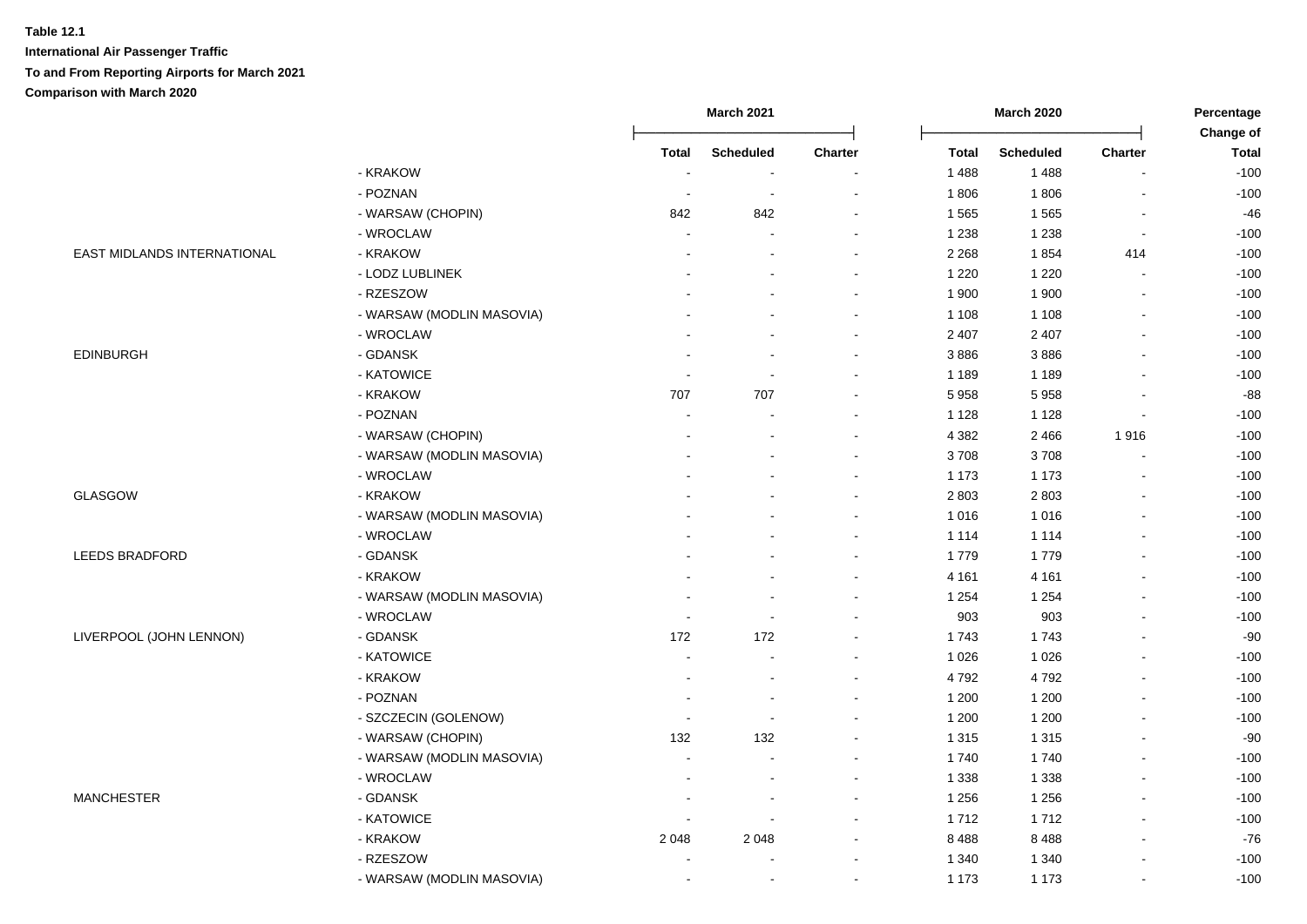**Table 12.1**

**International Air Passenger Traffic**

**To and From Reporting Airports for March 2021**

**Comparison with March 2020**

| | | March 2021 | | | March 2020 | | | Percentage Change of |
|---|---|---|---|---|---|---|---|---|
| | | Total | Scheduled | Charter | Total | Scheduled | Charter | Total |
| | - KRAKOW | - | - | - | 1 488 | 1 488 | - | -100 |
| | - POZNAN | - | - | - | 1 806 | 1 806 | - | -100 |
| | - WARSAW (CHOPIN) | 842 | 842 | - | 1 565 | 1 565 | - | -46 |
| | - WROCLAW | - | - | - | 1 238 | 1 238 | - | -100 |
| EAST MIDLANDS INTERNATIONAL | - KRAKOW | - | - | - | 2 268 | 1 854 | 414 | -100 |
| | - LODZ LUBLINEK | - | - | - | 1 220 | 1 220 | - | -100 |
| | - RZESZOW | - | - | - | 1 900 | 1 900 | - | -100 |
| | - WARSAW (MODLIN MASOVIA) | - | - | - | 1 108 | 1 108 | - | -100 |
| | - WROCLAW | - | - | - | 2 407 | 2 407 | - | -100 |
| EDINBURGH | - GDANSK | - | - | - | 3 886 | 3 886 | - | -100 |
| | - KATOWICE | - | - | - | 1 189 | 1 189 | - | -100 |
| | - KRAKOW | 707 | 707 | - | 5 958 | 5 958 | - | -88 |
| | - POZNAN | - | - | - | 1 128 | 1 128 | - | -100 |
| | - WARSAW (CHOPIN) | - | - | - | 4 382 | 2 466 | 1 916 | -100 |
| | - WARSAW (MODLIN MASOVIA) | - | - | - | 3 708 | 3 708 | - | -100 |
| | - WROCLAW | - | - | - | 1 173 | 1 173 | - | -100 |
| GLASGOW | - KRAKOW | - | - | - | 2 803 | 2 803 | - | -100 |
| | - WARSAW (MODLIN MASOVIA) | - | - | - | 1 016 | 1 016 | - | -100 |
| | - WROCLAW | - | - | - | 1 114 | 1 114 | - | -100 |
| LEEDS BRADFORD | - GDANSK | - | - | - | 1 779 | 1 779 | - | -100 |
| | - KRAKOW | - | - | - | 4 161 | 4 161 | - | -100 |
| | - WARSAW (MODLIN MASOVIA) | - | - | - | 1 254 | 1 254 | - | -100 |
| | - WROCLAW | - | - | - | 903 | 903 | - | -100 |
| LIVERPOOL (JOHN LENNON) | - GDANSK | 172 | 172 | - | 1 743 | 1 743 | - | -90 |
| | - KATOWICE | - | - | - | 1 026 | 1 026 | - | -100 |
| | - KRAKOW | - | - | - | 4 792 | 4 792 | - | -100 |
| | - POZNAN | - | - | - | 1 200 | 1 200 | - | -100 |
| | - SZCZECIN (GOLENOW) | - | - | - | 1 200 | 1 200 | - | -100 |
| | - WARSAW (CHOPIN) | 132 | 132 | - | 1 315 | 1 315 | - | -90 |
| | - WARSAW (MODLIN MASOVIA) | - | - | - | 1 740 | 1 740 | - | -100 |
| | - WROCLAW | - | - | - | 1 338 | 1 338 | - | -100 |
| MANCHESTER | - GDANSK | - | - | - | 1 256 | 1 256 | - | -100 |
| | - KATOWICE | - | - | - | 1 712 | 1 712 | - | -100 |
| | - KRAKOW | 2 048 | 2 048 | - | 8 488 | 8 488 | - | -76 |
| | - RZESZOW | - | - | - | 1 340 | 1 340 | - | -100 |
| | - WARSAW (MODLIN MASOVIA) | - | - | - | 1 173 | 1 173 | - | -100 |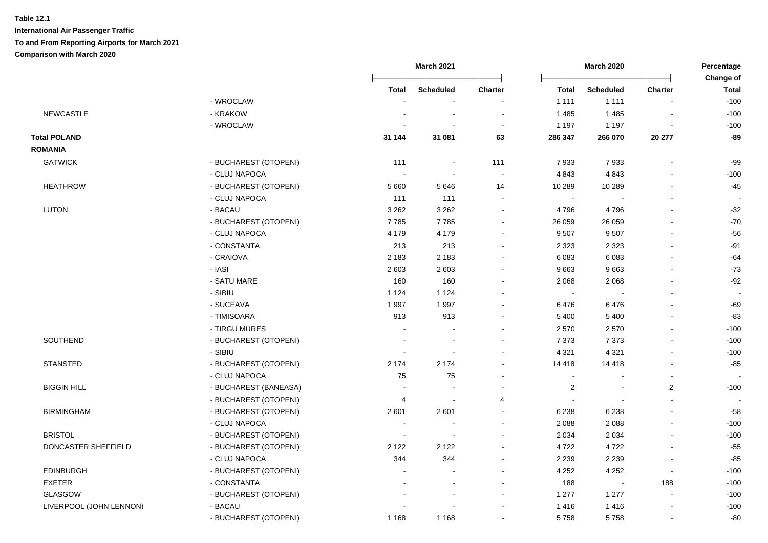**Table 12.1**

**International Air Passenger Traffic**

**To and From Reporting Airports for March 2021**

**Comparison with March 2020**

| | | March 2021 | | | March 2020 | | | Percentage Change of |
|---|---|---|---|---|---|---|---|---|
| | | Total | Scheduled | Charter | Total | Scheduled | Charter | Total |
| | - WROCLAW | - | - | - | 1 111 | 1 111 | - | -100 |
| NEWCASTLE | - KRAKOW | - | - | - | 1 485 | 1 485 | - | -100 |
| | - WROCLAW | - | - | - | 1 197 | 1 197 | - | -100 |
| **Total POLAND** | | **31 144** | **31 081** | **63** | **286 347** | **266 070** | **20 277** | **-89** |
| **ROMANIA** | | | | | | | | |
| GATWICK | - BUCHAREST (OTOPENI) | 111 | - | 111 | 7 933 | 7 933 | - | -99 |
| | - CLUJ NAPOCA | - | - | - | 4 843 | 4 843 | - | -100 |
| HEATHROW | - BUCHAREST (OTOPENI) | 5 660 | 5 646 | 14 | 10 289 | 10 289 | - | -45 |
| | - CLUJ NAPOCA | 111 | 111 | - | - | - | - | - |
| LUTON | - BACAU | 3 262 | 3 262 | - | 4 796 | 4 796 | - | -32 |
| | - BUCHAREST (OTOPENI) | 7 785 | 7 785 | - | 26 059 | 26 059 | - | -70 |
| | - CLUJ NAPOCA | 4 179 | 4 179 | - | 9 507 | 9 507 | - | -56 |
| | - CONSTANTA | 213 | 213 | - | 2 323 | 2 323 | - | -91 |
| | - CRAIOVA | 2 183 | 2 183 | - | 6 083 | 6 083 | - | -64 |
| | - IASI | 2 603 | 2 603 | - | 9 663 | 9 663 | - | -73 |
| | - SATU MARE | 160 | 160 | - | 2 068 | 2 068 | - | -92 |
| | - SIBIU | 1 124 | 1 124 | - | - | - | - | - |
| | - SUCEAVA | 1 997 | 1 997 | - | 6 476 | 6 476 | - | -69 |
| | - TIMISOARA | 913 | 913 | - | 5 400 | 5 400 | - | -83 |
| | - TIRGU MURES | - | - | - | 2 570 | 2 570 | - | -100 |
| SOUTHEND | - BUCHAREST (OTOPENI) | - | - | - | 7 373 | 7 373 | - | -100 |
| | - SIBIU | - | - | - | 4 321 | 4 321 | - | -100 |
| STANSTED | - BUCHAREST (OTOPENI) | 2 174 | 2 174 | - | 14 418 | 14 418 | - | -85 |
| | - CLUJ NAPOCA | 75 | 75 | - | - | - | - | - |
| BIGGIN HILL | - BUCHAREST (BANEASA) | - | - | - | 2 | - | 2 | -100 |
| | - BUCHAREST (OTOPENI) | 4 | - | 4 | - | - | - | - |
| BIRMINGHAM | - BUCHAREST (OTOPENI) | 2 601 | 2 601 | - | 6 238 | 6 238 | - | -58 |
| | - CLUJ NAPOCA | - | - | - | 2 088 | 2 088 | - | -100 |
| BRISTOL | - BUCHAREST (OTOPENI) | - | - | - | 2 034 | 2 034 | - | -100 |
| DONCASTER SHEFFIELD | - BUCHAREST (OTOPENI) | 2 122 | 2 122 | - | 4 722 | 4 722 | - | -55 |
| | - CLUJ NAPOCA | 344 | 344 | - | 2 239 | 2 239 | - | -85 |
| EDINBURGH | - BUCHAREST (OTOPENI) | - | - | - | 4 252 | 4 252 | - | -100 |
| EXETER | - CONSTANTA | - | - | - | 188 | - | 188 | -100 |
| GLASGOW | - BUCHAREST (OTOPENI) | - | - | - | 1 277 | 1 277 | - | -100 |
| LIVERPOOL (JOHN LENNON) | - BACAU | - | - | - | 1 416 | 1 416 | - | -100 |
| | - BUCHAREST (OTOPENI) | 1 168 | 1 168 | - | 5 758 | 5 758 | - | -80 |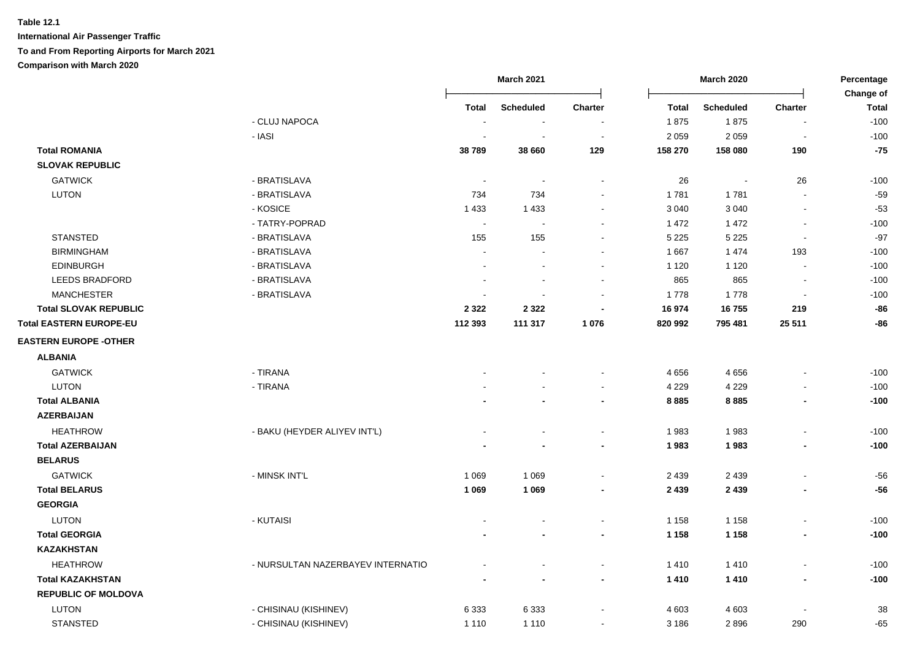**Table 12.1**

**International Air Passenger Traffic**

**To and From Reporting Airports for March 2021**

**Comparison with March 2020**

| | | March 2021 | | | March 2020 | | | Percentage Change of |
|---|---|---|---|---|---|---|---|---|
| | | Total | Scheduled | Charter | Total | Scheduled | Charter | Total |
| | - CLUJ NAPOCA | - | - | - | 1 875 | 1 875 | - | -100 |
| | - IASI | - | - | - | 2 059 | 2 059 | - | -100 |
| **Total ROMANIA** | | **38 789** | **38 660** | **129** | **158 270** | **158 080** | **190** | **-75** |
| **SLOVAK REPUBLIC** | | | | | | | | |
| GATWICK | - BRATISLAVA | - | - | - | 26 | - | 26 | -100 |
| LUTON | - BRATISLAVA | 734 | 734 | - | 1 781 | 1 781 | - | -59 |
| | - KOSICE | 1 433 | 1 433 | - | 3 040 | 3 040 | - | -53 |
| | - TATRY-POPRAD | - | - | - | 1 472 | 1 472 | - | -100 |
| STANSTED | - BRATISLAVA | 155 | 155 | - | 5 225 | 5 225 | - | -97 |
| BIRMINGHAM | - BRATISLAVA | - | - | - | 1 667 | 1 474 | 193 | -100 |
| EDINBURGH | - BRATISLAVA | - | - | - | 1 120 | 1 120 | - | -100 |
| LEEDS BRADFORD | - BRATISLAVA | - | - | - | 865 | 865 | - | -100 |
| MANCHESTER | - BRATISLAVA | - | - | - | 1 778 | 1 778 | - | -100 |
| **Total SLOVAK REPUBLIC** | | **2 322** | **2 322** | **-** | **16 974** | **16 755** | **219** | **-86** |
| **Total EASTERN EUROPE-EU** | | **112 393** | **111 317** | **1 076** | **820 992** | **795 481** | **25 511** | **-86** |
| **EASTERN EUROPE -OTHER** | | | | | | | | |
| **ALBANIA** | | | | | | | | |
| GATWICK | - TIRANA | - | - | - | 4 656 | 4 656 | - | -100 |
| LUTON | - TIRANA | - | - | - | 4 229 | 4 229 | - | -100 |
| **Total ALBANIA** | | **-** | **-** | **-** | **8 885** | **8 885** | **-** | **-100** |
| **AZERBAIJAN** | | | | | | | | |
| HEATHROW | - BAKU (HEYDER ALIYEV INT'L) | - | - | - | 1 983 | 1 983 | - | -100 |
| **Total AZERBAIJAN** | | **-** | **-** | **-** | **1 983** | **1 983** | **-** | **-100** |
| **BELARUS** | | | | | | | | |
| GATWICK | - MINSK INT'L | 1 069 | 1 069 | - | 2 439 | 2 439 | - | -56 |
| **Total BELARUS** | | **1 069** | **1 069** | **-** | **2 439** | **2 439** | **-** | **-56** |
| **GEORGIA** | | | | | | | | |
| LUTON | - KUTAISI | - | - | - | 1 158 | 1 158 | - | -100 |
| **Total GEORGIA** | | **-** | **-** | **-** | **1 158** | **1 158** | **-** | **-100** |
| **KAZAKHSTAN** | | | | | | | | |
| HEATHROW | - NURSULTAN NAZERBAYEV INTERNATIO | - | - | - | 1 410 | 1 410 | - | -100 |
| **Total KAZAKHSTAN** | | **-** | **-** | **-** | **1 410** | **1 410** | **-** | **-100** |
| **REPUBLIC OF MOLDOVA** | | | | | | | | |
| LUTON | - CHISINAU (KISHINEV) | 6 333 | 6 333 | - | 4 603 | 4 603 | - | 38 |
| STANSTED | - CHISINAU (KISHINEV) | 1 110 | 1 110 | - | 3 186 | 2 896 | 290 | -65 |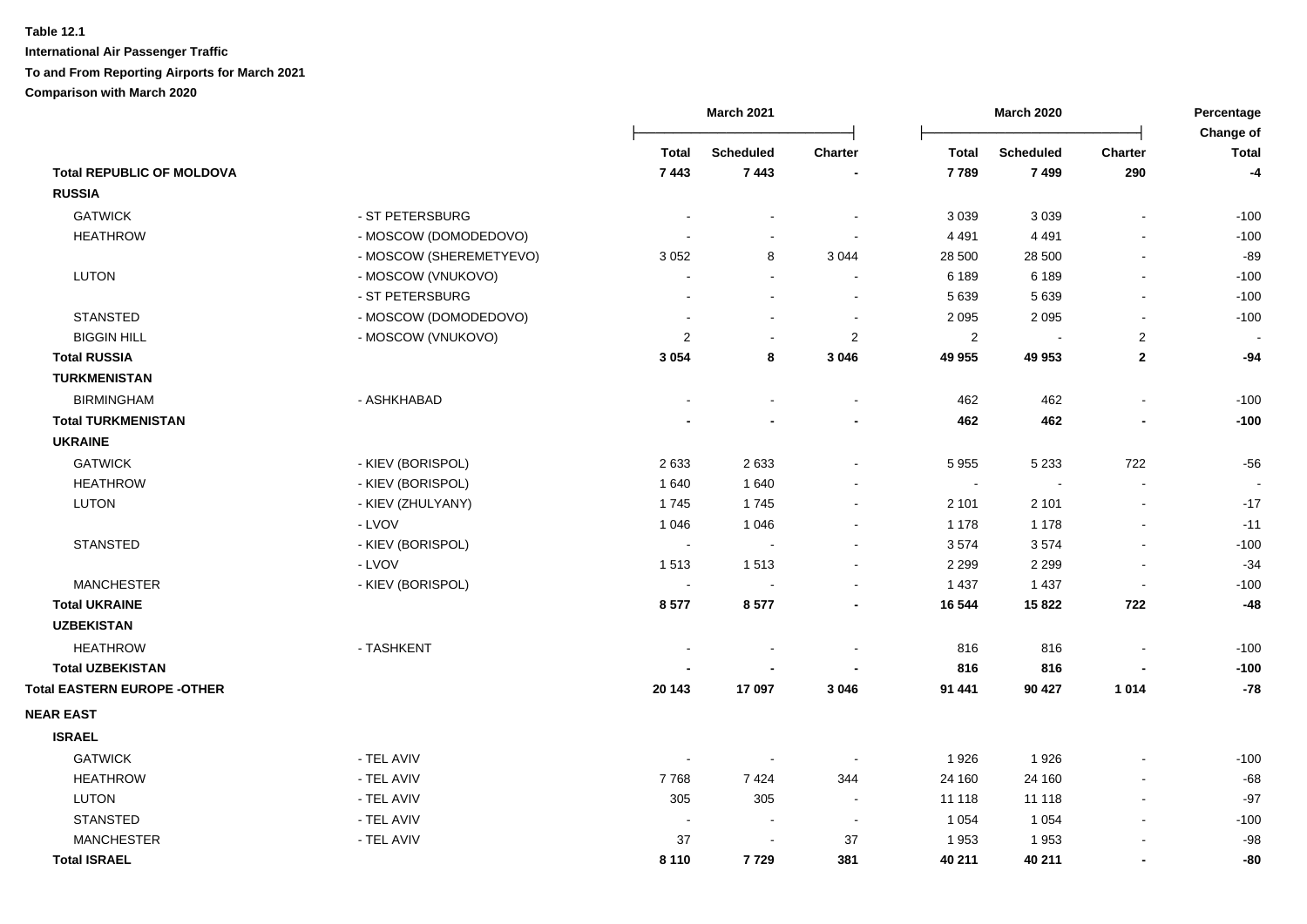**Table 12.1**

**International Air Passenger Traffic**

**To and From Reporting Airports for March 2021**

**Comparison with March 2020**

| | | March 2021 | | | March 2020 | | | Percentage Change of |
|---|---|---|---|---|---|---|---|---|
| | | Total | Scheduled | Charter | Total | Scheduled | Charter | Total |
| **Total REPUBLIC OF MOLDOVA** | | **7 443** | **7 443** | **-** | **7 789** | **7 499** | **290** | **-4** |
| **RUSSIA** | | | | | | | | |
| GATWICK | - ST PETERSBURG | - | - | - | 3 039 | 3 039 | - | -100 |
| HEATHROW | - MOSCOW (DOMODEDOVO) | - | - | - | 4 491 | 4 491 | - | -100 |
| | - MOSCOW (SHEREMETYEVO) | 3 052 | 8 | 3 044 | 28 500 | 28 500 | - | -89 |
| LUTON | - MOSCOW (VNUKOVO) | - | - | - | 6 189 | 6 189 | - | -100 |
| | - ST PETERSBURG | - | - | - | 5 639 | 5 639 | - | -100 |
| STANSTED | - MOSCOW (DOMODEDOVO) | - | - | - | 2 095 | 2 095 | - | -100 |
| BIGGIN HILL | - MOSCOW (VNUKOVO) | 2 | - | 2 | 2 | - | 2 | - |
| **Total RUSSIA** | | **3 054** | **8** | **3 046** | **49 955** | **49 953** | **2** | **-94** |
| **TURKMENISTAN** | | | | | | | | |
| BIRMINGHAM | - ASHKHABAD | - | - | - | 462 | 462 | - | -100 |
| **Total TURKMENISTAN** | | **-** | **-** | **-** | **462** | **462** | **-** | **-100** |
| **UKRAINE** | | | | | | | | |
| GATWICK | - KIEV (BORISPOL) | 2 633 | 2 633 | - | 5 955 | 5 233 | 722 | -56 |
| HEATHROW | - KIEV (BORISPOL) | 1 640 | 1 640 | - | - | - | - | - |
| LUTON | - KIEV (ZHULYANY) | 1 745 | 1 745 | - | 2 101 | 2 101 | - | -17 |
| | - LVOV | 1 046 | 1 046 | - | 1 178 | 1 178 | - | -11 |
| STANSTED | - KIEV (BORISPOL) | - | - | - | 3 574 | 3 574 | - | -100 |
| | - LVOV | 1 513 | 1 513 | - | 2 299 | 2 299 | - | -34 |
| MANCHESTER | - KIEV (BORISPOL) | - | - | - | 1 437 | 1 437 | - | -100 |
| **Total UKRAINE** | | **8 577** | **8 577** | **-** | **16 544** | **15 822** | **722** | **-48** |
| **UZBEKISTAN** | | | | | | | | |
| HEATHROW | - TASHKENT | - | - | - | 816 | 816 | - | -100 |
| **Total UZBEKISTAN** | | **-** | **-** | **-** | **816** | **816** | **-** | **-100** |
| **Total EASTERN EUROPE -OTHER** | | **20 143** | **17 097** | **3 046** | **91 441** | **90 427** | **1 014** | **-78** |
| **NEAR EAST** | | | | | | | | |
| **ISRAEL** | | | | | | | | |
| GATWICK | - TEL AVIV | - | - | - | 1 926 | 1 926 | - | -100 |
| HEATHROW | - TEL AVIV | 7 768 | 7 424 | 344 | 24 160 | 24 160 | - | -68 |
| LUTON | - TEL AVIV | 305 | 305 | - | 11 118 | 11 118 | - | -97 |
| STANSTED | - TEL AVIV | - | - | - | 1 054 | 1 054 | - | -100 |
| MANCHESTER | - TEL AVIV | 37 | - | 37 | 1 953 | 1 953 | - | -98 |
| **Total ISRAEL** | | **8 110** | **7 729** | **381** | **40 211** | **40 211** | **-** | **-80** |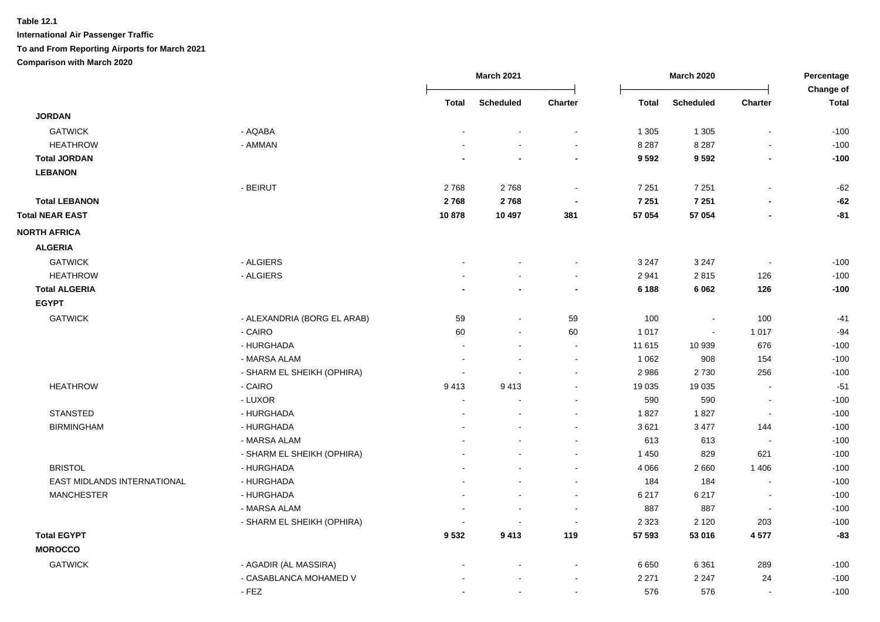**Table 12.1**

**International Air Passenger Traffic**

**To and From Reporting Airports for March 2021**

**Comparison with March 2020**

| | | March 2021 | | | March 2020 | | | Percentage Change of |
|---|---|---|---|---|---|---|---|---|
| | | Total | Scheduled | Charter | Total | Scheduled | Charter | Total |
| **JORDAN** | | | | | | | | |
| GATWICK | - AQABA | - | - | - | 1 305 | 1 305 | - | -100 |
| HEATHROW | - AMMAN | - | - | - | 8 287 | 8 287 | - | -100 |
| **Total JORDAN** | | **-** | **-** | **-** | **9 592** | **9 592** | **-** | **-100** |
| **LEBANON** | | | | | | | | |
| | - BEIRUT | 2 768 | 2 768 | - | 7 251 | 7 251 | - | -62 |
| **Total LEBANON** | | **2 768** | **2 768** | **-** | **7 251** | **7 251** | **-** | **-62** |
| **Total NEAR EAST** | | **10 878** | **10 497** | **381** | **57 054** | **57 054** | **-** | **-81** |
| **NORTH AFRICA** | | | | | | | | |
| **ALGERIA** | | | | | | | | |
| GATWICK | - ALGIERS | - | - | - | 3 247 | 3 247 | - | -100 |
| HEATHROW | - ALGIERS | - | - | - | 2 941 | 2 815 | 126 | -100 |
| **Total ALGERIA** | | **-** | **-** | **-** | **6 188** | **6 062** | **126** | **-100** |
| **EGYPT** | | | | | | | | |
| GATWICK | - ALEXANDRIA (BORG EL ARAB) | 59 | - | 59 | 100 | - | 100 | -41 |
| | - CAIRO | 60 | - | 60 | 1 017 | - | 1 017 | -94 |
| | - HURGHADA | - | - | - | 11 615 | 10 939 | 676 | -100 |
| | - MARSA ALAM | - | - | - | 1 062 | 908 | 154 | -100 |
| | - SHARM EL SHEIKH (OPHIRA) | - | - | - | 2 986 | 2 730 | 256 | -100 |
| HEATHROW | - CAIRO | 9 413 | 9 413 | - | 19 035 | 19 035 | - | -51 |
| | - LUXOR | - | - | - | 590 | 590 | - | -100 |
| STANSTED | - HURGHADA | - | - | - | 1 827 | 1 827 | - | -100 |
| BIRMINGHAM | - HURGHADA | - | - | - | 3 621 | 3 477 | 144 | -100 |
| | - MARSA ALAM | - | - | - | 613 | 613 | - | -100 |
| | - SHARM EL SHEIKH (OPHIRA) | - | - | - | 1 450 | 829 | 621 | -100 |
| BRISTOL | - HURGHADA | - | - | - | 4 066 | 2 660 | 1 406 | -100 |
| EAST MIDLANDS INTERNATIONAL | - HURGHADA | - | - | - | 184 | 184 | - | -100 |
| MANCHESTER | - HURGHADA | - | - | - | 6 217 | 6 217 | - | -100 |
| | - MARSA ALAM | - | - | - | 887 | 887 | - | -100 |
| | - SHARM EL SHEIKH (OPHIRA) | - | - | - | 2 323 | 2 120 | 203 | -100 |
| **Total EGYPT** | | **9 532** | **9 413** | **119** | **57 593** | **53 016** | **4 577** | **-83** |
| **MOROCCO** | | | | | | | | |
| GATWICK | - AGADIR (AL MASSIRA) | - | - | - | 6 650 | 6 361 | 289 | -100 |
| | - CASABLANCA MOHAMED V | - | - | - | 2 271 | 2 247 | 24 | -100 |
| | - FEZ | - | - | - | 576 | 576 | - | -100 |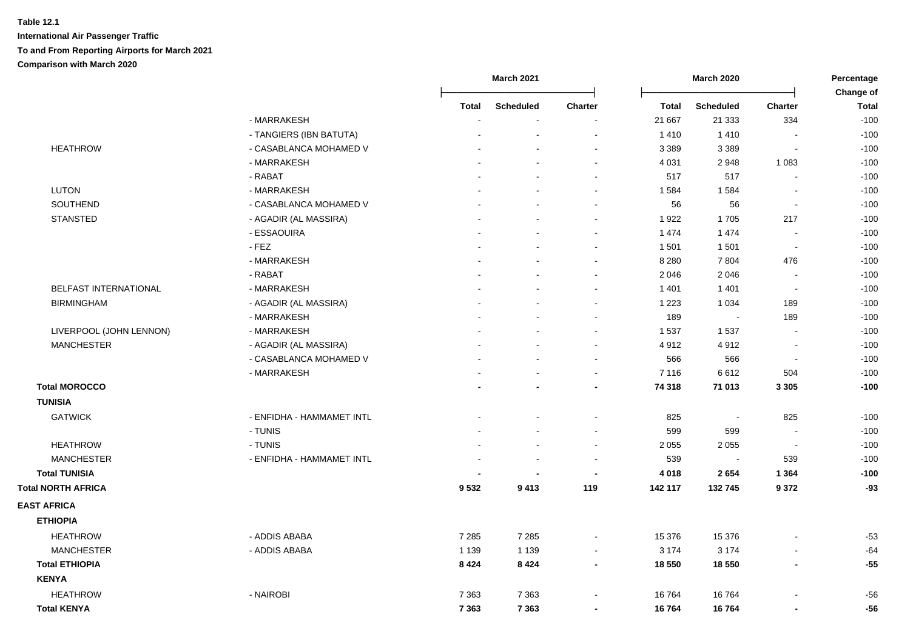**Table 12.1**

**International Air Passenger Traffic**

**To and From Reporting Airports for March 2021**

**Comparison with March 2020**

| | | March 2021 | | | March 2020 | | | Percentage Change of |
|---|---|---|---|---|---|---|---|---|
| | | **Total** | **Scheduled** | **Charter** | **Total** | **Scheduled** | **Charter** | **Total** |
| | - MARRAKESH | - | - | - | 21 667 | 21 333 | 334 | -100 |
| | - TANGIERS (IBN BATUTA) | - | - | - | 1 410 | 1 410 | - | -100 |
| HEATHROW | - CASABLANCA MOHAMED V | - | - | - | 3 389 | 3 389 | - | -100 |
| | - MARRAKESH | - | - | - | 4 031 | 2 948 | 1 083 | -100 |
| | - RABAT | - | - | - | 517 | 517 | - | -100 |
| LUTON | - MARRAKESH | - | - | - | 1 584 | 1 584 | - | -100 |
| SOUTHEND | - CASABLANCA MOHAMED V | - | - | - | 56 | 56 | - | -100 |
| STANSTED | - AGADIR (AL MASSIRA) | - | - | - | 1 922 | 1 705 | 217 | -100 |
| | - ESSAOUIRA | - | - | - | 1 474 | 1 474 | - | -100 |
| | - FEZ | - | - | - | 1 501 | 1 501 | - | -100 |
| | - MARRAKESH | - | - | - | 8 280 | 7 804 | 476 | -100 |
| | - RABAT | - | - | - | 2 046 | 2 046 | - | -100 |
| BELFAST INTERNATIONAL | - MARRAKESH | - | - | - | 1 401 | 1 401 | - | -100 |
| BIRMINGHAM | - AGADIR (AL MASSIRA) | - | - | - | 1 223 | 1 034 | 189 | -100 |
| | - MARRAKESH | - | - | - | 189 | - | 189 | -100 |
| LIVERPOOL (JOHN LENNON) | - MARRAKESH | - | - | - | 1 537 | 1 537 | - | -100 |
| MANCHESTER | - AGADIR (AL MASSIRA) | - | - | - | 4 912 | 4 912 | - | -100 |
| | - CASABLANCA MOHAMED V | - | - | - | 566 | 566 | - | -100 |
| | - MARRAKESH | - | - | - | 7 116 | 6 612 | 504 | -100 |
| **Total MOROCCO** | | **-** | **-** | **-** | **74 318** | **71 013** | **3 305** | **-100** |
| **TUNISIA** | | | | | | | | |
| GATWICK | - ENFIDHA - HAMMAMET INTL | - | - | - | 825 | - | 825 | -100 |
| | - TUNIS | - | - | - | 599 | 599 | - | -100 |
| HEATHROW | - TUNIS | - | - | - | 2 055 | 2 055 | - | -100 |
| MANCHESTER | - ENFIDHA - HAMMAMET INTL | - | - | - | 539 | - | 539 | -100 |
| **Total TUNISIA** | | **-** | **-** | **-** | **4 018** | **2 654** | **1 364** | **-100** |
| **Total NORTH AFRICA** | | **9 532** | **9 413** | **119** | **142 117** | **132 745** | **9 372** | **-93** |
| **EAST AFRICA** | | | | | | | | |
| **ETHIOPIA** | | | | | | | | |
| HEATHROW | - ADDIS ABABA | 7 285 | 7 285 | - | 15 376 | 15 376 | - | -53 |
| MANCHESTER | - ADDIS ABABA | 1 139 | 1 139 | - | 3 174 | 3 174 | - | -64 |
| **Total ETHIOPIA** | | **8 424** | **8 424** | **-** | **18 550** | **18 550** | **-** | **-55** |
| **KENYA** | | | | | | | | |
| HEATHROW | - NAIROBI | 7 363 | 7 363 | - | 16 764 | 16 764 | - | -56 |
| **Total KENYA** | | **7 363** | **7 363** | **-** | **16 764** | **16 764** | **-** | **-56** |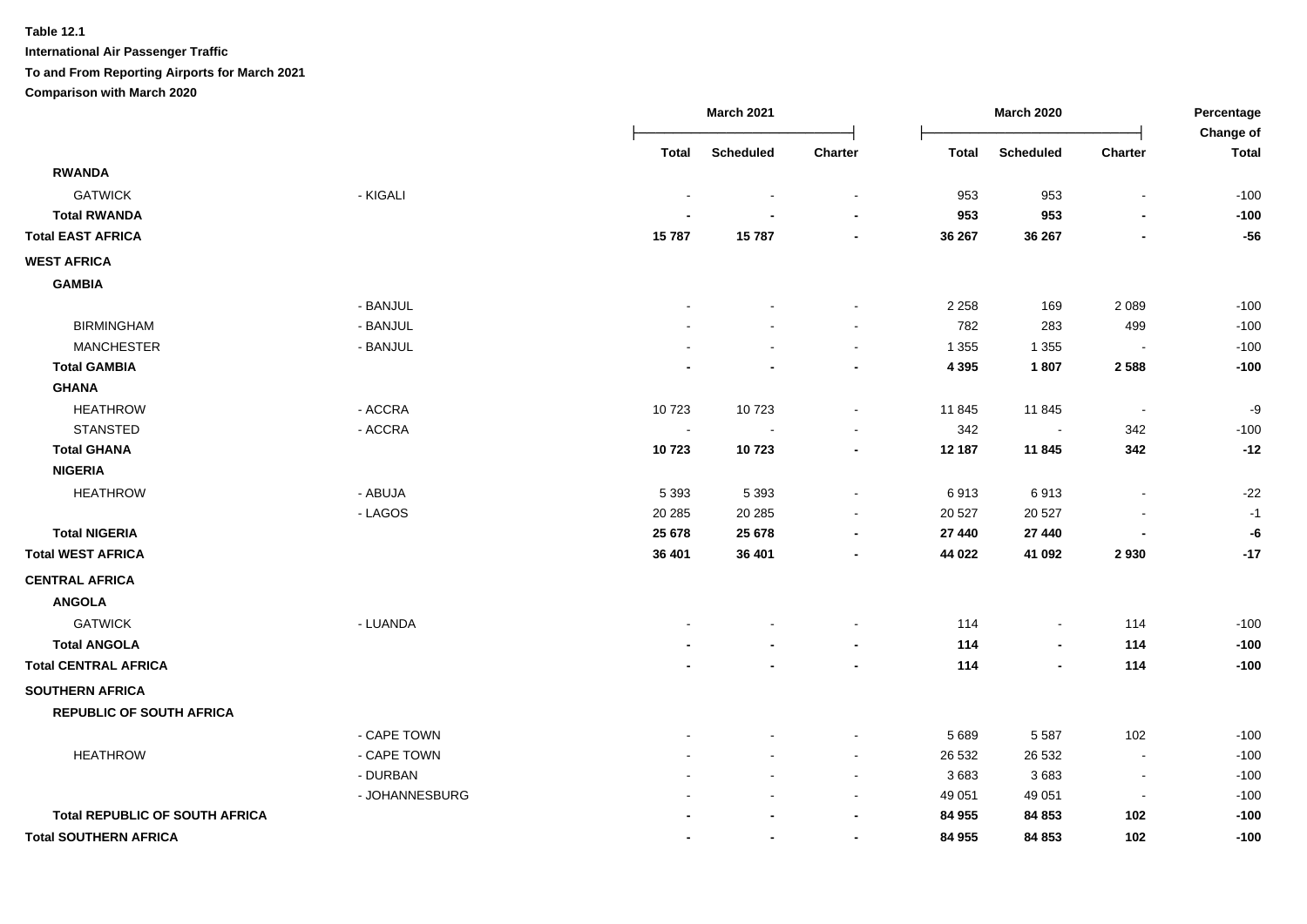**Table 12.1**

**International Air Passenger Traffic**

**To and From Reporting Airports for March 2021**

**Comparison with March 2020**

| | | March 2021 | | | March 2020 | | | Percentage Change of |
|---|---|---|---|---|---|---|---|---|
| | | **Total** | **Scheduled** | **Charter** | **Total** | **Scheduled** | **Charter** | **Total** |
| **RWANDA** | | | | | | | | |
| GATWICK | - KIGALI | - | - | - | 953 | 953 | - | -100 |
| **Total RWANDA** | | **-** | **-** | **-** | **953** | **953** | **-** | **-100** |
| **Total EAST AFRICA** | | **15 787** | **15 787** | **-** | **36 267** | **36 267** | **-** | **-56** |
| **WEST AFRICA** | | | | | | | | |
| **GAMBIA** | | | | | | | | |
| | - BANJUL | - | - | - | 2 258 | 169 | 2 089 | -100 |
| BIRMINGHAM | - BANJUL | - | - | - | 782 | 283 | 499 | -100 |
| MANCHESTER | - BANJUL | - | - | - | 1 355 | 1 355 | - | -100 |
| **Total GAMBIA** | | **-** | **-** | **-** | **4 395** | **1 807** | **2 588** | **-100** |
| **GHANA** | | | | | | | | |
| HEATHROW | - ACCRA | 10 723 | 10 723 | - | 11 845 | 11 845 | - | -9 |
| STANSTED | - ACCRA | - | - | - | 342 | - | 342 | -100 |
| **Total GHANA** | | **10 723** | **10 723** | **-** | **12 187** | **11 845** | **342** | **-12** |
| **NIGERIA** | | | | | | | | |
| HEATHROW | - ABUJA | 5 393 | 5 393 | - | 6 913 | 6 913 | - | -22 |
| | - LAGOS | 20 285 | 20 285 | - | 20 527 | 20 527 | - | -1 |
| **Total NIGERIA** | | **25 678** | **25 678** | **-** | **27 440** | **27 440** | **-** | **-6** |
| **Total WEST AFRICA** | | **36 401** | **36 401** | **-** | **44 022** | **41 092** | **2 930** | **-17** |
| **CENTRAL AFRICA** | | | | | | | | |
| **ANGOLA** | | | | | | | | |
| GATWICK | - LUANDA | - | - | - | 114 | - | 114 | -100 |
| **Total ANGOLA** | | **-** | **-** | **-** | **114** | **-** | **114** | **-100** |
| **Total CENTRAL AFRICA** | | **-** | **-** | **-** | **114** | **-** | **114** | **-100** |
| **SOUTHERN AFRICA** | | | | | | | | |
| **REPUBLIC OF SOUTH AFRICA** | | | | | | | | |
| | - CAPE TOWN | - | - | - | 5 689 | 5 587 | 102 | -100 |
| HEATHROW | - CAPE TOWN | - | - | - | 26 532 | 26 532 | - | -100 |
| | - DURBAN | - | - | - | 3 683 | 3 683 | - | -100 |
| | - JOHANNESBURG | - | - | - | 49 051 | 49 051 | - | -100 |
| **Total REPUBLIC OF SOUTH AFRICA** | | **-** | **-** | **-** | **84 955** | **84 853** | **102** | **-100** |
| **Total SOUTHERN AFRICA** | | **-** | **-** | **-** | **84 955** | **84 853** | **102** | **-100** |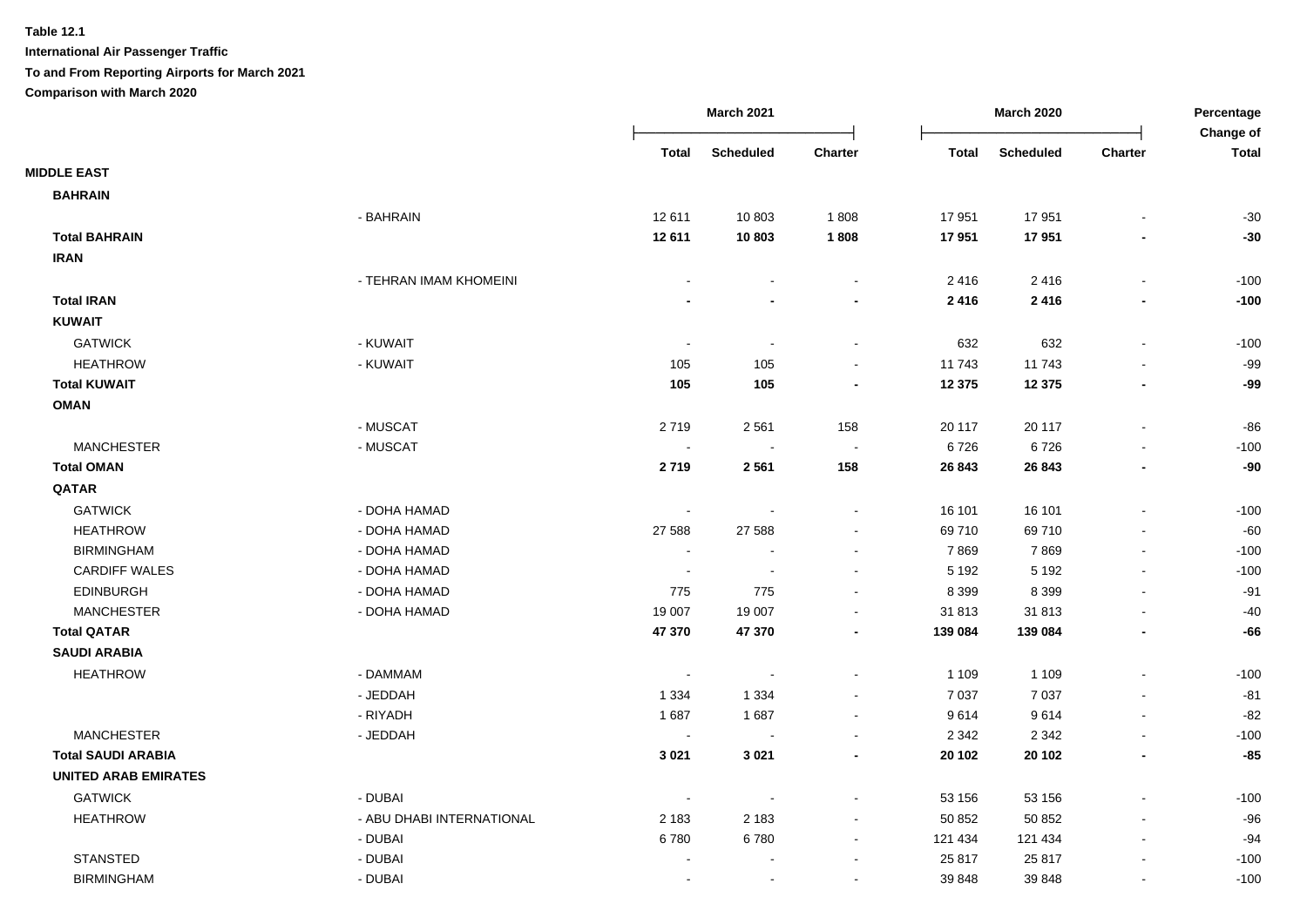**Table 12.1**

**International Air Passenger Traffic**

**To and From Reporting Airports for March 2021**

**Comparison with March 2020**

| | | March 2021 | | | March 2020 | | | Percentage Change of |
|---|---|---|---|---|---|---|---|---|
| | | Total | Scheduled | Charter | Total | Scheduled | Charter | Total |
| **MIDDLE EAST** | | | | | | | | |
| **BAHRAIN** | | | | | | | | |
| | - BAHRAIN | 12 611 | 10 803 | 1 808 | 17 951 | 17 951 | - | -30 |
| **Total BAHRAIN** | | **12 611** | **10 803** | **1 808** | **17 951** | **17 951** | **-** | **-30** |
| **IRAN** | | | | | | | | |
| | - TEHRAN IMAM KHOMEINI | - | - | - | 2 416 | 2 416 | - | -100 |
| **Total IRAN** | | **-** | **-** | **-** | **2 416** | **2 416** | **-** | **-100** |
| **KUWAIT** | | | | | | | | |
| GATWICK | - KUWAIT | - | - | - | 632 | 632 | - | -100 |
| HEATHROW | - KUWAIT | 105 | 105 | - | 11 743 | 11 743 | - | -99 |
| **Total KUWAIT** | | **105** | **105** | **-** | **12 375** | **12 375** | **-** | **-99** |
| **OMAN** | | | | | | | | |
| | - MUSCAT | 2 719 | 2 561 | 158 | 20 117 | 20 117 | - | -86 |
| MANCHESTER | - MUSCAT | - | - | - | 6 726 | 6 726 | - | -100 |
| **Total OMAN** | | **2 719** | **2 561** | **158** | **26 843** | **26 843** | **-** | **-90** |
| **QATAR** | | | | | | | | |
| GATWICK | - DOHA HAMAD | - | - | - | 16 101 | 16 101 | - | -100 |
| HEATHROW | - DOHA HAMAD | 27 588 | 27 588 | - | 69 710 | 69 710 | - | -60 |
| BIRMINGHAM | - DOHA HAMAD | - | - | - | 7 869 | 7 869 | - | -100 |
| CARDIFF WALES | - DOHA HAMAD | - | - | - | 5 192 | 5 192 | - | -100 |
| EDINBURGH | - DOHA HAMAD | 775 | 775 | - | 8 399 | 8 399 | - | -91 |
| MANCHESTER | - DOHA HAMAD | 19 007 | 19 007 | - | 31 813 | 31 813 | - | -40 |
| **Total QATAR** | | **47 370** | **47 370** | **-** | **139 084** | **139 084** | **-** | **-66** |
| **SAUDI ARABIA** | | | | | | | | |
| HEATHROW | - DAMMAM | - | - | - | 1 109 | 1 109 | - | -100 |
| | - JEDDAH | 1 334 | 1 334 | - | 7 037 | 7 037 | - | -81 |
| | - RIYADH | 1 687 | 1 687 | - | 9 614 | 9 614 | - | -82 |
| MANCHESTER | - JEDDAH | - | - | - | 2 342 | 2 342 | - | -100 |
| **Total SAUDI ARABIA** | | **3 021** | **3 021** | **-** | **20 102** | **20 102** | **-** | **-85** |
| **UNITED ARAB EMIRATES** | | | | | | | | |
| GATWICK | - DUBAI | - | - | - | 53 156 | 53 156 | - | -100 |
| HEATHROW | - ABU DHABI INTERNATIONAL | 2 183 | 2 183 | - | 50 852 | 50 852 | - | -96 |
| | - DUBAI | 6 780 | 6 780 | - | 121 434 | 121 434 | - | -94 |
| STANSTED | - DUBAI | - | - | - | 25 817 | 25 817 | - | -100 |
| BIRMINGHAM | - DUBAI | - | - | - | 39 848 | 39 848 | - | -100 |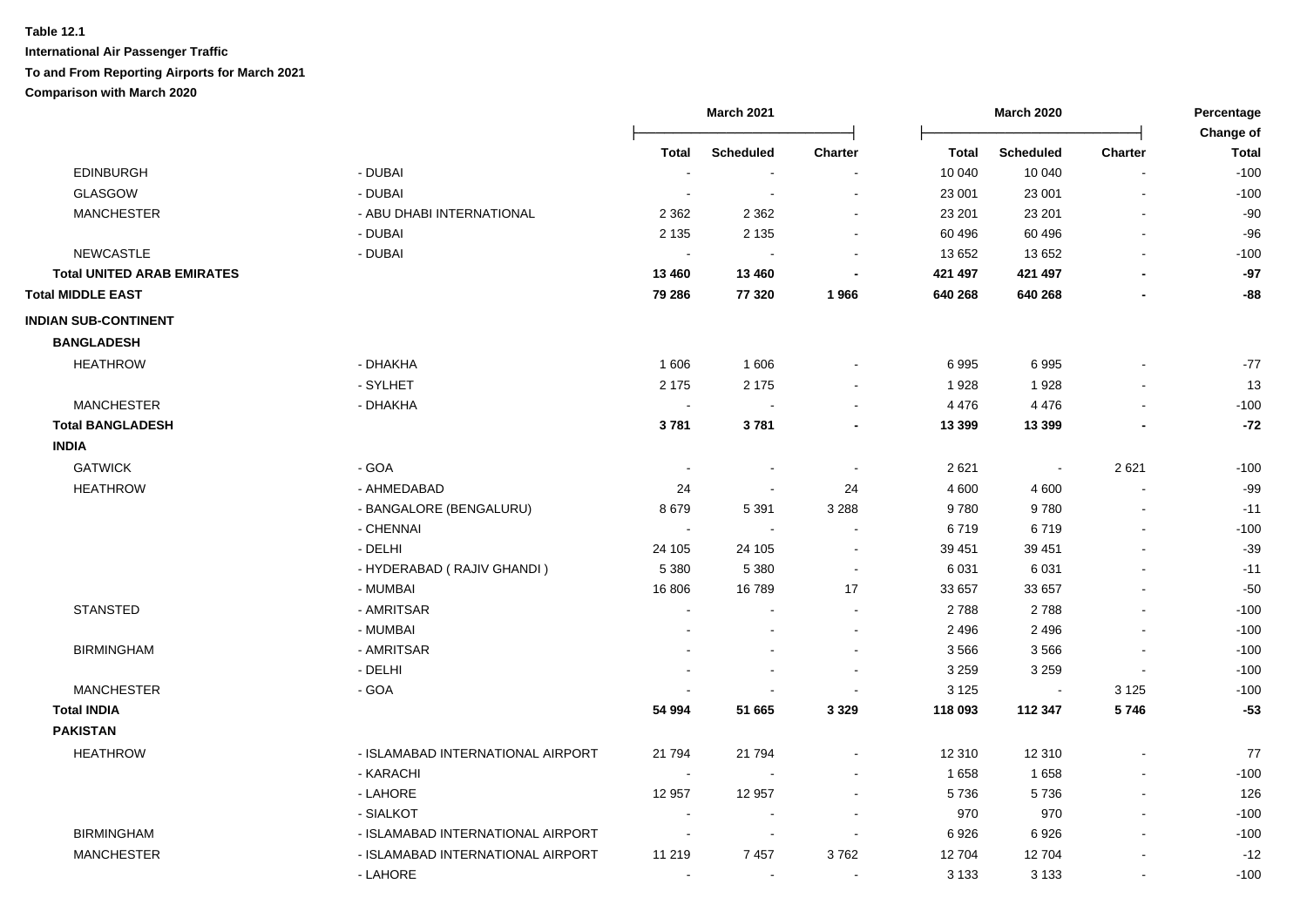**Table 12.1**

**International Air Passenger Traffic**

**To and From Reporting Airports for March 2021**

**Comparison with March 2020**

| | | March 2021 | | | March 2020 | | | Percentage Change of |
|---|---|---|---|---|---|---|---|---|
| | | Total | Scheduled | Charter | Total | Scheduled | Charter | Total |
| EDINBURGH | - DUBAI | - | - | - | 10 040 | 10 040 | - | -100 |
| GLASGOW | - DUBAI | - | - | - | 23 001 | 23 001 | - | -100 |
| MANCHESTER | - ABU DHABI INTERNATIONAL | 2 362 | 2 362 | - | 23 201 | 23 201 | - | -90 |
| | - DUBAI | 2 135 | 2 135 | - | 60 496 | 60 496 | - | -96 |
| NEWCASTLE | - DUBAI | - | - | - | 13 652 | 13 652 | - | -100 |
| **Total UNITED ARAB EMIRATES** | | **13 460** | **13 460** | **-** | **421 497** | **421 497** | **-** | **-97** |
| **Total MIDDLE EAST** | | **79 286** | **77 320** | **1 966** | **640 268** | **640 268** | **-** | **-88** |
| **INDIAN SUB-CONTINENT** | | | | | | | | |
| **BANGLADESH** | | | | | | | | |
| HEATHROW | - DHAKHA | 1 606 | 1 606 | - | 6 995 | 6 995 | - | -77 |
| | - SYLHET | 2 175 | 2 175 | - | 1 928 | 1 928 | - | 13 |
| MANCHESTER | - DHAKHA | - | - | - | 4 476 | 4 476 | - | -100 |
| **Total BANGLADESH** | | **3 781** | **3 781** | **-** | **13 399** | **13 399** | **-** | **-72** |
| **INDIA** | | | | | | | | |
| GATWICK | - GOA | - | - | - | 2 621 | - | 2 621 | -100 |
| HEATHROW | - AHMEDABAD | 24 | - | 24 | 4 600 | 4 600 | - | -99 |
| | - BANGALORE (BENGALURU) | 8 679 | 5 391 | 3 288 | 9 780 | 9 780 | - | -11 |
| | - CHENNAI | - | - | - | 6 719 | 6 719 | - | -100 |
| | - DELHI | 24 105 | 24 105 | - | 39 451 | 39 451 | - | -39 |
| | - HYDERABAD ( RAJIV GHANDI ) | 5 380 | 5 380 | - | 6 031 | 6 031 | - | -11 |
| | - MUMBAI | 16 806 | 16 789 | 17 | 33 657 | 33 657 | - | -50 |
| STANSTED | - AMRITSAR | - | - | - | 2 788 | 2 788 | - | -100 |
| | - MUMBAI | - | - | - | 2 496 | 2 496 | - | -100 |
| BIRMINGHAM | - AMRITSAR | - | - | - | 3 566 | 3 566 | - | -100 |
| | - DELHI | - | - | - | 3 259 | 3 259 | - | -100 |
| MANCHESTER | - GOA | - | - | - | 3 125 | - | 3 125 | -100 |
| **Total INDIA** | | **54 994** | **51 665** | **3 329** | **118 093** | **112 347** | **5 746** | **-53** |
| **PAKISTAN** | | | | | | | | |
| HEATHROW | - ISLAMABAD INTERNATIONAL AIRPORT | 21 794 | 21 794 | - | 12 310 | 12 310 | - | 77 |
| | - KARACHI | - | - | - | 1 658 | 1 658 | - | -100 |
| | - LAHORE | 12 957 | 12 957 | - | 5 736 | 5 736 | - | 126 |
| | - SIALKOT | - | - | - | 970 | 970 | - | -100 |
| BIRMINGHAM | - ISLAMABAD INTERNATIONAL AIRPORT | - | - | - | 6 926 | 6 926 | - | -100 |
| MANCHESTER | - ISLAMABAD INTERNATIONAL AIRPORT | 11 219 | 7 457 | 3 762 | 12 704 | 12 704 | - | -12 |
| | - LAHORE | - | - | - | 3 133 | 3 133 | - | -100 |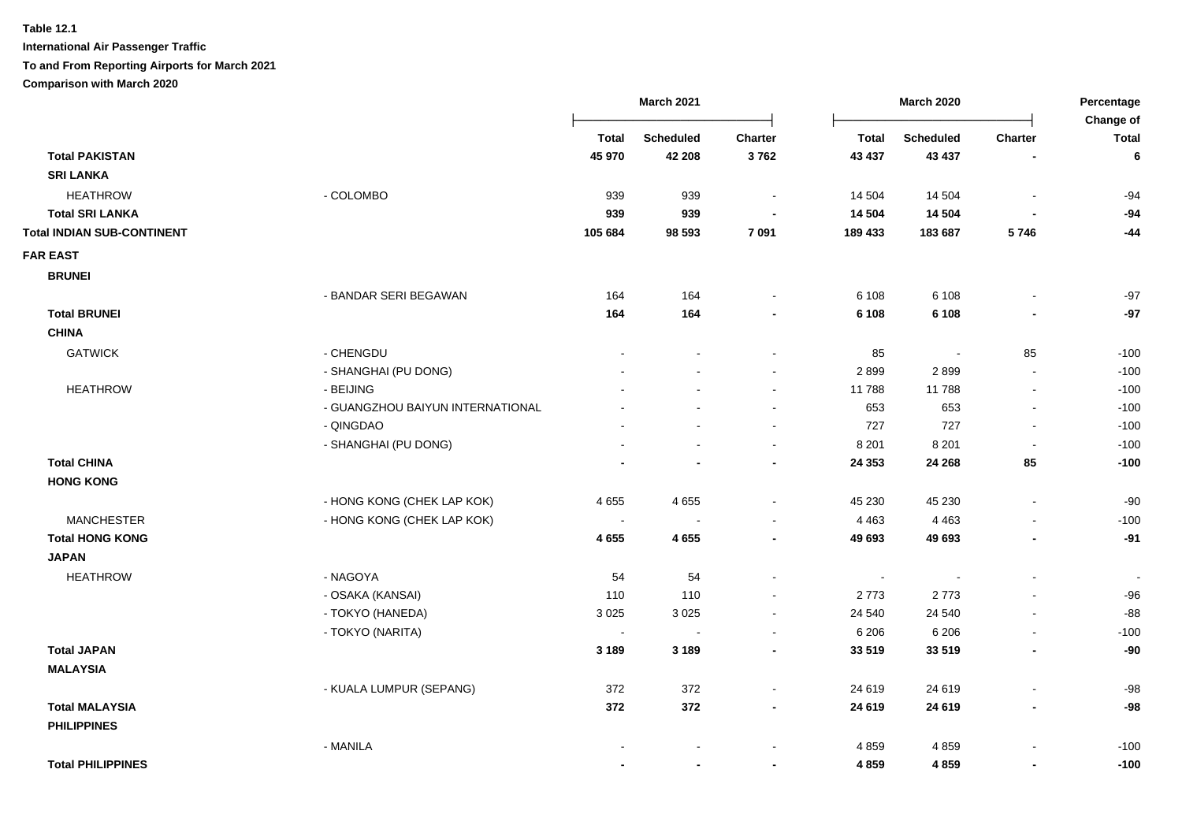**Table 12.1**

**International Air Passenger Traffic**

**To and From Reporting Airports for March 2021**

**Comparison with March 2020**

| | | March 2021 | | | March 2020 | | | Percentage Change of |
|---|---|---|---|---|---|---|---|---|
| | | Total | Scheduled | Charter | Total | Scheduled | Charter | Total |
| **Total PAKISTAN** | | **45 970** | **42 208** | **3 762** | **43 437** | **43 437** | **-** | **6** |
| **SRI LANKA** | | | | | | | | |
| HEATHROW | - COLOMBO | 939 | 939 | - | 14 504 | 14 504 | - | -94 |
| **Total SRI LANKA** | | **939** | **939** | **-** | **14 504** | **14 504** | **-** | **-94** |
| **Total INDIAN SUB-CONTINENT** | | **105 684** | **98 593** | **7 091** | **189 433** | **183 687** | **5 746** | **-44** |
| **FAR EAST** | | | | | | | | |
| **BRUNEI** | | | | | | | | |
| | - BANDAR SERI BEGAWAN | 164 | 164 | - | 6 108 | 6 108 | - | -97 |
| **Total BRUNEI** | | **164** | **164** | **-** | **6 108** | **6 108** | **-** | **-97** |
| **CHINA** | | | | | | | | |
| GATWICK | - CHENGDU | - | - | - | 85 | - | 85 | -100 |
| | - SHANGHAI (PU DONG) | - | - | - | 2 899 | 2 899 | - | -100 |
| HEATHROW | - BEIJING | - | - | - | 11 788 | 11 788 | - | -100 |
| | - GUANGZHOU BAIYUN INTERNATIONAL | - | - | - | 653 | 653 | - | -100 |
| | - QINGDAO | - | - | - | 727 | 727 | - | -100 |
| | - SHANGHAI (PU DONG) | - | - | - | 8 201 | 8 201 | - | -100 |
| **Total CHINA** | | **-** | **-** | **-** | **24 353** | **24 268** | **85** | **-100** |
| **HONG KONG** | | | | | | | | |
| | - HONG KONG (CHEK LAP KOK) | 4 655 | 4 655 | - | 45 230 | 45 230 | - | -90 |
| MANCHESTER | - HONG KONG (CHEK LAP KOK) | - | - | - | 4 463 | 4 463 | - | -100 |
| **Total HONG KONG** | | **4 655** | **4 655** | **-** | **49 693** | **49 693** | **-** | **-91** |
| **JAPAN** | | | | | | | | |
| HEATHROW | - NAGOYA | 54 | 54 | - | - | - | - | - |
| | - OSAKA (KANSAI) | 110 | 110 | - | 2 773 | 2 773 | - | -96 |
| | - TOKYO (HANEDA) | 3 025 | 3 025 | - | 24 540 | 24 540 | - | -88 |
| | - TOKYO (NARITA) | - | - | - | 6 206 | 6 206 | - | -100 |
| **Total JAPAN** | | **3 189** | **3 189** | **-** | **33 519** | **33 519** | **-** | **-90** |
| **MALAYSIA** | | | | | | | | |
| | - KUALA LUMPUR (SEPANG) | 372 | 372 | - | 24 619 | 24 619 | - | -98 |
| **Total MALAYSIA** | | **372** | **372** | **-** | **24 619** | **24 619** | **-** | **-98** |
| **PHILIPPINES** | | | | | | | | |
| | - MANILA | - | - | - | 4 859 | 4 859 | - | -100 |
| **Total PHILIPPINES** | | **-** | **-** | **-** | **4 859** | **4 859** | **-** | **-100** |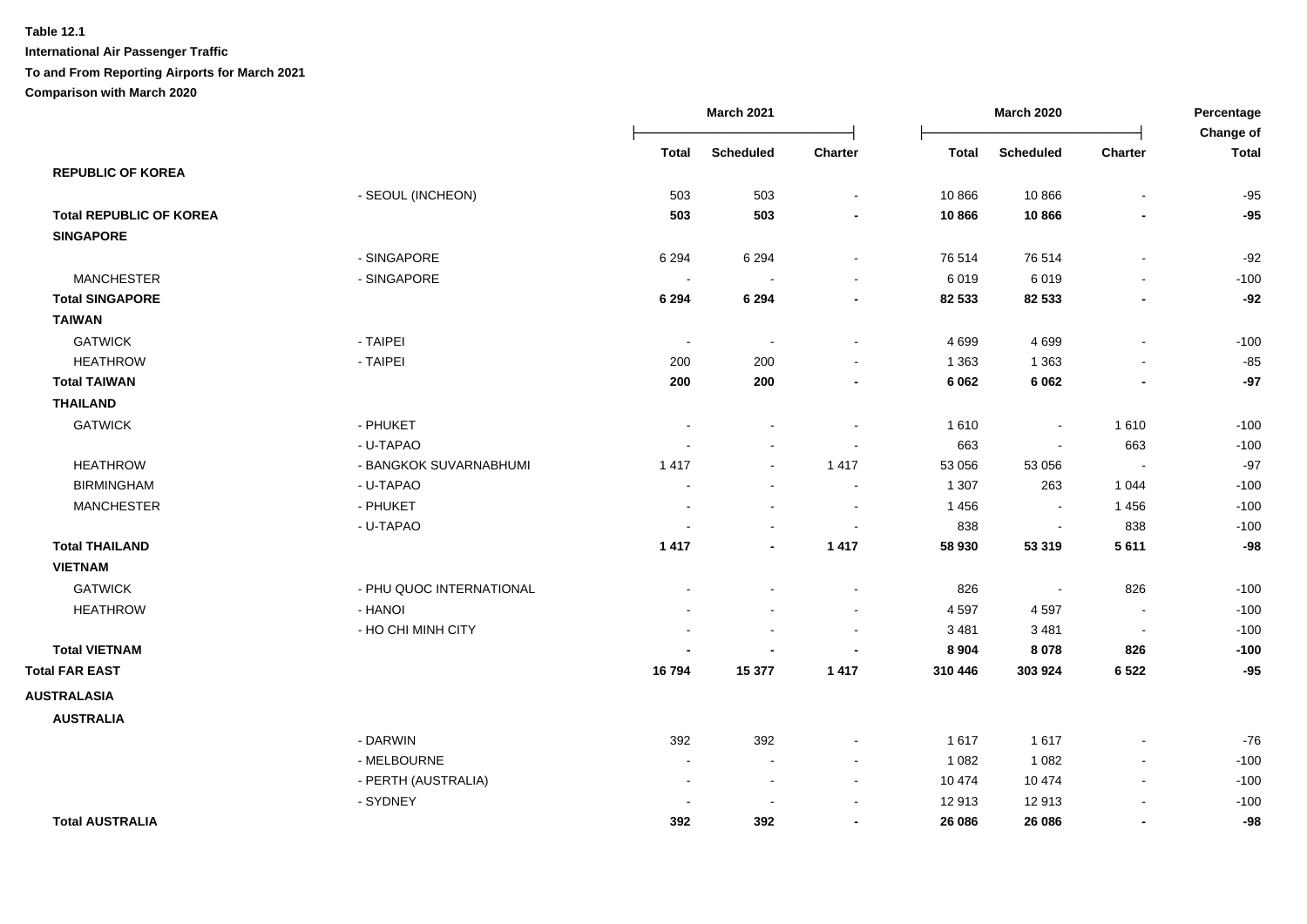**Table 12.1**

**International Air Passenger Traffic**

**To and From Reporting Airports for March 2021**

**Comparison with March 2020**

| | | March 2021 | | | March 2020 | | | Percentage Change of |
|---|---|---|---|---|---|---|---|---|
| | | Total | Scheduled | Charter | Total | Scheduled | Charter | Total |
| **REPUBLIC OF KOREA** | | | | | | | | |
| | - SEOUL (INCHEON) | 503 | 503 | - | 10 866 | 10 866 | - | -95 |
| **Total REPUBLIC OF KOREA** | | **503** | **503** | **-** | **10 866** | **10 866** | **-** | **-95** |
| **SINGAPORE** | | | | | | | | |
| | - SINGAPORE | 6 294 | 6 294 | - | 76 514 | 76 514 | - | -92 |
| MANCHESTER | - SINGAPORE | - | - | - | 6 019 | 6 019 | - | -100 |
| **Total SINGAPORE** | | **6 294** | **6 294** | **-** | **82 533** | **82 533** | **-** | **-92** |
| **TAIWAN** | | | | | | | | |
| GATWICK | - TAIPEI | - | - | - | 4 699 | 4 699 | - | -100 |
| HEATHROW | - TAIPEI | 200 | 200 | - | 1 363 | 1 363 | - | -85 |
| **Total TAIWAN** | | **200** | **200** | **-** | **6 062** | **6 062** | **-** | **-97** |
| **THAILAND** | | | | | | | | |
| GATWICK | - PHUKET | - | - | - | 1 610 | - | 1 610 | -100 |
| | - U-TAPAO | - | - | - | 663 | - | 663 | -100 |
| HEATHROW | - BANGKOK SUVARNABHUMI | 1 417 | - | 1 417 | 53 056 | 53 056 | - | -97 |
| BIRMINGHAM | - U-TAPAO | - | - | - | 1 307 | 263 | 1 044 | -100 |
| MANCHESTER | - PHUKET | - | - | - | 1 456 | - | 1 456 | -100 |
| | - U-TAPAO | - | - | - | 838 | - | 838 | -100 |
| **Total THAILAND** | | **1 417** | **-** | **1 417** | **58 930** | **53 319** | **5 611** | **-98** |
| **VIETNAM** | | | | | | | | |
| GATWICK | - PHU QUOC INTERNATIONAL | - | - | - | 826 | - | 826 | -100 |
| HEATHROW | - HANOI | - | - | - | 4 597 | 4 597 | - | -100 |
| | - HO CHI MINH CITY | - | - | - | 3 481 | 3 481 | - | -100 |
| **Total VIETNAM** | | **-** | **-** | **-** | **8 904** | **8 078** | **826** | **-100** |
| **Total FAR EAST** | | **16 794** | **15 377** | **1 417** | **310 446** | **303 924** | **6 522** | **-95** |
| **AUSTRALASIA** | | | | | | | | |
| **AUSTRALIA** | | | | | | | | |
| | - DARWIN | 392 | 392 | - | 1 617 | 1 617 | - | -76 |
| | - MELBOURNE | - | - | - | 1 082 | 1 082 | - | -100 |
| | - PERTH (AUSTRALIA) | - | - | - | 10 474 | 10 474 | - | -100 |
| | - SYDNEY | - | - | - | 12 913 | 12 913 | - | -100 |
| **Total AUSTRALIA** | | **392** | **392** | **-** | **26 086** | **26 086** | **-** | **-98** |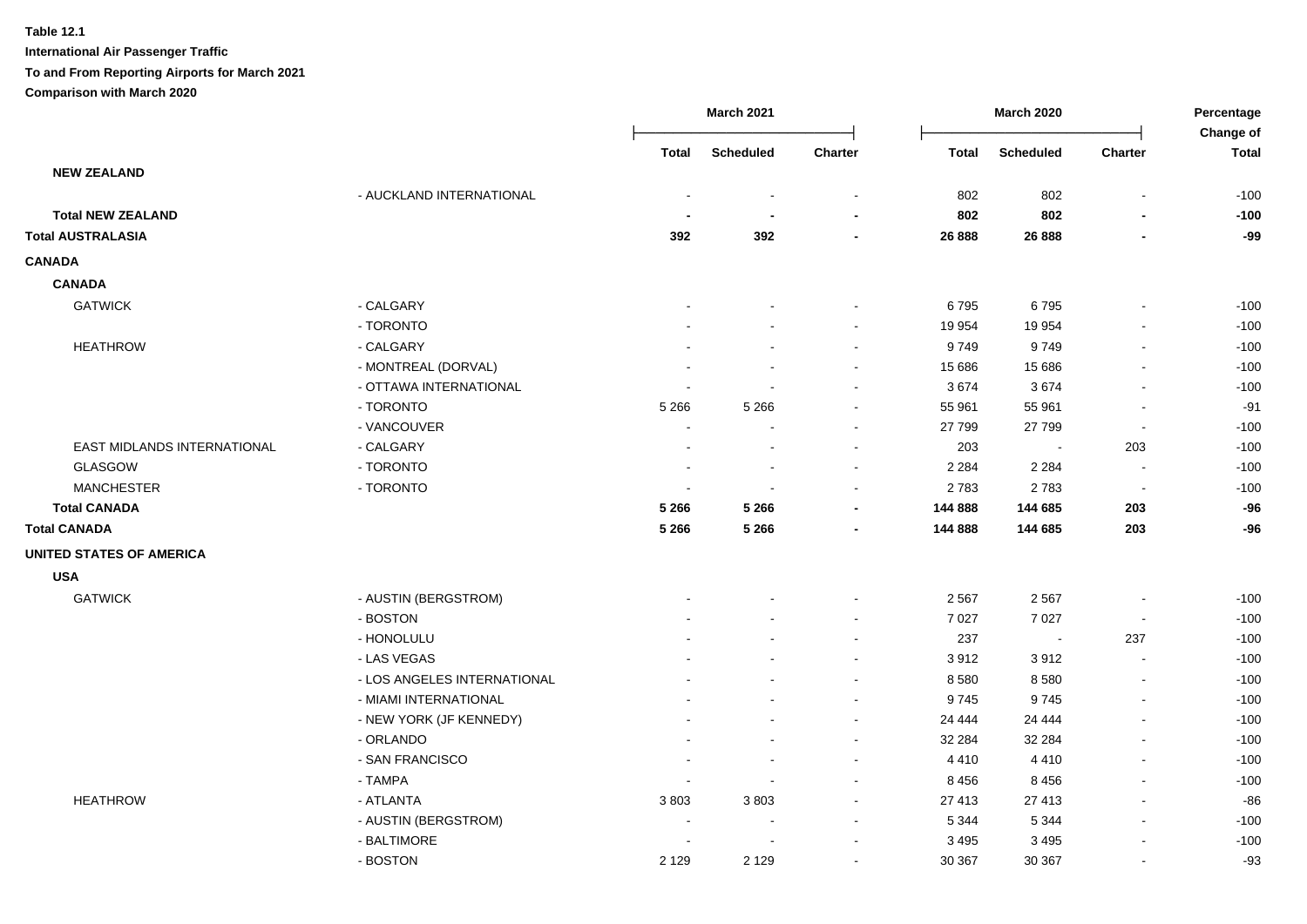**Table 12.1**

**International Air Passenger Traffic**

**To and From Reporting Airports for March 2021**

**Comparison with March 2020**

| | | March 2021 | | | March 2020 | | | Percentage Change of |
|---|---|---|---|---|---|---|---|---|
| | | **Total** | **Scheduled** | **Charter** | **Total** | **Scheduled** | **Charter** | **Total** |
| **NEW ZEALAND** | | | | | | | | |
| | - AUCKLAND INTERNATIONAL | - | - | - | 802 | 802 | - | -100 |
| **Total NEW ZEALAND** | | **-** | **-** | **-** | **802** | **802** | **-** | **-100** |
| **Total AUSTRALASIA** | | **392** | **392** | **-** | **26 888** | **26 888** | **-** | **-99** |
| **CANADA** | | | | | | | | |
| **CANADA** | | | | | | | | |
| GATWICK | - CALGARY | - | - | - | 6 795 | 6 795 | - | -100 |
| | - TORONTO | - | - | - | 19 954 | 19 954 | - | -100 |
| HEATHROW | - CALGARY | - | - | - | 9 749 | 9 749 | - | -100 |
| | - MONTREAL (DORVAL) | - | - | - | 15 686 | 15 686 | - | -100 |
| | - OTTAWA INTERNATIONAL | - | - | - | 3 674 | 3 674 | - | -100 |
| | - TORONTO | 5 266 | 5 266 | - | 55 961 | 55 961 | - | -91 |
| | - VANCOUVER | - | - | - | 27 799 | 27 799 | - | -100 |
| EAST MIDLANDS INTERNATIONAL | - CALGARY | - | - | - | 203 | - | 203 | -100 |
| GLASGOW | - TORONTO | - | - | - | 2 284 | 2 284 | - | -100 |
| MANCHESTER | - TORONTO | - | - | - | 2 783 | 2 783 | - | -100 |
| **Total CANADA** | | **5 266** | **5 266** | **-** | **144 888** | **144 685** | **203** | **-96** |
| **Total CANADA** | | **5 266** | **5 266** | **-** | **144 888** | **144 685** | **203** | **-96** |
| **UNITED STATES OF AMERICA** | | | | | | | | |
| **USA** | | | | | | | | |
| GATWICK | - AUSTIN (BERGSTROM) | - | - | - | 2 567 | 2 567 | - | -100 |
| | - BOSTON | - | - | - | 7 027 | 7 027 | - | -100 |
| | - HONOLULU | - | - | - | 237 | - | 237 | -100 |
| | - LAS VEGAS | - | - | - | 3 912 | 3 912 | - | -100 |
| | - LOS ANGELES INTERNATIONAL | - | - | - | 8 580 | 8 580 | - | -100 |
| | - MIAMI INTERNATIONAL | - | - | - | 9 745 | 9 745 | - | -100 |
| | - NEW YORK (JF KENNEDY) | - | - | - | 24 444 | 24 444 | - | -100 |
| | - ORLANDO | - | - | - | 32 284 | 32 284 | - | -100 |
| | - SAN FRANCISCO | - | - | - | 4 410 | 4 410 | - | -100 |
| | - TAMPA | - | - | - | 8 456 | 8 456 | - | -100 |
| HEATHROW | - ATLANTA | 3 803 | 3 803 | - | 27 413 | 27 413 | - | -86 |
| | - AUSTIN (BERGSTROM) | - | - | - | 5 344 | 5 344 | - | -100 |
| | - BALTIMORE | - | - | - | 3 495 | 3 495 | - | -100 |
| | - BOSTON | 2 129 | 2 129 | - | 30 367 | 30 367 | - | -93 |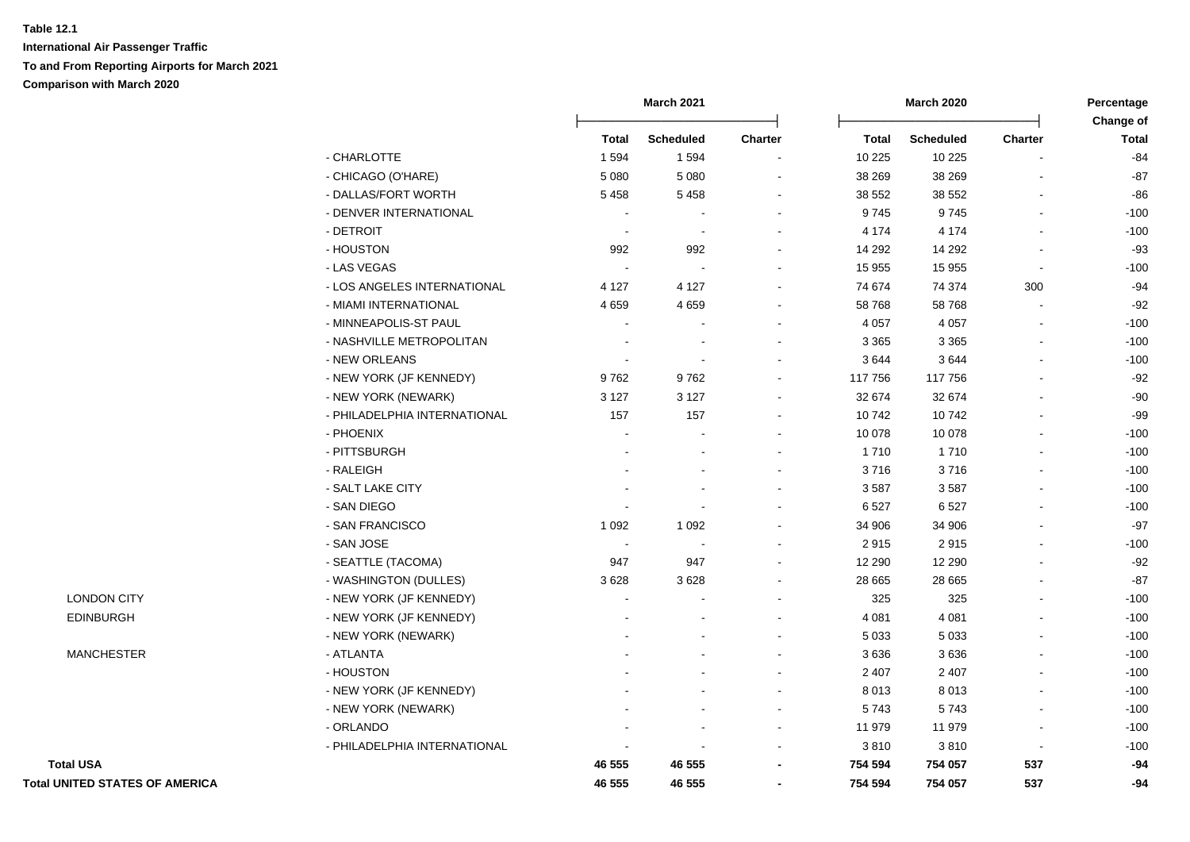**Table 12.1**

**International Air Passenger Traffic**

**To and From Reporting Airports for March 2021**

**Comparison with March 2020**

| | | March 2021 | | | March 2020 | | | Percentage Change of |
|---|---|---|---|---|---|---|---|---|
| | | Total | Scheduled | Charter | Total | Scheduled | Charter | Total |
| | - CHARLOTTE | 1 594 | 1 594 | - | 10 225 | 10 225 | - | -84 |
| | - CHICAGO (O'HARE) | 5 080 | 5 080 | - | 38 269 | 38 269 | - | -87 |
| | - DALLAS/FORT WORTH | 5 458 | 5 458 | - | 38 552 | 38 552 | - | -86 |
| | - DENVER INTERNATIONAL | - | - | - | 9 745 | 9 745 | - | -100 |
| | - DETROIT | - | - | - | 4 174 | 4 174 | - | -100 |
| | - HOUSTON | 992 | 992 | - | 14 292 | 14 292 | - | -93 |
| | - LAS VEGAS | - | - | - | 15 955 | 15 955 | - | -100 |
| | - LOS ANGELES INTERNATIONAL | 4 127 | 4 127 | - | 74 674 | 74 374 | 300 | -94 |
| | - MIAMI INTERNATIONAL | 4 659 | 4 659 | - | 58 768 | 58 768 | - | -92 |
| | - MINNEAPOLIS-ST PAUL | - | - | - | 4 057 | 4 057 | - | -100 |
| | - NASHVILLE METROPOLITAN | - | - | - | 3 365 | 3 365 | - | -100 |
| | - NEW ORLEANS | - | - | - | 3 644 | 3 644 | - | -100 |
| | - NEW YORK (JF KENNEDY) | 9 762 | 9 762 | - | 117 756 | 117 756 | - | -92 |
| | - NEW YORK (NEWARK) | 3 127 | 3 127 | - | 32 674 | 32 674 | - | -90 |
| | - PHILADELPHIA INTERNATIONAL | 157 | 157 | - | 10 742 | 10 742 | - | -99 |
| | - PHOENIX | - | - | - | 10 078 | 10 078 | - | -100 |
| | - PITTSBURGH | - | - | - | 1 710 | 1 710 | - | -100 |
| | - RALEIGH | - | - | - | 3 716 | 3 716 | - | -100 |
| | - SALT LAKE CITY | - | - | - | 3 587 | 3 587 | - | -100 |
| | - SAN DIEGO | - | - | - | 6 527 | 6 527 | - | -100 |
| | - SAN FRANCISCO | 1 092 | 1 092 | - | 34 906 | 34 906 | - | -97 |
| | - SAN JOSE | - | - | - | 2 915 | 2 915 | - | -100 |
| | - SEATTLE (TACOMA) | 947 | 947 | - | 12 290 | 12 290 | - | -92 |
| | - WASHINGTON (DULLES) | 3 628 | 3 628 | - | 28 665 | 28 665 | - | -87 |
| LONDON CITY | - NEW YORK (JF KENNEDY) | - | - | - | 325 | 325 | - | -100 |
| EDINBURGH | - NEW YORK (JF KENNEDY) | - | - | - | 4 081 | 4 081 | - | -100 |
| | - NEW YORK (NEWARK) | - | - | - | 5 033 | 5 033 | - | -100 |
| MANCHESTER | - ATLANTA | - | - | - | 3 636 | 3 636 | - | -100 |
| | - HOUSTON | - | - | - | 2 407 | 2 407 | - | -100 |
| | - NEW YORK (JF KENNEDY) | - | - | - | 8 013 | 8 013 | - | -100 |
| | - NEW YORK (NEWARK) | - | - | - | 5 743 | 5 743 | - | -100 |
| | - ORLANDO | - | - | - | 11 979 | 11 979 | - | -100 |
| | - PHILADELPHIA INTERNATIONAL | - | - | - | 3 810 | 3 810 | - | -100 |
| **Total USA** | | **46 555** | **46 555** | **-** | **754 594** | **754 057** | **537** | **-94** |
| **Total UNITED STATES OF AMERICA** | | **46 555** | **46 555** | **-** | **754 594** | **754 057** | **537** | **-94** |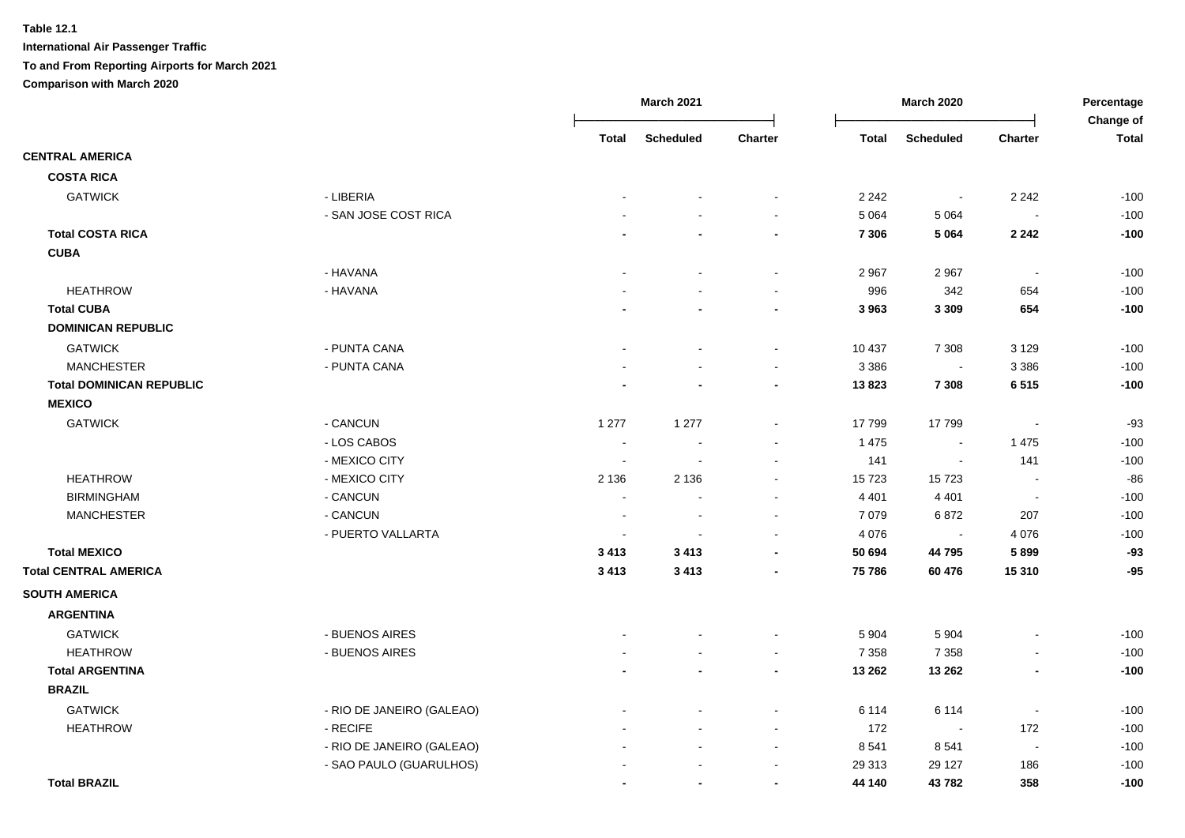**Table 12.1**

**International Air Passenger Traffic**

**To and From Reporting Airports for March 2021**

**Comparison with March 2020**

| | | March 2021 | | | March 2020 | | | Percentage Change of |
|---|---|---|---|---|---|---|---|---|
| | | Total | Scheduled | Charter | Total | Scheduled | Charter | Total |
| **CENTRAL AMERICA** | | | | | | | | |
| **COSTA RICA** | | | | | | | | |
| GATWICK | - LIBERIA | - | - | - | 2 242 | - | 2 242 | -100 |
| | - SAN JOSE COST RICA | - | - | - | 5 064 | 5 064 | - | -100 |
| **Total COSTA RICA** | | **-** | **-** | **-** | **7 306** | **5 064** | **2 242** | **-100** |
| **CUBA** | | | | | | | | |
| | - HAVANA | - | - | - | 2 967 | 2 967 | - | -100 |
| HEATHROW | - HAVANA | - | - | - | 996 | 342 | 654 | -100 |
| **Total CUBA** | | **-** | **-** | **-** | **3 963** | **3 309** | **654** | **-100** |
| **DOMINICAN REPUBLIC** | | | | | | | | |
| GATWICK | - PUNTA CANA | - | - | - | 10 437 | 7 308 | 3 129 | -100 |
| MANCHESTER | - PUNTA CANA | - | - | - | 3 386 | - | 3 386 | -100 |
| **Total DOMINICAN REPUBLIC** | | **-** | **-** | **-** | **13 823** | **7 308** | **6 515** | **-100** |
| **MEXICO** | | | | | | | | |
| GATWICK | - CANCUN | 1 277 | 1 277 | - | 17 799 | 17 799 | - | -93 |
| | - LOS CABOS | - | - | - | 1 475 | - | 1 475 | -100 |
| | - MEXICO CITY | - | - | - | 141 | - | 141 | -100 |
| HEATHROW | - MEXICO CITY | 2 136 | 2 136 | - | 15 723 | 15 723 | - | -86 |
| BIRMINGHAM | - CANCUN | - | - | - | 4 401 | 4 401 | - | -100 |
| MANCHESTER | - CANCUN | - | - | - | 7 079 | 6 872 | 207 | -100 |
| | - PUERTO VALLARTA | - | - | - | 4 076 | - | 4 076 | -100 |
| **Total MEXICO** | | **3 413** | **3 413** | **-** | **50 694** | **44 795** | **5 899** | **-93** |
| **Total CENTRAL AMERICA** | | **3 413** | **3 413** | **-** | **75 786** | **60 476** | **15 310** | **-95** |
| **SOUTH AMERICA** | | | | | | | | |
| **ARGENTINA** | | | | | | | | |
| GATWICK | - BUENOS AIRES | - | - | - | 5 904 | 5 904 | - | -100 |
| HEATHROW | - BUENOS AIRES | - | - | - | 7 358 | 7 358 | - | -100 |
| **Total ARGENTINA** | | **-** | **-** | **-** | **13 262** | **13 262** | **-** | **-100** |
| **BRAZIL** | | | | | | | | |
| GATWICK | - RIO DE JANEIRO (GALEAO) | - | - | - | 6 114 | 6 114 | - | -100 |
| HEATHROW | - RECIFE | - | - | - | 172 | - | 172 | -100 |
| | - RIO DE JANEIRO (GALEAO) | - | - | - | 8 541 | 8 541 | - | -100 |
| | - SAO PAULO (GUARULHOS) | - | - | - | 29 313 | 29 127 | 186 | -100 |
| **Total BRAZIL** | | **-** | **-** | **-** | **44 140** | **43 782** | **358** | **-100** |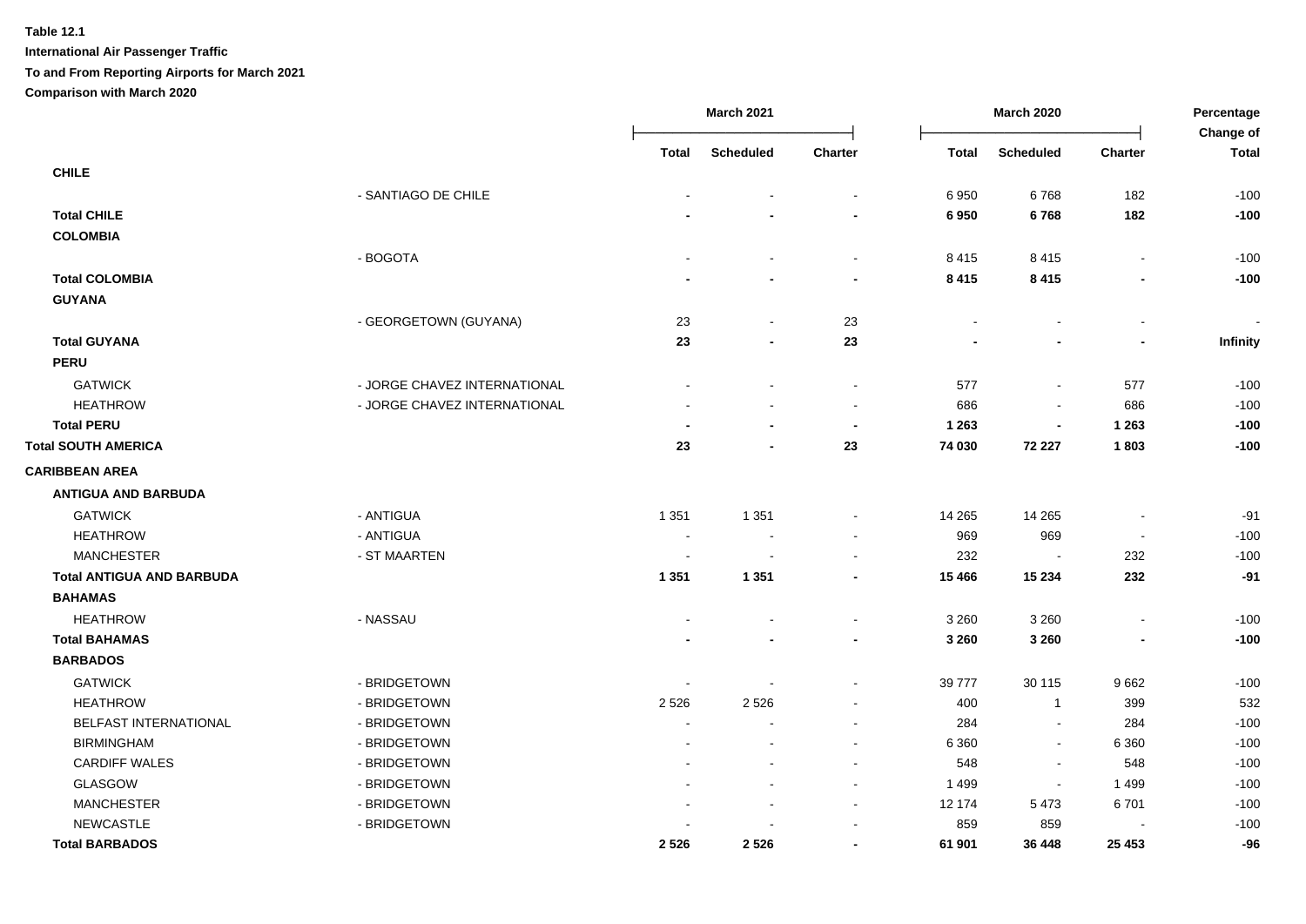**Table 12.1**

**International Air Passenger Traffic**

**To and From Reporting Airports for March 2021**

**Comparison with March 2020**

| | | March 2021 | | | March 2020 | | | Percentage Change of |
|---|---|---|---|---|---|---|---|---|
| | | **Total** | **Scheduled** | **Charter** | **Total** | **Scheduled** | **Charter** | **Total** |
| **CHILE** | | | | | | | | |
| | - SANTIAGO DE CHILE | - | - | - | 6 950 | 6 768 | 182 | -100 |
| **Total CHILE** | | **-** | **-** | **-** | **6 950** | **6 768** | **182** | **-100** |
| **COLOMBIA** | | | | | | | | |
| | - BOGOTA | - | - | - | 8 415 | 8 415 | - | -100 |
| **Total COLOMBIA** | | **-** | **-** | **-** | **8 415** | **8 415** | **-** | **-100** |
| **GUYANA** | | | | | | | | |
| | - GEORGETOWN (GUYANA) | 23 | - | 23 | - | - | - | - |
| **Total GUYANA** | | **23** | **-** | **23** | **-** | **-** | **-** | **Infinity** |
| **PERU** | | | | | | | | |
| GATWICK | - JORGE CHAVEZ INTERNATIONAL | - | - | - | 577 | - | 577 | -100 |
| HEATHROW | - JORGE CHAVEZ INTERNATIONAL | - | - | - | 686 | - | 686 | -100 |
| **Total PERU** | | **-** | **-** | **-** | **1 263** | **-** | **1 263** | **-100** |
| **Total SOUTH AMERICA** | | **23** | **-** | **23** | **74 030** | **72 227** | **1 803** | **-100** |
| **CARIBBEAN AREA** | | | | | | | | |
| **ANTIGUA AND BARBUDA** | | | | | | | | |
| GATWICK | - ANTIGUA | 1 351 | 1 351 | - | 14 265 | 14 265 | - | -91 |
| HEATHROW | - ANTIGUA | - | - | - | 969 | 969 | - | -100 |
| MANCHESTER | - ST MAARTEN | - | - | - | 232 | - | 232 | -100 |
| **Total ANTIGUA AND BARBUDA** | | **1 351** | **1 351** | **-** | **15 466** | **15 234** | **232** | **-91** |
| **BAHAMAS** | | | | | | | | |
| HEATHROW | - NASSAU | - | - | - | 3 260 | 3 260 | - | -100 |
| **Total BAHAMAS** | | **-** | **-** | **-** | **3 260** | **3 260** | **-** | **-100** |
| **BARBADOS** | | | | | | | | |
| GATWICK | - BRIDGETOWN | - | - | - | 39 777 | 30 115 | 9 662 | -100 |
| HEATHROW | - BRIDGETOWN | 2 526 | 2 526 | - | 400 | 1 | 399 | 532 |
| BELFAST INTERNATIONAL | - BRIDGETOWN | - | - | - | 284 | - | 284 | -100 |
| BIRMINGHAM | - BRIDGETOWN | - | - | - | 6 360 | - | 6 360 | -100 |
| CARDIFF WALES | - BRIDGETOWN | - | - | - | 548 | - | 548 | -100 |
| GLASGOW | - BRIDGETOWN | - | - | - | 1 499 | - | 1 499 | -100 |
| MANCHESTER | - BRIDGETOWN | - | - | - | 12 174 | 5 473 | 6 701 | -100 |
| NEWCASTLE | - BRIDGETOWN | - | - | - | 859 | 859 | - | -100 |
| **Total BARBADOS** | | **2 526** | **2 526** | **-** | **61 901** | **36 448** | **25 453** | **-96** |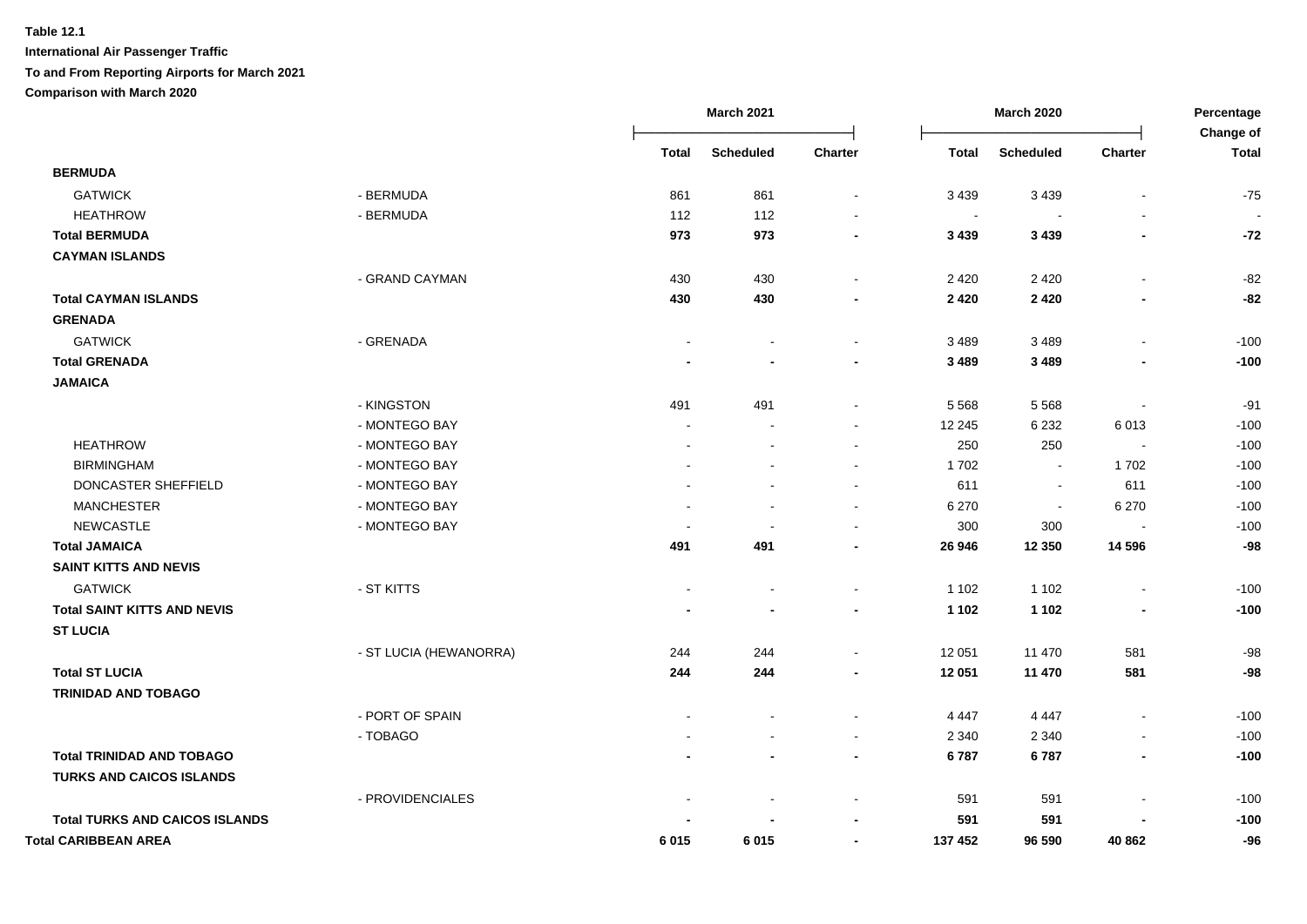**Table 12.1**

**International Air Passenger Traffic**

**To and From Reporting Airports for March 2021**

**Comparison with March 2020**

| | | March 2021 | | | March 2020 | | | Percentage Change of |
|---|---|---|---|---|---|---|---|---|
| | | Total | Scheduled | Charter | Total | Scheduled | Charter | Total |
| **BERMUDA** | | | | | | | | |
| GATWICK | - BERMUDA | 861 | 861 | - | 3 439 | 3 439 | - | -75 |
| HEATHROW | - BERMUDA | 112 | 112 | - | - | - | - | - |
| **Total BERMUDA** | | **973** | **973** | **-** | **3 439** | **3 439** | **-** | **-72** |
| **CAYMAN ISLANDS** | | | | | | | | |
| | - GRAND CAYMAN | 430 | 430 | - | 2 420 | 2 420 | - | -82 |
| **Total CAYMAN ISLANDS** | | **430** | **430** | **-** | **2 420** | **2 420** | **-** | **-82** |
| **GRENADA** | | | | | | | | |
| GATWICK | - GRENADA | - | - | - | 3 489 | 3 489 | - | -100 |
| **Total GRENADA** | | **-** | **-** | **-** | **3 489** | **3 489** | **-** | **-100** |
| **JAMAICA** | | | | | | | | |
| | - KINGSTON | 491 | 491 | - | 5 568 | 5 568 | - | -91 |
| | - MONTEGO BAY | - | - | - | 12 245 | 6 232 | 6 013 | -100 |
| HEATHROW | - MONTEGO BAY | - | - | - | 250 | 250 | - | -100 |
| BIRMINGHAM | - MONTEGO BAY | - | - | - | 1 702 | - | 1 702 | -100 |
| DONCASTER SHEFFIELD | - MONTEGO BAY | - | - | - | 611 | - | 611 | -100 |
| MANCHESTER | - MONTEGO BAY | - | - | - | 6 270 | - | 6 270 | -100 |
| NEWCASTLE | - MONTEGO BAY | - | - | - | 300 | 300 | - | -100 |
| **Total JAMAICA** | | **491** | **491** | **-** | **26 946** | **12 350** | **14 596** | **-98** |
| **SAINT KITTS AND NEVIS** | | | | | | | | |
| GATWICK | - ST KITTS | - | - | - | 1 102 | 1 102 | - | -100 |
| **Total SAINT KITTS AND NEVIS** | | **-** | **-** | **-** | **1 102** | **1 102** | **-** | **-100** |
| **ST LUCIA** | | | | | | | | |
| | - ST LUCIA (HEWANORRA) | 244 | 244 | - | 12 051 | 11 470 | 581 | -98 |
| **Total ST LUCIA** | | **244** | **244** | **-** | **12 051** | **11 470** | **581** | **-98** |
| **TRINIDAD AND TOBAGO** | | | | | | | | |
| | - PORT OF SPAIN | - | - | - | 4 447 | 4 447 | - | -100 |
| | - TOBAGO | - | - | - | 2 340 | 2 340 | - | -100 |
| **Total TRINIDAD AND TOBAGO** | | **-** | **-** | **-** | **6 787** | **6 787** | **-** | **-100** |
| **TURKS AND CAICOS ISLANDS** | | | | | | | | |
| | - PROVIDENCIALES | - | - | - | 591 | 591 | - | -100 |
| **Total TURKS AND CAICOS ISLANDS** | | **-** | **-** | **-** | **591** | **591** | **-** | **-100** |
| **Total CARIBBEAN AREA** | | **6 015** | **6 015** | **-** | **137 452** | **96 590** | **40 862** | **-96** |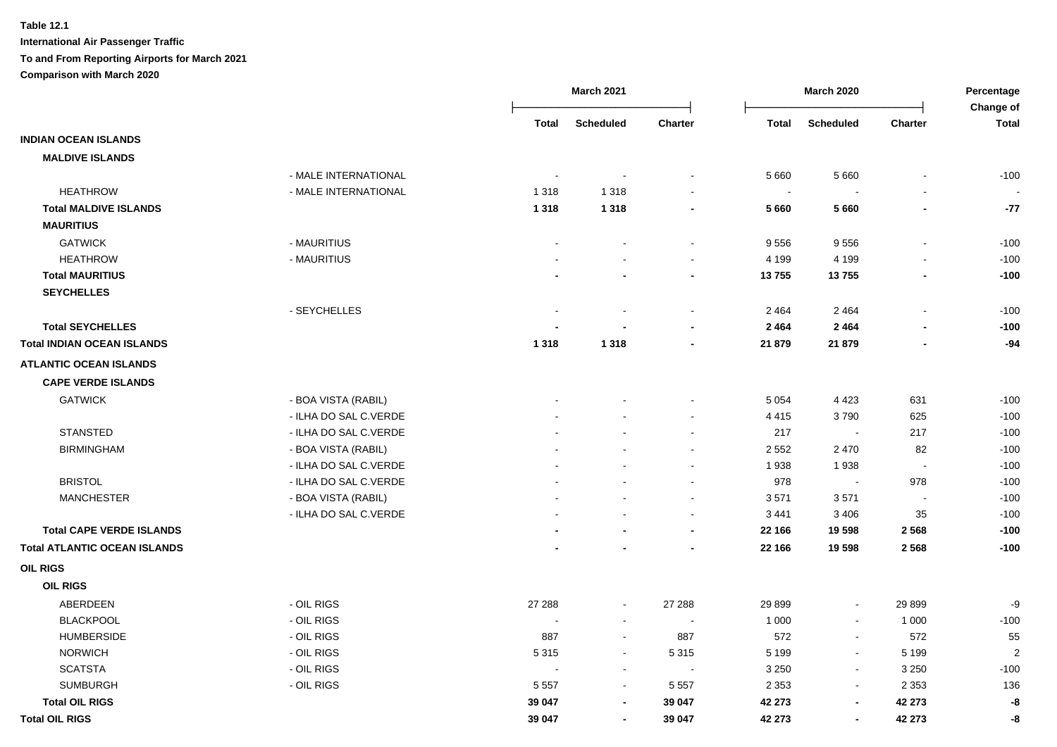**Table 12.1**

**International Air Passenger Traffic**

**To and From Reporting Airports for March 2021**

**Comparison with March 2020**

| | | March 2021 | | | March 2020 | | | Percentage Change of |
|---|---|---|---|---|---|---|---|---|
| | | Total | Scheduled | Charter | Total | Scheduled | Charter | Total |
| **INDIAN OCEAN ISLANDS** | | | | | | | | |
| **MALDIVE ISLANDS** | | | | | | | | |
| | - MALE INTERNATIONAL | - | - | - | 5 660 | 5 660 | - | -100 |
| HEATHROW | - MALE INTERNATIONAL | 1 318 | 1 318 | - | - | - | - | - |
| **Total MALDIVE ISLANDS** | | **1 318** | **1 318** | **-** | **5 660** | **5 660** | **-** | **-77** |
| **MAURITIUS** | | | | | | | | |
| GATWICK | - MAURITIUS | - | - | - | 9 556 | 9 556 | - | -100 |
| HEATHROW | - MAURITIUS | - | - | - | 4 199 | 4 199 | - | -100 |
| **Total MAURITIUS** | | **-** | **-** | **-** | **13 755** | **13 755** | **-** | **-100** |
| **SEYCHELLES** | | | | | | | | |
| | - SEYCHELLES | - | - | - | 2 464 | 2 464 | - | -100 |
| **Total SEYCHELLES** | | **-** | **-** | **-** | **2 464** | **2 464** | **-** | **-100** |
| **Total INDIAN OCEAN ISLANDS** | | **1 318** | **1 318** | **-** | **21 879** | **21 879** | **-** | **-94** |
| **ATLANTIC OCEAN ISLANDS** | | | | | | | | |
| **CAPE VERDE ISLANDS** | | | | | | | | |
| GATWICK | - BOA VISTA (RABIL) | - | - | - | 5 054 | 4 423 | 631 | -100 |
| | - ILHA DO SAL C.VERDE | - | - | - | 4 415 | 3 790 | 625 | -100 |
| STANSTED | - ILHA DO SAL C.VERDE | - | - | - | 217 | - | 217 | -100 |
| BIRMINGHAM | - BOA VISTA (RABIL) | - | - | - | 2 552 | 2 470 | 82 | -100 |
| | - ILHA DO SAL C.VERDE | - | - | - | 1 938 | 1 938 | - | -100 |
| BRISTOL | - ILHA DO SAL C.VERDE | - | - | - | 978 | - | 978 | -100 |
| MANCHESTER | - BOA VISTA (RABIL) | - | - | - | 3 571 | 3 571 | - | -100 |
| | - ILHA DO SAL C.VERDE | - | - | - | 3 441 | 3 406 | 35 | -100 |
| **Total CAPE VERDE ISLANDS** | | **-** | **-** | **-** | **22 166** | **19 598** | **2 568** | **-100** |
| **Total ATLANTIC OCEAN ISLANDS** | | **-** | **-** | **-** | **22 166** | **19 598** | **2 568** | **-100** |
| **OIL RIGS** | | | | | | | | |
| **OIL RIGS** | | | | | | | | |
| ABERDEEN | - OIL RIGS | 27 288 | - | 27 288 | 29 899 | - | 29 899 | -9 |
| BLACKPOOL | - OIL RIGS | - | - | - | 1 000 | - | 1 000 | -100 |
| HUMBERSIDE | - OIL RIGS | 887 | - | 887 | 572 | - | 572 | 55 |
| NORWICH | - OIL RIGS | 5 315 | - | 5 315 | 5 199 | - | 5 199 | 2 |
| SCATSTA | - OIL RIGS | - | - | - | 3 250 | - | 3 250 | -100 |
| SUMBURGH | - OIL RIGS | 5 557 | - | 5 557 | 2 353 | - | 2 353 | 136 |
| **Total OIL RIGS** | | **39 047** | **-** | **39 047** | **42 273** | **-** | **42 273** | **-8** |
| **Total OIL RIGS** | | **39 047** | **-** | **39 047** | **42 273** | **-** | **42 273** | **-8** |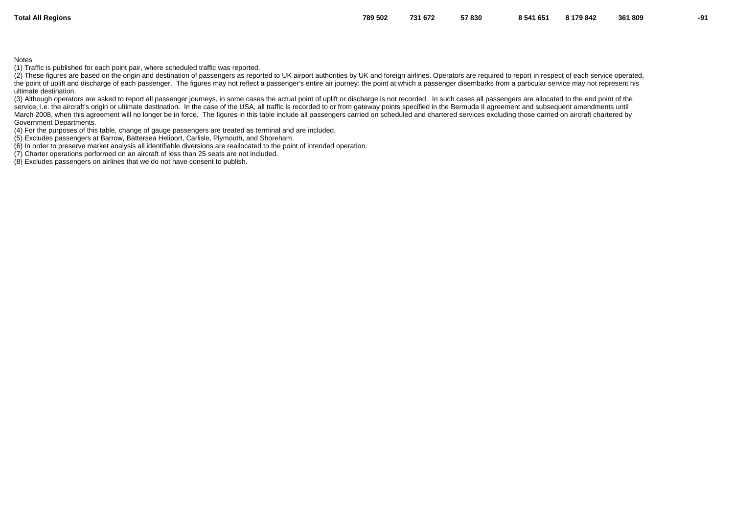| | | | | | | | |
|---|---|---|---|---|---|---|---|
| **Total All Regions** | **789 502** | **731 672** | **57 830** | **8 541 651** | **8 179 842** | **361 809** | **-91** |

Notes

(1) Traffic is published for each point pair, where scheduled traffic was reported.

(2) These figures are based on the origin and destination of passengers as reported to UK airport authorities by UK and foreign airlines. Operators are required to report in respect of each service operated, the point of uplift and discharge of each passenger. The figures may not reflect a passenger's entire air journey: the point at which a passenger disembarks from a particular service may not represent his ultimate destination.

(3) Although operators are asked to report all passenger journeys, in some cases the actual point of uplift or discharge is not recorded. In such cases all passengers are allocated to the end point of the service, i.e. the aircraft's origin or ultimate destination. In the case of the USA, all traffic is recorded to or from gateway points specified in the Bermuda II agreement and subsequent amendments until March 2008, when this agreement will no longer be in force. The figures in this table include all passengers carried on scheduled and chartered services excluding those carried on aircraft chartered by Government Departments.

(4) For the purposes of this table, change of gauge passengers are treated as terminal and are included.

(5) Excludes passengers at Barrow, Battersea Heliport, Carlisle, Plymouth, and Shoreham.

(6) In order to preserve market analysis all identifiable diversions are reallocated to the point of intended operation.

(7) Charter operations performed on an aircraft of less than 25 seats are not included.

(8) Excludes passengers on airlines that we do not have consent to publish.